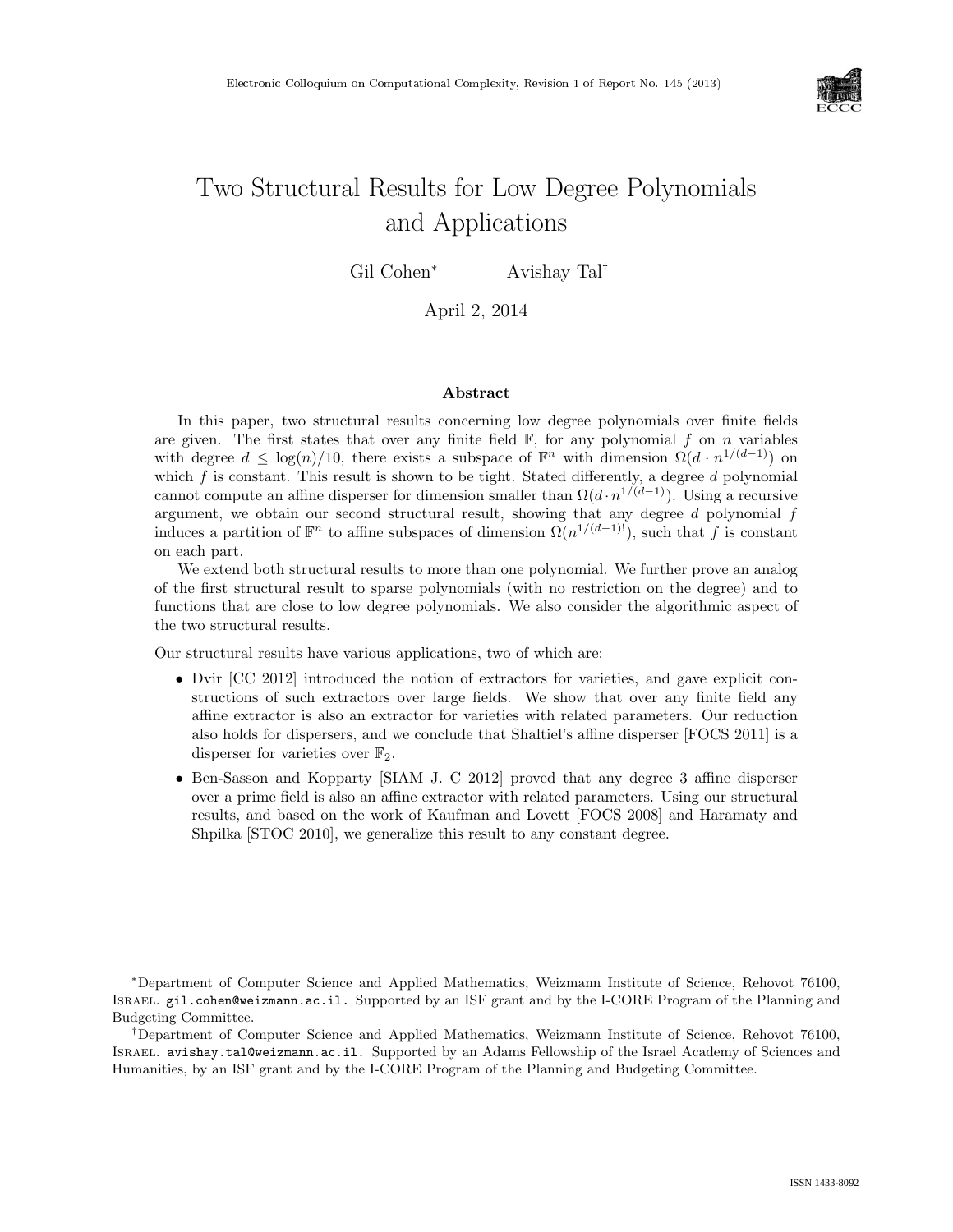# Two Structural Results for Low Degree Polynomials and Applications

Gil Cohen[*] Avishay Tal[†]

April 2, 2014

## Abstract

In this paper, two structural results concerning low degree polynomials over finite fields are given. The first states that over any finite field $\mathbb{F}$, for any polynomial $f$ on $n$ variables with degree $d \le \log(n)/10$, there exists a subspace of $\mathbb{F}^n$ with dimension $\Omega(d \cdot n^{1/(d-1)})$ on which $f$ is constant. This result is shown to be tight. Stated differently, a degree $d$ polynomial cannot compute an affine disperser for dimension smaller than $\Omega(d \cdot n^{1/(d-1)})$. Using a recursive argument, we obtain our second structural result, showing that any degree $d$ polynomial $f$ induces a partition of $\mathbb{F}^n$ to affine subspaces of dimension $\Omega(n^{1/(d-1)!})$, such that $f$ is constant on each part.

We extend both structural results to more than one polynomial. We further prove an analog of the first structural result to sparse polynomials (with no restriction on the degree) and to functions that are close to low degree polynomials. We also consider the algorithmic aspect of the two structural results.

Our structural results have various applications, two of which are:

- Dvir [CC 2012] introduced the notion of extractors for varieties, and gave explicit constructions of such extractors over large fields. We show that over any finite field any affine extractor is also an extractor for varieties with related parameters. Our reduction also holds for dispersers, and we conclude that Shaltiel's affine disperser [FOCS 2011] is a disperser for varieties over $\mathbb{F}_2$.
- Ben-Sasson and Kopparty [SIAM J. C 2012] proved that any degree 3 affine disperser over a prime field is also an affine extractor with related parameters. Using our structural results, and based on the work of Kaufman and Lovett [FOCS 2008] and Haramaty and Shpilka [STOC 2010], we generalize this result to any constant degree.

---

[*] Department of Computer Science and Applied Mathematics, Weizmann Institute of Science, Rehovot 76100, Israel. gil.cohen@weizmann.ac.il. Supported by an ISF grant and by the I-CORE Program of the Planning and Budgeting Committee.

[†] Department of Computer Science and Applied Mathematics, Weizmann Institute of Science, Rehovot 76100, Israel. avishay.tal@weizmann.ac.il. Supported by an Adams Fellowship of the Israel Academy of Sciences and Humanities, by an ISF grant and by the I-CORE Program of the Planning and Budgeting Committee.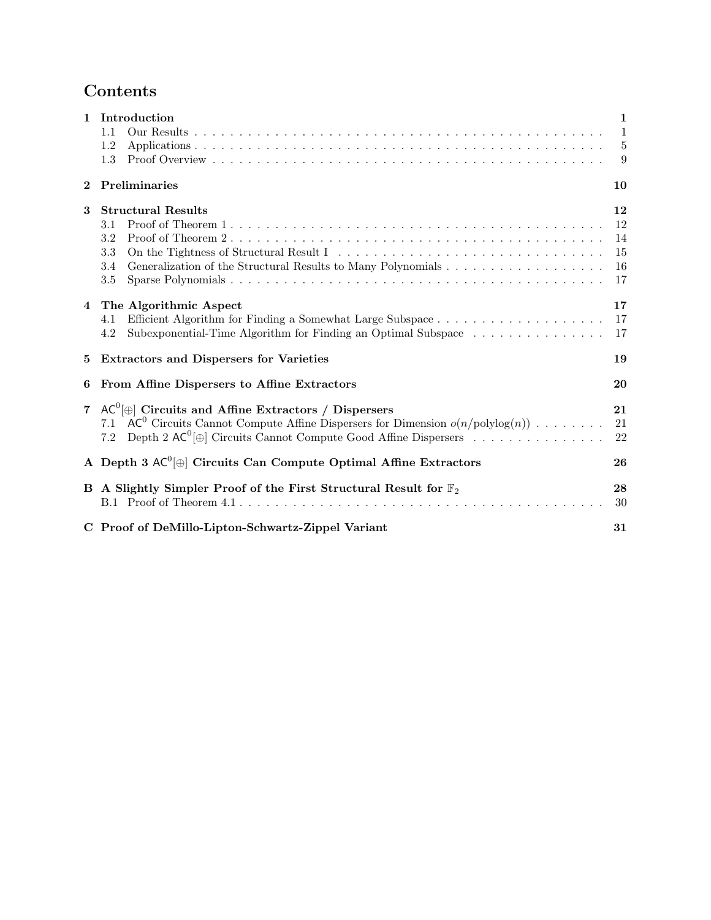# Contents

**1 Introduction** — 1
- 1.1 Our Results — 1
- 1.2 Applications — 5
- 1.3 Proof Overview — 9

**2 Preliminaries** — 10

**3 Structural Results** — 12
- 3.1 Proof of Theorem 1 — 12
- 3.2 Proof of Theorem 2 — 14
- 3.3 On the Tightness of Structural Result I — 15
- 3.4 Generalization of the Structural Results to Many Polynomials — 16
- 3.5 Sparse Polynomials — 17

**4 The Algorithmic Aspect** — 17
- 4.1 Efficient Algorithm for Finding a Somewhat Large Subspace — 17
- 4.2 Subexponential-Time Algorithm for Finding an Optimal Subspace — 17

**5 Extractors and Dispersers for Varieties** — 19

**6 From Affine Dispersers to Affine Extractors** — 20

**7 $\mathsf{AC}^0[\oplus]$ Circuits and Affine Extractors / Dispersers** — 21
- 7.1 $\mathsf{AC}^0$ Circuits Cannot Compute Affine Dispersers for Dimension $o(n/\text{polylog}(n))$ — 21
- 7.2 Depth 2 $\mathsf{AC}^0[\oplus]$ Circuits Cannot Compute Good Affine Dispersers — 22

**A Depth 3 $\mathsf{AC}^0[\oplus]$ Circuits Can Compute Optimal Affine Extractors** — 26

**B A Slightly Simpler Proof of the First Structural Result for $\mathbb{F}_2$** — 28
- B.1 Proof of Theorem 4.1 — 30

**C Proof of DeMillo-Lipton-Schwartz-Zippel Variant** — 31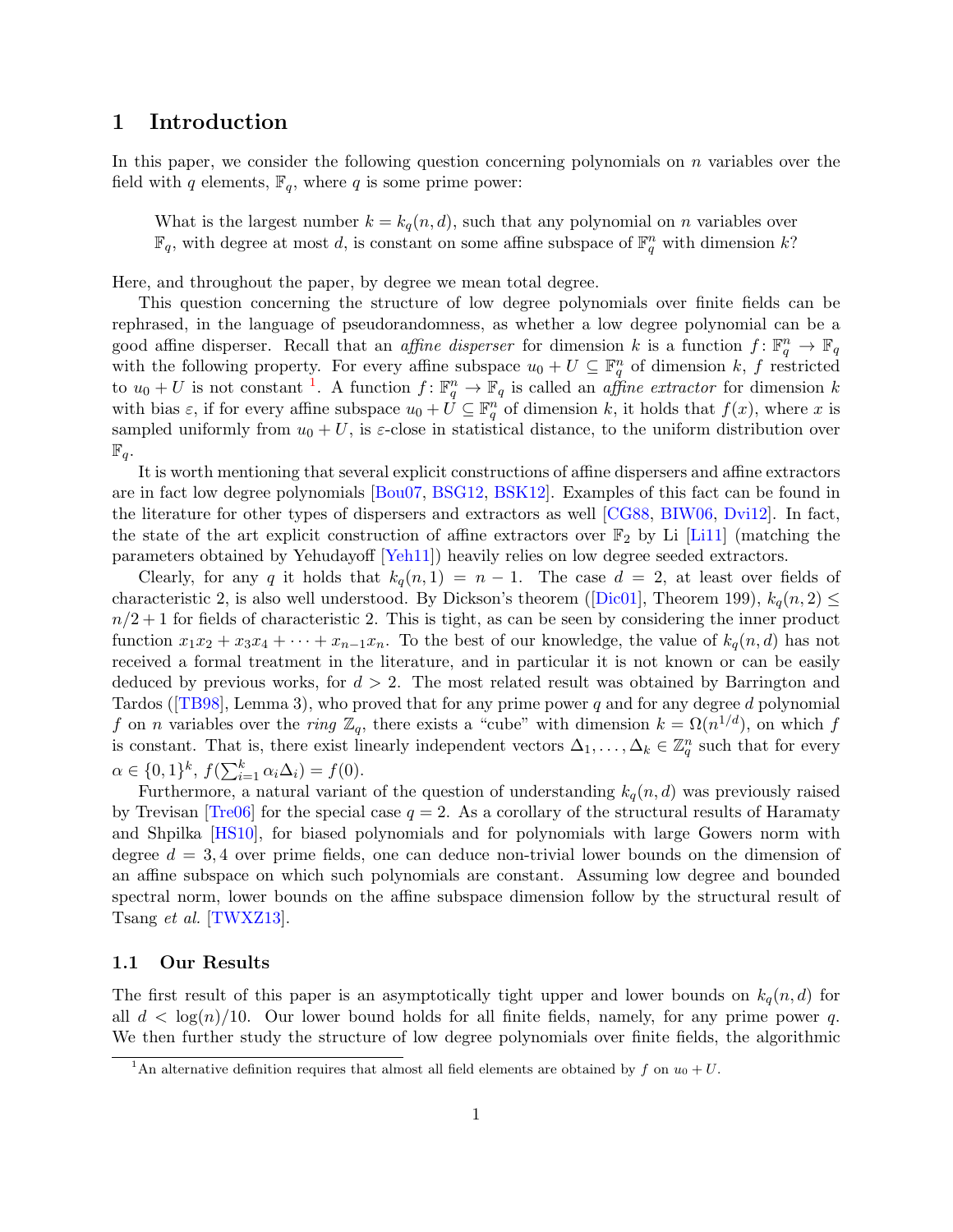# 1 Introduction

In this paper, we consider the following question concerning polynomials on $n$ variables over the field with $q$ elements, $\mathbb{F}_q$, where $q$ is some prime power:

> What is the largest number $k = k_q(n, d)$, such that any polynomial on $n$ variables over $\mathbb{F}_q$, with degree at most $d$, is constant on some affine subspace of $\mathbb{F}_q^n$ with dimension $k$?

Here, and throughout the paper, by degree we mean total degree.

This question concerning the structure of low degree polynomials over finite fields can be rephrased, in the language of pseudorandomness, as whether a low degree polynomial can be a good affine disperser. Recall that an *affine disperser* for dimension $k$ is a function $f \colon \mathbb{F}_q^n \to \mathbb{F}_q$ with the following property. For every affine subspace $u_0 + U \subseteq \mathbb{F}_q^n$ of dimension $k$, $f$ restricted to $u_0 + U$ is not constant [1]. A function $f \colon \mathbb{F}_q^n \to \mathbb{F}_q$ is called an *affine extractor* for dimension $k$ with bias $\varepsilon$, if for every affine subspace $u_0 + U \subseteq \mathbb{F}_q^n$ of dimension $k$, it holds that $f(x)$, where $x$ is sampled uniformly from $u_0 + U$, is $\varepsilon$-close in statistical distance, to the uniform distribution over $\mathbb{F}_q$.

It is worth mentioning that several explicit constructions of affine dispersers and affine extractors are in fact low degree polynomials [Bou07, BSG12, BSK12]. Examples of this fact can be found in the literature for other types of dispersers and extractors as well [CG88, BIW06, Dvi12]. In fact, the state of the art explicit construction of affine extractors over $\mathbb{F}_2$ by Li [Li11] (matching the parameters obtained by Yehudayoff [Yeh11]) heavily relies on low degree seeded extractors.

Clearly, for any $q$ it holds that $k_q(n, 1) = n - 1$. The case $d = 2$, at least over fields of characteristic 2, is also well understood. By Dickson's theorem ([Dic01], Theorem 199), $k_q(n, 2) \le n/2 + 1$ for fields of characteristic 2. This is tight, as can be seen by considering the inner product function $x_1x_2 + x_3x_4 + \cdots + x_{n-1}x_n$. To the best of our knowledge, the value of $k_q(n, d)$ has not received a formal treatment in the literature, and in particular it is not known or can be easily deduced by previous works, for $d > 2$. The most related result was obtained by Barrington and Tardos ([TB98], Lemma 3), who proved that for any prime power $q$ and for any degree $d$ polynomial $f$ on $n$ variables over the *ring* $\mathbb{Z}_q$, there exists a "cube" with dimension $k = \Omega(n^{1/d})$, on which $f$ is constant. That is, there exist linearly independent vectors $\Delta_1, \ldots, \Delta_k \in \mathbb{Z}_q^n$ such that for every $\alpha \in \{0, 1\}^k$, $f(\sum_{i=1}^k \alpha_i \Delta_i) = f(0)$.

Furthermore, a natural variant of the question of understanding $k_q(n, d)$ was previously raised by Trevisan [Tre06] for the special case $q = 2$. As a corollary of the structural results of Haramaty and Shpilka [HS10], for biased polynomials and for polynomials with large Gowers norm with degree $d = 3, 4$ over prime fields, one can deduce non-trivial lower bounds on the dimension of an affine subspace on which such polynomials are constant. Assuming low degree and bounded spectral norm, lower bounds on the affine subspace dimension follow by the structural result of Tsang *et al.* [TWXZ13].

## 1.1 Our Results

The first result of this paper is an asymptotically tight upper and lower bounds on $k_q(n, d)$ for all $d < \log(n)/10$. Our lower bound holds for all finite fields, namely, for any prime power $q$. We then further study the structure of low degree polynomials over finite fields, the algorithmic

[1] An alternative definition requires that almost all field elements are obtained by $f$ on $u_0 + U$.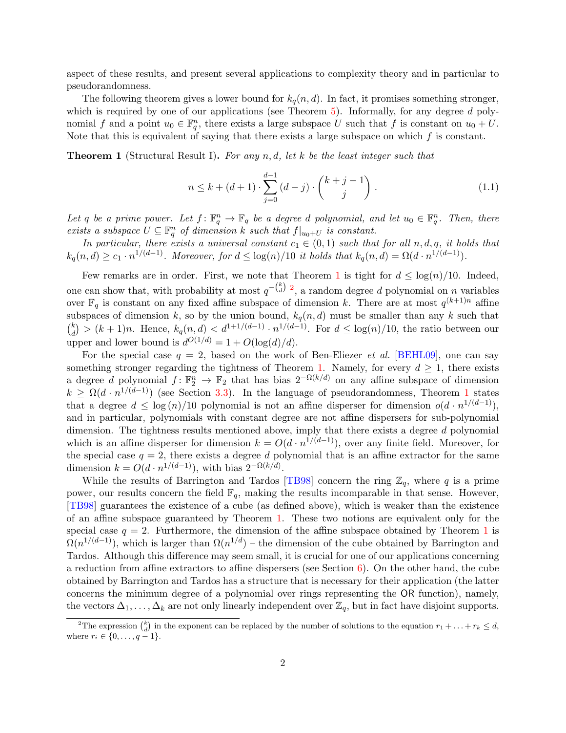aspect of these results, and present several applications to complexity theory and in particular to pseudorandomness.

The following theorem gives a lower bound for $k_q(n,d)$. In fact, it promises something stronger, which is required by one of our applications (see Theorem 5). Informally, for any degree $d$ polynomial $f$ and a point $u_0 \in \mathbb{F}_q^n$, there exists a large subspace $U$ such that $f$ is constant on $u_0 + U$. Note that this is equivalent of saying that there exists a large subspace on which $f$ is constant.

**Theorem 1** (Structural Result I)**.** *For any $n, d$, let $k$ be the least integer such that*

$$n \le k + (d+1) \cdot \sum_{j=0}^{d-1} (d-j) \cdot \binom{k+j-1}{j}. \tag{1.1}$$

*Let $q$ be a prime power. Let $f \colon \mathbb{F}_q^n \to \mathbb{F}_q$ be a degree $d$ polynomial, and let $u_0 \in \mathbb{F}_q^n$. Then, there exists a subspace $U \subseteq \mathbb{F}_q^n$ of dimension $k$ such that $f|_{u_0+U}$ is constant.*

*In particular, there exists a universal constant $c_1 \in (0,1)$ such that for all $n, d, q$, it holds that $k_q(n,d) \ge c_1 \cdot n^{1/(d-1)}$. Moreover, for $d \le \log(n)/10$ it holds that $k_q(n,d) = \Omega(d \cdot n^{1/(d-1)})$.*

Few remarks are in order. First, we note that Theorem 1 is tight for $d \le \log(n)/10$. Indeed, one can show that, with probability at most $q^{-\binom{k}{d}}$ [2], a random degree $d$ polynomial on $n$ variables over $\mathbb{F}_q$ is constant on any fixed affine subspace of dimension $k$. There are at most $q^{(k+1)n}$ affine subspaces of dimension $k$, so by the union bound, $k_q(n,d)$ must be smaller than any $k$ such that $\binom{k}{d} > (k+1)n$. Hence, $k_q(n,d) < d^{1+1/(d-1)} \cdot n^{1/(d-1)}$. For $d \le \log(n)/10$, the ratio between our upper and lower bound is $d^{O(1/d)} = 1 + O(\log(d)/d)$.

For the special case $q = 2$, based on the work of Ben-Eliezer *et al.* [BEHL09], one can say something stronger regarding the tightness of Theorem 1. Namely, for every $d \ge 1$, there exists a degree $d$ polynomial $f \colon \mathbb{F}_2^n \to \mathbb{F}_2$ that has bias $2^{-\Omega(k/d)}$ on any affine subspace of dimension $k \ge \Omega(d \cdot n^{1/(d-1)})$ (see Section 3.3). In the language of pseudorandomness, Theorem 1 states that a degree $d \le \log(n)/10$ polynomial is not an affine disperser for dimension $o(d \cdot n^{1/(d-1)})$, and in particular, polynomials with constant degree are not affine dispersers for sub-polynomial dimension. The tightness results mentioned above, imply that there exists a degree $d$ polynomial which is an affine disperser for dimension $k = O(d \cdot n^{1/(d-1)})$, over any finite field. Moreover, for the special case $q = 2$, there exists a degree $d$ polynomial that is an affine extractor for the same dimension $k = O(d \cdot n^{1/(d-1)})$, with bias $2^{-\Omega(k/d)}$.

While the results of Barrington and Tardos [TB98] concern the ring $\mathbb{Z}_q$, where $q$ is a prime power, our results concern the field $\mathbb{F}_q$, making the results incomparable in that sense. However, [TB98] guarantees the existence of a cube (as defined above), which is weaker than the existence of an affine subspace guaranteed by Theorem 1. These two notions are equivalent only for the special case $q = 2$. Furthermore, the dimension of the affine subspace obtained by Theorem 1 is $\Omega(n^{1/(d-1)})$, which is larger than $\Omega(n^{1/d})$ – the dimension of the cube obtained by Barrington and Tardos. Although this difference may seem small, it is crucial for one of our applications concerning a reduction from affine extractors to affine dispersers (see Section 6). On the other hand, the cube obtained by Barrington and Tardos has a structure that is necessary for their application (the latter concerns the minimum degree of a polynomial over rings representing the OR function), namely, the vectors $\Delta_1, \ldots, \Delta_k$ are not only linearly independent over $\mathbb{Z}_q$, but in fact have disjoint supports.

[2] The expression $\binom{k}{d}$ in the exponent can be replaced by the number of solutions to the equation $r_1 + \ldots + r_k \le d$, where $r_i \in \{0, \ldots, q-1\}$.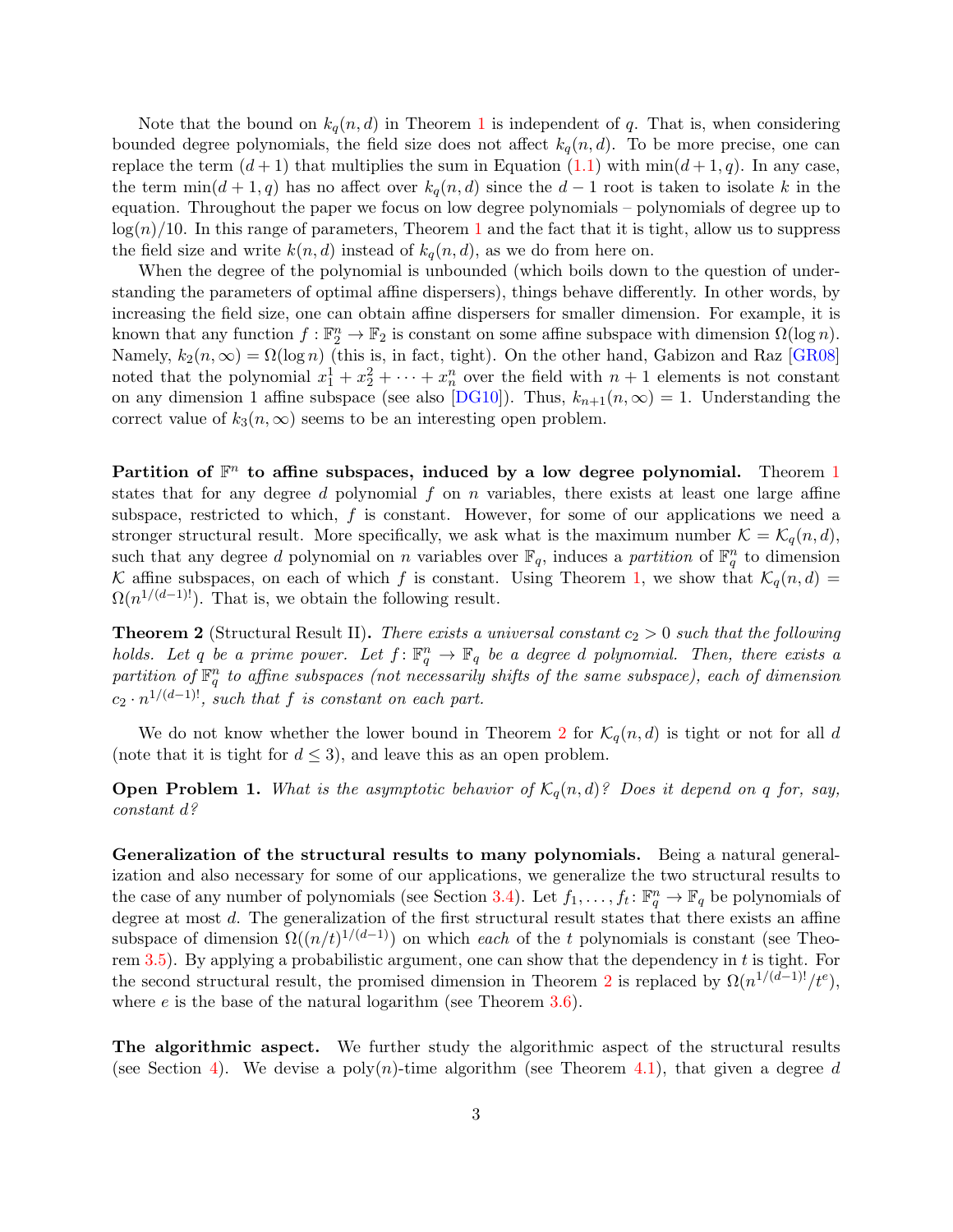Note that the bound on $k_q(n,d)$ in Theorem 1 is independent of $q$. That is, when considering bounded degree polynomials, the field size does not affect $k_q(n,d)$. To be more precise, one can replace the term $(d+1)$ that multiplies the sum in Equation (1.1) with $\min(d+1,q)$. In any case, the term $\min(d+1,q)$ has no affect over $k_q(n,d)$ since the $d-1$ root is taken to isolate $k$ in the equation. Throughout the paper we focus on low degree polynomials – polynomials of degree up to $\log(n)/10$. In this range of parameters, Theorem 1 and the fact that it is tight, allow us to suppress the field size and write $k(n,d)$ instead of $k_q(n,d)$, as we do from here on.

When the degree of the polynomial is unbounded (which boils down to the question of understanding the parameters of optimal affine dispersers), things behave differently. In other words, by increasing the field size, one can obtain affine dispersers for smaller dimension. For example, it is known that any function $f : \mathbb{F}_2^n \to \mathbb{F}_2$ is constant on some affine subspace with dimension $\Omega(\log n)$. Namely, $k_2(n,\infty) = \Omega(\log n)$ (this is, in fact, tight). On the other hand, Gabizon and Raz [GR08] noted that the polynomial $x_1^1 + x_2^2 + \cdots + x_n^n$ over the field with $n+1$ elements is not constant on any dimension 1 affine subspace (see also [DG10]). Thus, $k_{n+1}(n,\infty) = 1$. Understanding the correct value of $k_3(n,\infty)$ seems to be an interesting open problem.

**Partition of $\mathbb{F}^n$ to affine subspaces, induced by a low degree polynomial.** Theorem 1 states that for any degree $d$ polynomial $f$ on $n$ variables, there exists at least one large affine subspace, restricted to which, $f$ is constant. However, for some of our applications we need a stronger structural result. More specifically, we ask what is the maximum number $\mathcal{K} = \mathcal{K}_q(n,d)$, such that any degree $d$ polynomial on $n$ variables over $\mathbb{F}_q$, induces a *partition* of $\mathbb{F}_q^n$ to dimension $\mathcal{K}$ affine subspaces, on each of which $f$ is constant. Using Theorem 1, we show that $\mathcal{K}_q(n,d) = \Omega(n^{1/(d-1)!})$. That is, we obtain the following result.

**Theorem 2** (Structural Result II)**.** *There exists a universal constant $c_2 > 0$ such that the following holds. Let $q$ be a prime power. Let $f\colon \mathbb{F}_q^n \to \mathbb{F}_q$ be a degree $d$ polynomial. Then, there exists a partition of $\mathbb{F}_q^n$ to affine subspaces (not necessarily shifts of the same subspace), each of dimension $c_2 \cdot n^{1/(d-1)!}$, such that $f$ is constant on each part.*

We do not know whether the lower bound in Theorem 2 for $\mathcal{K}_q(n,d)$ is tight or not for all $d$ (note that it is tight for $d \le 3$), and leave this as an open problem.

**Open Problem 1.** *What is the asymptotic behavior of $\mathcal{K}_q(n,d)$? Does it depend on $q$ for, say, constant $d$?*

**Generalization of the structural results to many polynomials.** Being a natural generalization and also necessary for some of our applications, we generalize the two structural results to the case of any number of polynomials (see Section 3.4). Let $f_1, \ldots, f_t\colon \mathbb{F}_q^n \to \mathbb{F}_q$ be polynomials of degree at most $d$. The generalization of the first structural result states that there exists an affine subspace of dimension $\Omega((n/t)^{1/(d-1)})$ on which *each* of the $t$ polynomials is constant (see Theorem 3.5). By applying a probabilistic argument, one can show that the dependency in $t$ is tight. For the second structural result, the promised dimension in Theorem 2 is replaced by $\Omega(n^{1/(d-1)!}/t^e)$, where $e$ is the base of the natural logarithm (see Theorem 3.6).

**The algorithmic aspect.** We further study the algorithmic aspect of the structural results (see Section 4). We devise a poly$(n)$-time algorithm (see Theorem 4.1), that given a degree $d$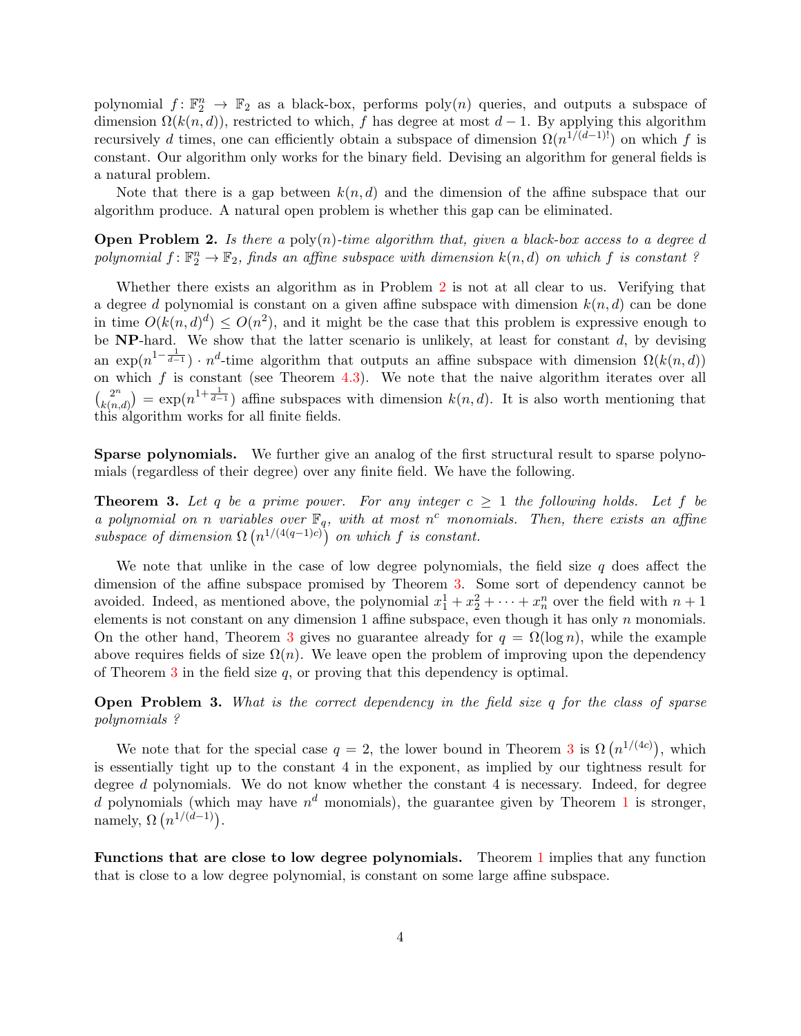polynomial $f\colon \mathbb{F}_2^n \to \mathbb{F}_2$ as a black-box, performs $\mathrm{poly}(n)$ queries, and outputs a subspace of dimension $\Omega(k(n,d))$, restricted to which, $f$ has degree at most $d-1$. By applying this algorithm recursively $d$ times, one can efficiently obtain a subspace of dimension $\Omega(n^{1/(d-1)!})$ on which $f$ is constant. Our algorithm only works for the binary field. Devising an algorithm for general fields is a natural problem.

Note that there is a gap between $k(n,d)$ and the dimension of the affine subspace that our algorithm produce. A natural open problem is whether this gap can be eliminated.

**Open Problem 2.** *Is there a $\mathrm{poly}(n)$-time algorithm that, given a black-box access to a degree $d$ polynomial $f\colon \mathbb{F}_2^n \to \mathbb{F}_2$, finds an affine subspace with dimension $k(n,d)$ on which $f$ is constant ?*

Whether there exists an algorithm as in Problem 2 is not at all clear to us. Verifying that a degree $d$ polynomial is constant on a given affine subspace with dimension $k(n,d)$ can be done in time $O(k(n,d)^d) \le O(n^2)$, and it might be the case that this problem is expressive enough to be **NP**-hard. We show that the latter scenario is unlikely, at least for constant $d$, by devising an $\exp(n^{1-\frac{1}{d-1}}) \cdot n^d$-time algorithm that outputs an affine subspace with dimension $\Omega(k(n,d))$ on which $f$ is constant (see Theorem 4.3). We note that the naive algorithm iterates over all $\binom{2^n}{k(n,d)} = \exp(n^{1+\frac{1}{d-1}})$ affine subspaces with dimension $k(n,d)$. It is also worth mentioning that this algorithm works for all finite fields.

**Sparse polynomials.** We further give an analog of the first structural result to sparse polynomials (regardless of their degree) over any finite field. We have the following.

**Theorem 3.** *Let $q$ be a prime power. For any integer $c \ge 1$ the following holds. Let $f$ be a polynomial on $n$ variables over $\mathbb{F}_q$, with at most $n^c$ monomials. Then, there exists an affine subspace of dimension $\Omega\left(n^{1/(4(q-1)c)}\right)$ on which $f$ is constant.*

We note that unlike in the case of low degree polynomials, the field size $q$ does affect the dimension of the affine subspace promised by Theorem 3. Some sort of dependency cannot be avoided. Indeed, as mentioned above, the polynomial $x_1^1 + x_2^2 + \cdots + x_n^n$ over the field with $n+1$ elements is not constant on any dimension 1 affine subspace, even though it has only $n$ monomials. On the other hand, Theorem 3 gives no guarantee already for $q = \Omega(\log n)$, while the example above requires fields of size $\Omega(n)$. We leave open the problem of improving upon the dependency of Theorem 3 in the field size $q$, or proving that this dependency is optimal.

**Open Problem 3.** *What is the correct dependency in the field size $q$ for the class of sparse polynomials ?*

We note that for the special case $q = 2$, the lower bound in Theorem 3 is $\Omega\left(n^{1/(4c)}\right)$, which is essentially tight up to the constant 4 in the exponent, as implied by our tightness result for degree $d$ polynomials. We do not know whether the constant 4 is necessary. Indeed, for degree $d$ polynomials (which may have $n^d$ monomials), the guarantee given by Theorem 1 is stronger, namely, $\Omega\left(n^{1/(d-1)}\right)$.

**Functions that are close to low degree polynomials.** Theorem 1 implies that any function that is close to a low degree polynomial, is constant on some large affine subspace.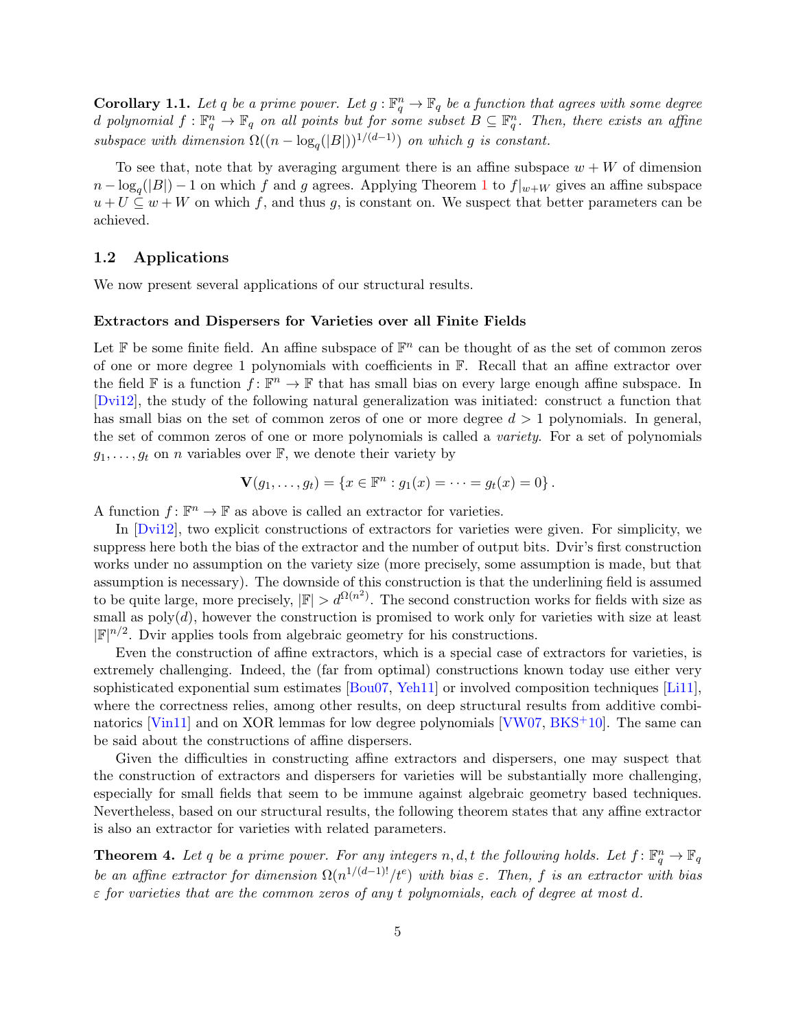**Corollary 1.1.** *Let $q$ be a prime power. Let $g : \mathbb{F}_q^n \to \mathbb{F}_q$ be a function that agrees with some degree $d$ polynomial $f : \mathbb{F}_q^n \to \mathbb{F}_q$ on all points but for some subset $B \subseteq \mathbb{F}_q^n$. Then, there exists an affine subspace with dimension $\Omega((n - \log_q(|B|))^{1/(d-1)})$ on which $g$ is constant.*

To see that, note that by averaging argument there is an affine subspace $w + W$ of dimension $n - \log_q(|B|) - 1$ on which $f$ and $g$ agrees. Applying Theorem 1 to $f|_{w+W}$ gives an affine subspace $u + U \subseteq w + W$ on which $f$, and thus $g$, is constant on. We suspect that better parameters can be achieved.

## 1.2 Applications

We now present several applications of our structural results.

### Extractors and Dispersers for Varieties over all Finite Fields

Let $\mathbb{F}$ be some finite field. An affine subspace of $\mathbb{F}^n$ can be thought of as the set of common zeros of one or more degree 1 polynomials with coefficients in $\mathbb{F}$. Recall that an affine extractor over the field $\mathbb{F}$ is a function $f : \mathbb{F}^n \to \mathbb{F}$ that has small bias on every large enough affine subspace. In [Dvi12], the study of the following natural generalization was initiated: construct a function that has small bias on the set of common zeros of one or more degree $d > 1$ polynomials. In general, the set of common zeros of one or more polynomials is called a *variety*. For a set of polynomials $g_1, \ldots, g_t$ on $n$ variables over $\mathbb{F}$, we denote their variety by

$$\mathbf{V}(g_1, \ldots, g_t) = \{x \in \mathbb{F}^n : g_1(x) = \cdots = g_t(x) = 0\}.$$

A function $f : \mathbb{F}^n \to \mathbb{F}$ as above is called an extractor for varieties.

In [Dvi12], two explicit constructions of extractors for varieties were given. For simplicity, we suppress here both the bias of the extractor and the number of output bits. Dvir's first construction works under no assumption on the variety size (more precisely, some assumption is made, but that assumption is necessary). The downside of this construction is that the underlining field is assumed to be quite large, more precisely, $|\mathbb{F}| > d^{\Omega(n^2)}$. The second construction works for fields with size as small as $\mathrm{poly}(d)$, however the construction is promised to work only for varieties with size at least $|\mathbb{F}|^{n/2}$. Dvir applies tools from algebraic geometry for his constructions.

Even the construction of affine extractors, which is a special case of extractors for varieties, is extremely challenging. Indeed, the (far from optimal) constructions known today use either very sophisticated exponential sum estimates [Bou07, Yeh11] or involved composition techniques [Li11], where the correctness relies, among other results, on deep structural results from additive combinatorics [Vin11] and on XOR lemmas for low degree polynomials [VW07, BKS+10]. The same can be said about the constructions of affine dispersers.

Given the difficulties in constructing affine extractors and dispersers, one may suspect that the construction of extractors and dispersers for varieties will be substantially more challenging, especially for small fields that seem to be immune against algebraic geometry based techniques. Nevertheless, based on our structural results, the following theorem states that any affine extractor is also an extractor for varieties with related parameters.

**Theorem 4.** *Let $q$ be a prime power. For any integers $n, d, t$ the following holds. Let $f : \mathbb{F}_q^n \to \mathbb{F}_q$ be an affine extractor for dimension $\Omega(n^{1/(d-1)!}/t^e)$ with bias $\varepsilon$. Then, $f$ is an extractor with bias $\varepsilon$ for varieties that are the common zeros of any $t$ polynomials, each of degree at most $d$.*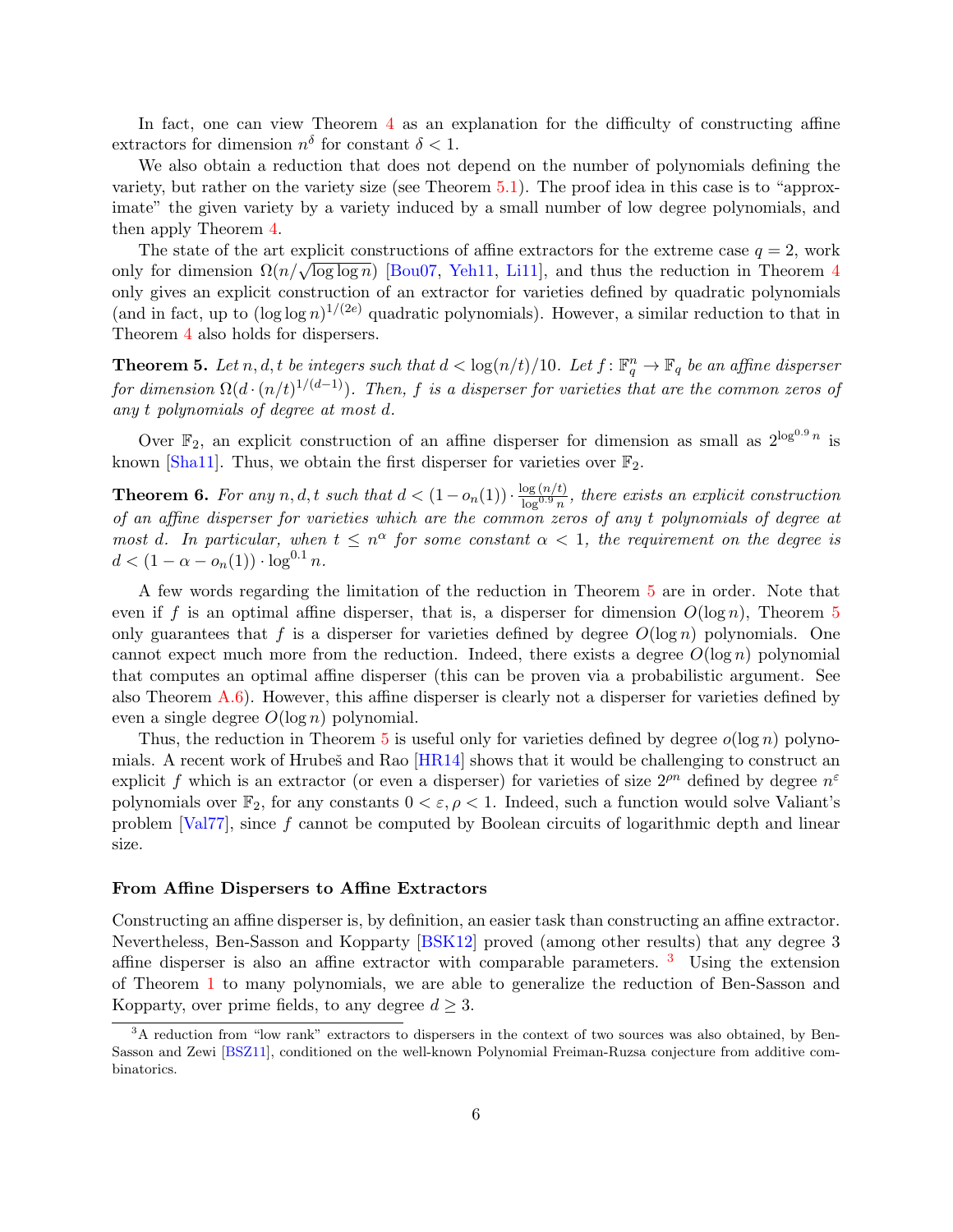In fact, one can view Theorem 4 as an explanation for the difficulty of constructing affine extractors for dimension $n^\delta$ for constant $\delta < 1$.

We also obtain a reduction that does not depend on the number of polynomials defining the variety, but rather on the variety size (see Theorem 5.1). The proof idea in this case is to "approximate" the given variety by a variety induced by a small number of low degree polynomials, and then apply Theorem 4.

The state of the art explicit constructions of affine extractors for the extreme case $q = 2$, work only for dimension $\Omega(n/\sqrt{\log\log n})$ [Bou07, Yeh11, Li11], and thus the reduction in Theorem 4 only gives an explicit construction of an extractor for varieties defined by quadratic polynomials (and in fact, up to $(\log\log n)^{1/(2e)}$ quadratic polynomials). However, a similar reduction to that in Theorem 4 also holds for dispersers.

**Theorem 5.** *Let $n, d, t$ be integers such that $d < \log(n/t)/10$. Let $f \colon \mathbb{F}_q^n \to \mathbb{F}_q$ be an affine disperser for dimension $\Omega(d \cdot (n/t)^{1/(d-1)})$. Then, $f$ is a disperser for varieties that are the common zeros of any $t$ polynomials of degree at most $d$.*

Over $\mathbb{F}_2$, an explicit construction of an affine disperser for dimension as small as $2^{\log^{0.9} n}$ is known [Sha11]. Thus, we obtain the first disperser for varieties over $\mathbb{F}_2$.

**Theorem 6.** *For any $n, d, t$ such that $d < (1 - o_n(1)) \cdot \frac{\log(n/t)}{\log^{0.9} n}$, there exists an explicit construction of an affine disperser for varieties which are the common zeros of any $t$ polynomials of degree at most $d$. In particular, when $t \leq n^\alpha$ for some constant $\alpha < 1$, the requirement on the degree is $d < (1 - \alpha - o_n(1)) \cdot \log^{0.1} n$.*

A few words regarding the limitation of the reduction in Theorem 5 are in order. Note that even if $f$ is an optimal affine disperser, that is, a disperser for dimension $O(\log n)$, Theorem 5 only guarantees that $f$ is a disperser for varieties defined by degree $O(\log n)$ polynomials. One cannot expect much more from the reduction. Indeed, there exists a degree $O(\log n)$ polynomial that computes an optimal affine disperser (this can be proven via a probabilistic argument. See also Theorem A.6). However, this affine disperser is clearly not a disperser for varieties defined by even a single degree $O(\log n)$ polynomial.

Thus, the reduction in Theorem 5 is useful only for varieties defined by degree $o(\log n)$ polynomials. A recent work of Hrubeš and Rao [HR14] shows that it would be challenging to construct an explicit $f$ which is an extractor (or even a disperser) for varieties of size $2^{\rho n}$ defined by degree $n^\varepsilon$ polynomials over $\mathbb{F}_2$, for any constants $0 < \varepsilon, \rho < 1$. Indeed, such a function would solve Valiant's problem [Val77], since $f$ cannot be computed by Boolean circuits of logarithmic depth and linear size.

### From Affine Dispersers to Affine Extractors

Constructing an affine disperser is, by definition, an easier task than constructing an affine extractor. Nevertheless, Ben-Sasson and Kopparty [BSK12] proved (among other results) that any degree 3 affine disperser is also an affine extractor with comparable parameters. [3] Using the extension of Theorem 1 to many polynomials, we are able to generalize the reduction of Ben-Sasson and Kopparty, over prime fields, to any degree $d \geq 3$.

[3] A reduction from "low rank" extractors to dispersers in the context of two sources was also obtained, by Ben-Sasson and Zewi [BSZ11], conditioned on the well-known Polynomial Freiman-Ruzsa conjecture from additive combinatorics.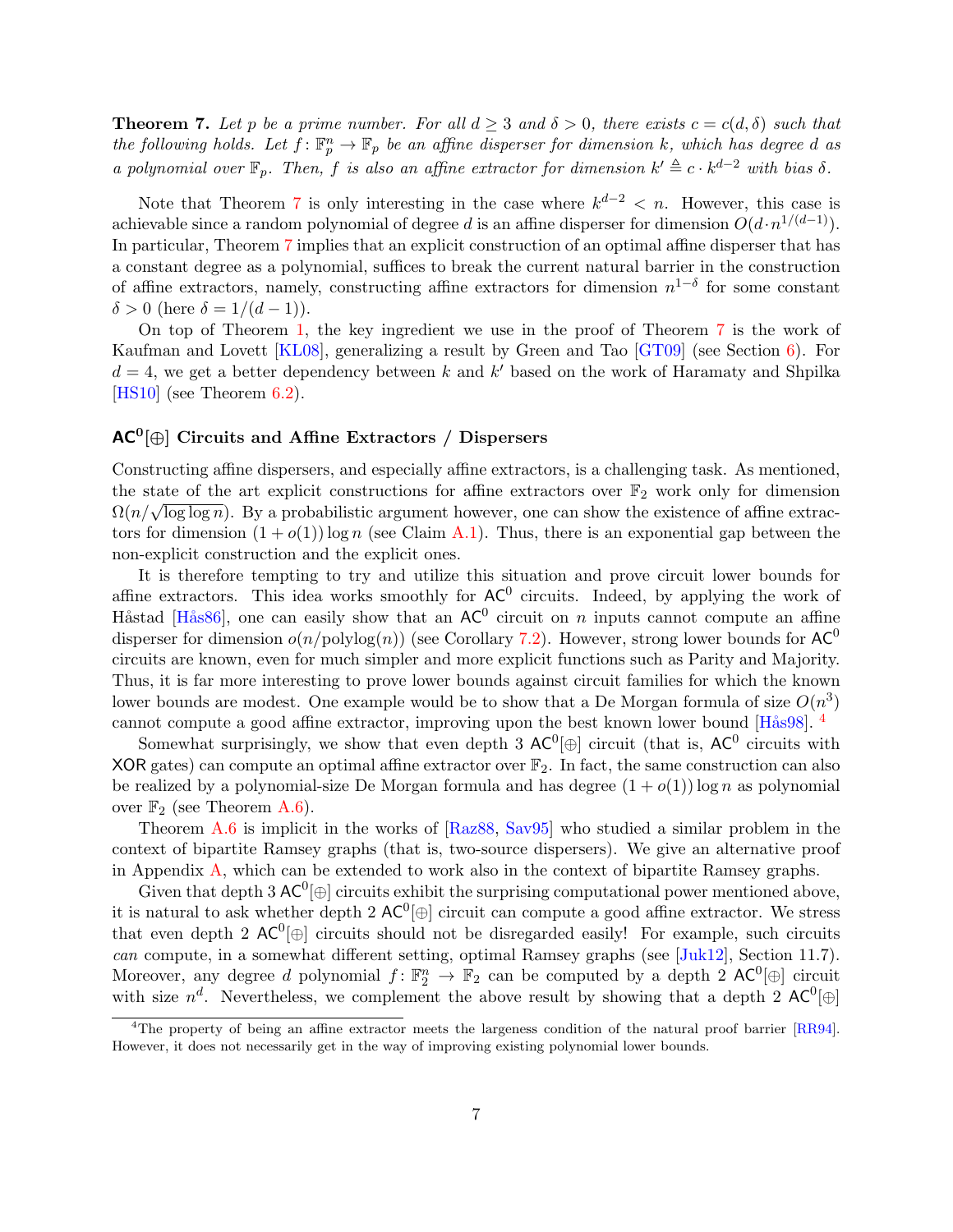**Theorem 7.** *Let $p$ be a prime number. For all $d \geq 3$ and $\delta > 0$, there exists $c = c(d, \delta)$ such that the following holds. Let $f \colon \mathbb{F}_p^n \to \mathbb{F}_p$ be an affine disperser for dimension $k$, which has degree $d$ as a polynomial over $\mathbb{F}_p$. Then, $f$ is also an affine extractor for dimension $k' \triangleq c \cdot k^{d-2}$ with bias $\delta$.*

Note that Theorem 7 is only interesting in the case where $k^{d-2} < n$. However, this case is achievable since a random polynomial of degree $d$ is an affine disperser for dimension $O(d \cdot n^{1/(d-1)})$. In particular, Theorem 7 implies that an explicit construction of an optimal affine disperser that has a constant degree as a polynomial, suffices to break the current natural barrier in the construction of affine extractors, namely, constructing affine extractors for dimension $n^{1-\delta}$ for some constant $\delta > 0$ (here $\delta = 1/(d-1)$).

On top of Theorem 1, the key ingredient we use in the proof of Theorem 7 is the work of Kaufman and Lovett [KL08], generalizing a result by Green and Tao [GT09] (see Section 6). For $d = 4$, we get a better dependency between $k$ and $k'$ based on the work of Haramaty and Shpilka [HS10] (see Theorem 6.2).

## $\mathsf{AC}^0[\oplus]$ Circuits and Affine Extractors / Dispersers

Constructing affine dispersers, and especially affine extractors, is a challenging task. As mentioned, the state of the art explicit constructions for affine extractors over $\mathbb{F}_2$ work only for dimension $\Omega(n/\sqrt{\log\log n})$. By a probabilistic argument however, one can show the existence of affine extractors for dimension $(1 + o(1))\log n$ (see Claim A.1). Thus, there is an exponential gap between the non-explicit construction and the explicit ones.

It is therefore tempting to try and utilize this situation and prove circuit lower bounds for affine extractors. This idea works smoothly for $\mathsf{AC}^0$ circuits. Indeed, by applying the work of Håstad [Hås86], one can easily show that an $\mathsf{AC}^0$ circuit on $n$ inputs cannot compute an affine disperser for dimension $o(n/\mathrm{polylog}(n))$ (see Corollary 7.2). However, strong lower bounds for $\mathsf{AC}^0$ circuits are known, even for much simpler and more explicit functions such as Parity and Majority. Thus, it is far more interesting to prove lower bounds against circuit families for which the known lower bounds are modest. One example would be to show that a De Morgan formula of size $O(n^3)$ cannot compute a good affine extractor, improving upon the best known lower bound [Hås98]. [4]

Somewhat surprisingly, we show that even depth 3 $\mathsf{AC}^0[\oplus]$ circuit (that is, $\mathsf{AC}^0$ circuits with $\mathsf{XOR}$ gates) can compute an optimal affine extractor over $\mathbb{F}_2$. In fact, the same construction can also be realized by a polynomial-size De Morgan formula and has degree $(1 + o(1))\log n$ as polynomial over $\mathbb{F}_2$ (see Theorem A.6).

Theorem A.6 is implicit in the works of [Raz88, Sav95] who studied a similar problem in the context of bipartite Ramsey graphs (that is, two-source dispersers). We give an alternative proof in Appendix A, which can be extended to work also in the context of bipartite Ramsey graphs.

Given that depth 3 $\mathsf{AC}^0[\oplus]$ circuits exhibit the surprising computational power mentioned above, it is natural to ask whether depth 2 $\mathsf{AC}^0[\oplus]$ circuit can compute a good affine extractor. We stress that even depth 2 $\mathsf{AC}^0[\oplus]$ circuits should not be disregarded easily! For example, such circuits *can* compute, in a somewhat different setting, optimal Ramsey graphs (see [Juk12], Section 11.7). Moreover, any degree $d$ polynomial $f \colon \mathbb{F}_2^n \to \mathbb{F}_2$ can be computed by a depth 2 $\mathsf{AC}^0[\oplus]$ circuit with size $n^d$. Nevertheless, we complement the above result by showing that a depth 2 $\mathsf{AC}^0[\oplus]$

[4] The property of being an affine extractor meets the largeness condition of the natural proof barrier [RR94]. However, it does not necessarily get in the way of improving existing polynomial lower bounds.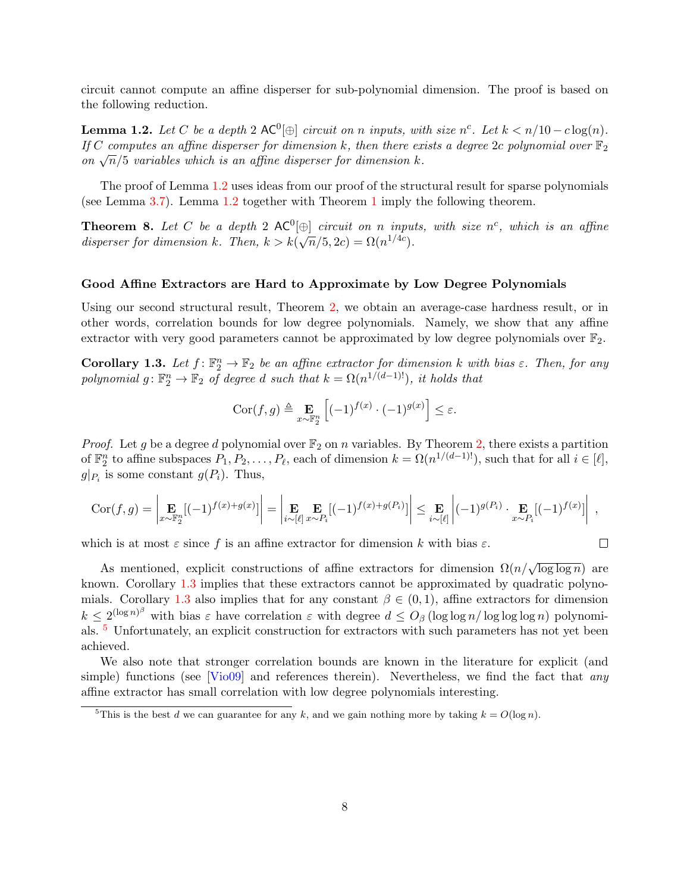circuit cannot compute an affine disperser for sub-polynomial dimension. The proof is based on the following reduction.

**Lemma 1.2.** *Let $C$ be a depth 2 $\mathsf{AC}^0[\oplus]$ circuit on $n$ inputs, with size $n^c$. Let $k < n/10 - c\log(n)$. If $C$ computes an affine disperser for dimension $k$, then there exists a degree $2c$ polynomial over $\mathbb{F}_2$ on $\sqrt{n}/5$ variables which is an affine disperser for dimension $k$.*

The proof of Lemma 1.2 uses ideas from our proof of the structural result for sparse polynomials (see Lemma 3.7). Lemma 1.2 together with Theorem 1 imply the following theorem.

**Theorem 8.** *Let $C$ be a depth 2 $\mathsf{AC}^0[\oplus]$ circuit on $n$ inputs, with size $n^c$, which is an affine disperser for dimension $k$. Then, $k > k(\sqrt{n}/5, 2c) = \Omega(n^{1/4c})$.*

#### Good Affine Extractors are Hard to Approximate by Low Degree Polynomials

Using our second structural result, Theorem 2, we obtain an average-case hardness result, or in other words, correlation bounds for low degree polynomials. Namely, we show that any affine extractor with very good parameters cannot be approximated by low degree polynomials over $\mathbb{F}_2$.

**Corollary 1.3.** *Let $f\colon \mathbb{F}_2^n \to \mathbb{F}_2$ be an affine extractor for dimension $k$ with bias $\varepsilon$. Then, for any polynomial $g\colon \mathbb{F}_2^n \to \mathbb{F}_2$ of degree $d$ such that $k = \Omega(n^{1/(d-1)!})$, it holds that*

$$\mathrm{Cor}(f,g) \triangleq \mathop{\mathbf{E}}_{x\sim\mathbb{F}_2^n}\left[(-1)^{f(x)}\cdot(-1)^{g(x)}\right] \leq \varepsilon.$$

*Proof.* Let $g$ be a degree $d$ polynomial over $\mathbb{F}_2$ on $n$ variables. By Theorem 2, there exists a partition of $\mathbb{F}_2^n$ to affine subspaces $P_1, P_2, \ldots, P_\ell$, each of dimension $k = \Omega(n^{1/(d-1)!})$, such that for all $i \in [\ell]$, $g|_{P_i}$ is some constant $g(P_i)$. Thus,

$$\mathrm{Cor}(f,g) = \left|\mathop{\mathbf{E}}_{x\sim\mathbb{F}_2^n}[(-1)^{f(x)+g(x)}]\right| = \left|\mathop{\mathbf{E}}_{i\sim[\ell]}\mathop{\mathbf{E}}_{x\sim P_i}[(-1)^{f(x)+g(P_i)}]\right| \leq \mathop{\mathbf{E}}_{i\sim[\ell]}\left|(-1)^{g(P_i)}\cdot \mathop{\mathbf{E}}_{x\sim P_i}[(-1)^{f(x)}]\right|,$$

which is at most $\varepsilon$ since $f$ is an affine extractor for dimension $k$ with bias $\varepsilon$. ◻

As mentioned, explicit constructions of affine extractors for dimension $\Omega(n/\sqrt{\log\log n})$ are known. Corollary 1.3 implies that these extractors cannot be approximated by quadratic polynomials. Corollary 1.3 also implies that for any constant $\beta \in (0,1)$, affine extractors for dimension $k \leq 2^{(\log n)^\beta}$ with bias $\varepsilon$ have correlation $\varepsilon$ with degree $d \leq O_\beta(\log\log n/\log\log\log n)$ polynomials.[5] Unfortunately, an explicit construction for extractors with such parameters has not yet been achieved.

We also note that stronger correlation bounds are known in the literature for explicit (and simple) functions (see [Vio09] and references therein). Nevertheless, we find the fact that *any* affine extractor has small correlation with low degree polynomials interesting.

[5] This is the best $d$ we can guarantee for any $k$, and we gain nothing more by taking $k = O(\log n)$.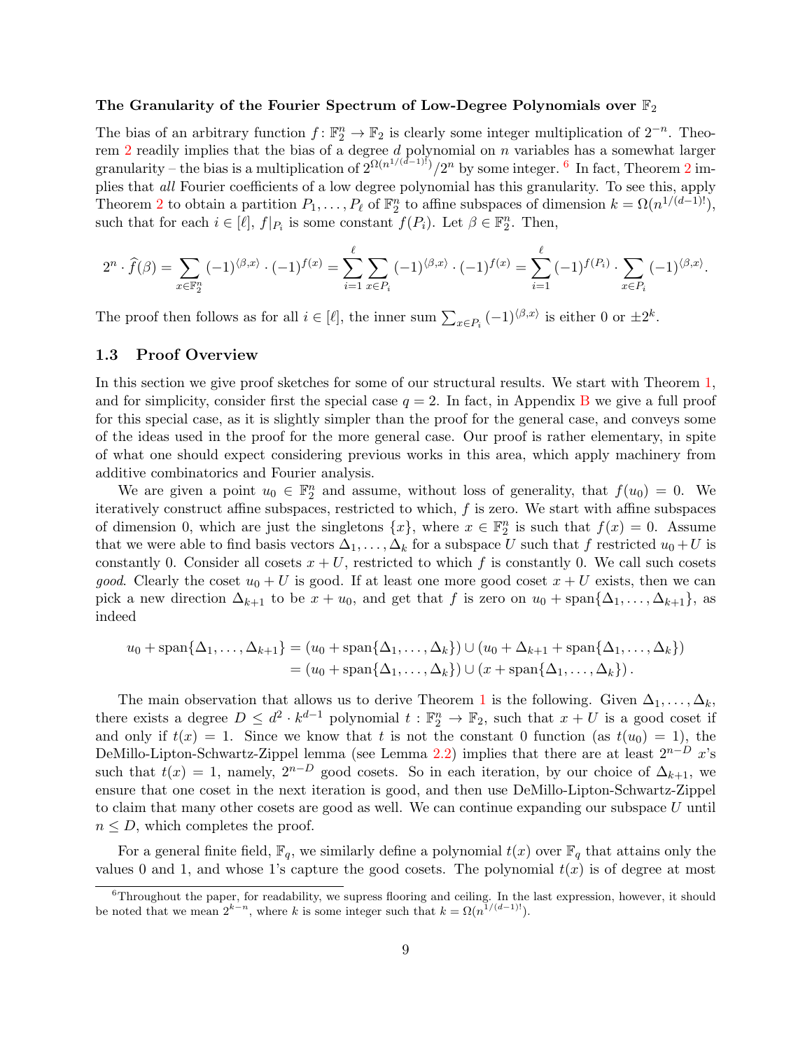**The Granularity of the Fourier Spectrum of Low-Degree Polynomials over $\mathbb{F}_2$**

The bias of an arbitrary function $f \colon \mathbb{F}_2^n \to \mathbb{F}_2$ is clearly some integer multiplication of $2^{-n}$. Theorem 2 readily implies that the bias of a degree $d$ polynomial on $n$ variables has a somewhat larger granularity – the bias is a multiplication of $2^{\Omega(n^{1/(d-1)!})}/2^n$ by some integer.[6] In fact, Theorem 2 implies that *all* Fourier coefficients of a low degree polynomial has this granularity. To see this, apply Theorem 2 to obtain a partition $P_1, \ldots, P_\ell$ of $\mathbb{F}_2^n$ to affine subspaces of dimension $k = \Omega(n^{1/(d-1)!})$, such that for each $i \in [\ell]$, $f|_{P_i}$ is some constant $f(P_i)$. Let $\beta \in \mathbb{F}_2^n$. Then,

$$2^n \cdot \widehat{f}(\beta) = \sum_{x \in \mathbb{F}_2^n} (-1)^{\langle \beta, x \rangle} \cdot (-1)^{f(x)} = \sum_{i=1}^{\ell} \sum_{x \in P_i} (-1)^{\langle \beta, x \rangle} \cdot (-1)^{f(x)} = \sum_{i=1}^{\ell} (-1)^{f(P_i)} \cdot \sum_{x \in P_i} (-1)^{\langle \beta, x \rangle}.$$

The proof then follows as for all $i \in [\ell]$, the inner sum $\sum_{x \in P_i} (-1)^{\langle \beta, x \rangle}$ is either 0 or $\pm 2^k$.

## 1.3 Proof Overview

In this section we give proof sketches for some of our structural results. We start with Theorem 1, and for simplicity, consider first the special case $q = 2$. In fact, in Appendix B we give a full proof for this special case, as it is slightly simpler than the proof for the general case, and conveys some of the ideas used in the proof for the more general case. Our proof is rather elementary, in spite of what one should expect considering previous works in this area, which apply machinery from additive combinatorics and Fourier analysis.

We are given a point $u_0 \in \mathbb{F}_2^n$ and assume, without loss of generality, that $f(u_0) = 0$. We iteratively construct affine subspaces, restricted to which, $f$ is zero. We start with affine subspaces of dimension 0, which are just the singletons $\{x\}$, where $x \in \mathbb{F}_2^n$ is such that $f(x) = 0$. Assume that we were able to find basis vectors $\Delta_1, \ldots, \Delta_k$ for a subspace $U$ such that $f$ restricted $u_0 + U$ is constantly 0. Consider all cosets $x + U$, restricted to which $f$ is constantly 0. We call such cosets *good*. Clearly the coset $u_0 + U$ is good. If at least one more good coset $x + U$ exists, then we can pick a new direction $\Delta_{k+1}$ to be $x + u_0$, and get that $f$ is zero on $u_0 + \mathrm{span}\{\Delta_1, \ldots, \Delta_{k+1}\}$, as indeed

$$\begin{aligned} u_0 + \mathrm{span}\{\Delta_1, \ldots, \Delta_{k+1}\} &= (u_0 + \mathrm{span}\{\Delta_1, \ldots, \Delta_k\}) \cup (u_0 + \Delta_{k+1} + \mathrm{span}\{\Delta_1, \ldots, \Delta_k\}) \\ &= (u_0 + \mathrm{span}\{\Delta_1, \ldots, \Delta_k\}) \cup (x + \mathrm{span}\{\Delta_1, \ldots, \Delta_k\}). \end{aligned}$$

The main observation that allows us to derive Theorem 1 is the following. Given $\Delta_1, \ldots, \Delta_k$, there exists a degree $D \le d^2 \cdot k^{d-1}$ polynomial $t : \mathbb{F}_2^n \to \mathbb{F}_2$, such that $x + U$ is a good coset if and only if $t(x) = 1$. Since we know that $t$ is not the constant 0 function (as $t(u_0) = 1$), the DeMillo-Lipton-Schwartz-Zippel lemma (see Lemma 2.2) implies that there are at least $2^{n-D}$ $x$'s such that $t(x) = 1$, namely, $2^{n-D}$ good cosets. So in each iteration, by our choice of $\Delta_{k+1}$, we ensure that one coset in the next iteration is good, and then use DeMillo-Lipton-Schwartz-Zippel to claim that many other cosets are good as well. We can continue expanding our subspace $U$ until $n \le D$, which completes the proof.

For a general finite field, $\mathbb{F}_q$, we similarly define a polynomial $t(x)$ over $\mathbb{F}_q$ that attains only the values 0 and 1, and whose 1's capture the good cosets. The polynomial $t(x)$ is of degree at most

[6] Throughout the paper, for readability, we supress flooring and ceiling. In the last expression, however, it should be noted that we mean $2^{k-n}$, where $k$ is some integer such that $k = \Omega(n^{1/(d-1)!})$.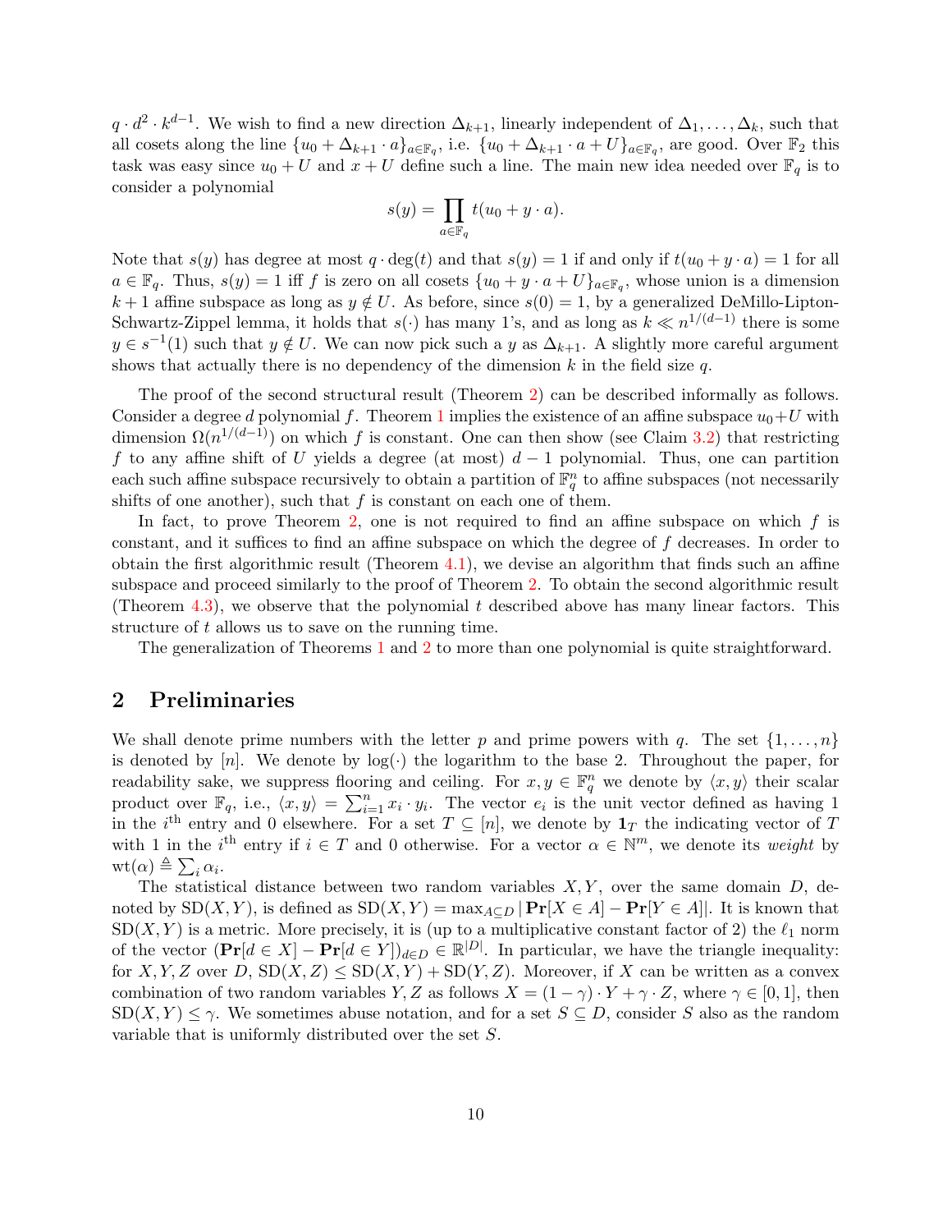$q \cdot d^2 \cdot k^{d-1}$. We wish to find a new direction $\Delta_{k+1}$, linearly independent of $\Delta_1, \ldots, \Delta_k$, such that all cosets along the line $\{u_0 + \Delta_{k+1} \cdot a\}_{a \in \mathbb{F}_q}$, i.e. $\{u_0 + \Delta_{k+1} \cdot a + U\}_{a \in \mathbb{F}_q}$, are good. Over $\mathbb{F}_2$ this task was easy since $u_0 + U$ and $x + U$ define such a line. The main new idea needed over $\mathbb{F}_q$ is to consider a polynomial

$$s(y) = \prod_{a \in \mathbb{F}_q} t(u_0 + y \cdot a).$$

Note that $s(y)$ has degree at most $q \cdot \deg(t)$ and that $s(y) = 1$ if and only if $t(u_0 + y \cdot a) = 1$ for all $a \in \mathbb{F}_q$. Thus, $s(y) = 1$ iff $f$ is zero on all cosets $\{u_0 + y \cdot a + U\}_{a \in \mathbb{F}_q}$, whose union is a dimension $k+1$ affine subspace as long as $y \notin U$. As before, since $s(0) = 1$, by a generalized DeMillo-Lipton-Schwartz-Zippel lemma, it holds that $s(\cdot)$ has many 1's, and as long as $k \ll n^{1/(d-1)}$ there is some $y \in s^{-1}(1)$ such that $y \notin U$. We can now pick such a $y$ as $\Delta_{k+1}$. A slightly more careful argument shows that actually there is no dependency of the dimension $k$ in the field size $q$.

The proof of the second structural result (Theorem 2) can be described informally as follows. Consider a degree $d$ polynomial $f$. Theorem 1 implies the existence of an affine subspace $u_0 + U$ with dimension $\Omega(n^{1/(d-1)})$ on which $f$ is constant. One can then show (see Claim 3.2) that restricting $f$ to any affine shift of $U$ yields a degree (at most) $d-1$ polynomial. Thus, one can partition each such affine subspace recursively to obtain a partition of $\mathbb{F}_q^n$ to affine subspaces (not necessarily shifts of one another), such that $f$ is constant on each one of them.

In fact, to prove Theorem 2, one is not required to find an affine subspace on which $f$ is constant, and it suffices to find an affine subspace on which the degree of $f$ decreases. In order to obtain the first algorithmic result (Theorem 4.1), we devise an algorithm that finds such an affine subspace and proceed similarly to the proof of Theorem 2. To obtain the second algorithmic result (Theorem 4.3), we observe that the polynomial $t$ described above has many linear factors. This structure of $t$ allows us to save on the running time.

The generalization of Theorems 1 and 2 to more than one polynomial is quite straightforward.

## 2 Preliminaries

We shall denote prime numbers with the letter $p$ and prime powers with $q$. The set $\{1, \ldots, n\}$ is denoted by $[n]$. We denote by $\log(\cdot)$ the logarithm to the base 2. Throughout the paper, for readability sake, we suppress flooring and ceiling. For $x, y \in \mathbb{F}_q^n$ we denote by $\langle x, y \rangle$ their scalar product over $\mathbb{F}_q$, i.e., $\langle x, y \rangle = \sum_{i=1}^n x_i \cdot y_i$. The vector $e_i$ is the unit vector defined as having 1 in the $i^{\text{th}}$ entry and 0 elsewhere. For a set $T \subseteq [n]$, we denote by $\mathbf{1}_T$ the indicating vector of $T$ with 1 in the $i^{\text{th}}$ entry if $i \in T$ and 0 otherwise. For a vector $\alpha \in \mathbb{N}^m$, we denote its *weight* by $\mathrm{wt}(\alpha) \triangleq \sum_i \alpha_i$.

The statistical distance between two random variables $X, Y$, over the same domain $D$, denoted by $\mathrm{SD}(X, Y)$, is defined as $\mathrm{SD}(X, Y) = \max_{A \subseteq D} |\mathbf{Pr}[X \in A] - \mathbf{Pr}[Y \in A]|$. It is known that $\mathrm{SD}(X, Y)$ is a metric. More precisely, it is (up to a multiplicative constant factor of 2) the $\ell_1$ norm of the vector $(\mathbf{Pr}[d \in X] - \mathbf{Pr}[d \in Y])_{d \in D} \in \mathbb{R}^{|D|}$. In particular, we have the triangle inequality: for $X, Y, Z$ over $D$, $\mathrm{SD}(X, Z) \leq \mathrm{SD}(X, Y) + \mathrm{SD}(Y, Z)$. Moreover, if $X$ can be written as a convex combination of two random variables $Y, Z$ as follows $X = (1-\gamma) \cdot Y + \gamma \cdot Z$, where $\gamma \in [0, 1]$, then $\mathrm{SD}(X, Y) \leq \gamma$. We sometimes abuse notation, and for a set $S \subseteq D$, consider $S$ also as the random variable that is uniformly distributed over the set $S$.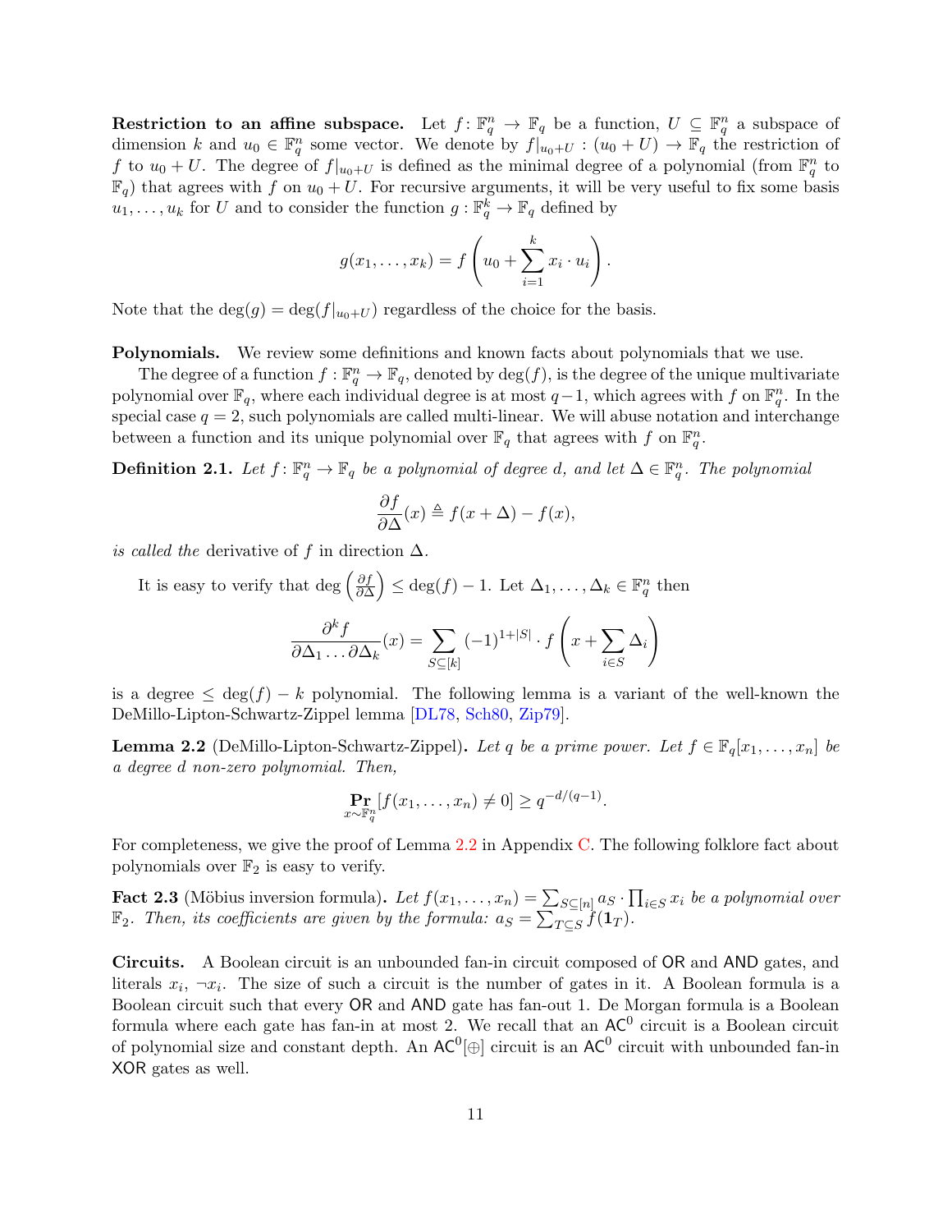**Restriction to an affine subspace.** Let $f\colon \mathbb{F}_q^n \to \mathbb{F}_q$ be a function, $U \subseteq \mathbb{F}_q^n$ a subspace of dimension $k$ and $u_0 \in \mathbb{F}_q^n$ some vector. We denote by $f|_{u_0+U} : (u_0 + U) \to \mathbb{F}_q$ the restriction of $f$ to $u_0 + U$. The degree of $f|_{u_0+U}$ is defined as the minimal degree of a polynomial (from $\mathbb{F}_q^n$ to $\mathbb{F}_q$) that agrees with $f$ on $u_0 + U$. For recursive arguments, it will be very useful to fix some basis $u_1, \ldots, u_k$ for $U$ and to consider the function $g : \mathbb{F}_q^k \to \mathbb{F}_q$ defined by

$$g(x_1, \ldots, x_k) = f\left(u_0 + \sum_{i=1}^{k} x_i \cdot u_i\right).$$

Note that the $\deg(g) = \deg(f|_{u_0+U})$ regardless of the choice for the basis.

**Polynomials.** We review some definitions and known facts about polynomials that we use.

The degree of a function $f : \mathbb{F}_q^n \to \mathbb{F}_q$, denoted by $\deg(f)$, is the degree of the unique multivariate polynomial over $\mathbb{F}_q$, where each individual degree is at most $q-1$, which agrees with $f$ on $\mathbb{F}_q^n$. In the special case $q = 2$, such polynomials are called multi-linear. We will abuse notation and interchange between a function and its unique polynomial over $\mathbb{F}_q$ that agrees with $f$ on $\mathbb{F}_q^n$.

**Definition 2.1.** *Let $f\colon \mathbb{F}_q^n \to \mathbb{F}_q$ be a polynomial of degree $d$, and let $\Delta \in \mathbb{F}_q^n$. The polynomial*

$$\frac{\partial f}{\partial \Delta}(x) \triangleq f(x + \Delta) - f(x),$$

*is called the* derivative of $f$ in direction $\Delta$.

It is easy to verify that $\deg\left(\frac{\partial f}{\partial \Delta}\right) \leq \deg(f) - 1$. Let $\Delta_1, \ldots, \Delta_k \in \mathbb{F}_q^n$ then

$$\frac{\partial^k f}{\partial \Delta_1 \ldots \partial \Delta_k}(x) = \sum_{S \subseteq [k]} (-1)^{1+|S|} \cdot f\left(x + \sum_{i \in S} \Delta_i\right)$$

is a degree $\leq \deg(f) - k$ polynomial. The following lemma is a variant of the well-known the DeMillo-Lipton-Schwartz-Zippel lemma [DL78, Sch80, Zip79].

**Lemma 2.2** (DeMillo-Lipton-Schwartz-Zippel)**.** *Let $q$ be a prime power. Let $f \in \mathbb{F}_q[x_1, \ldots, x_n]$ be a degree $d$ non-zero polynomial. Then,*

$$\Pr_{x \sim \mathbb{F}_q^n}[f(x_1, \ldots, x_n) \neq 0] \geq q^{-d/(q-1)}.$$

For completeness, we give the proof of Lemma 2.2 in Appendix C. The following folklore fact about polynomials over $\mathbb{F}_2$ is easy to verify.

**Fact 2.3** (Möbius inversion formula)**.** *Let $f(x_1, \ldots, x_n) = \sum_{S \subseteq [n]} a_S \cdot \prod_{i \in S} x_i$ be a polynomial over $\mathbb{F}_2$. Then, its coefficients are given by the formula: $a_S = \sum_{T \subseteq S} f(\mathbf{1}_T)$.*

**Circuits.** A Boolean circuit is an unbounded fan-in circuit composed of OR and AND gates, and literals $x_i$, $\neg x_i$. The size of such a circuit is the number of gates in it. A Boolean formula is a Boolean circuit such that every OR and AND gate has fan-out 1. De Morgan formula is a Boolean formula where each gate has fan-in at most 2. We recall that an $\mathsf{AC}^0$ circuit is a Boolean circuit of polynomial size and constant depth. An $\mathsf{AC}^0[\oplus]$ circuit is an $\mathsf{AC}^0$ circuit with unbounded fan-in XOR gates as well.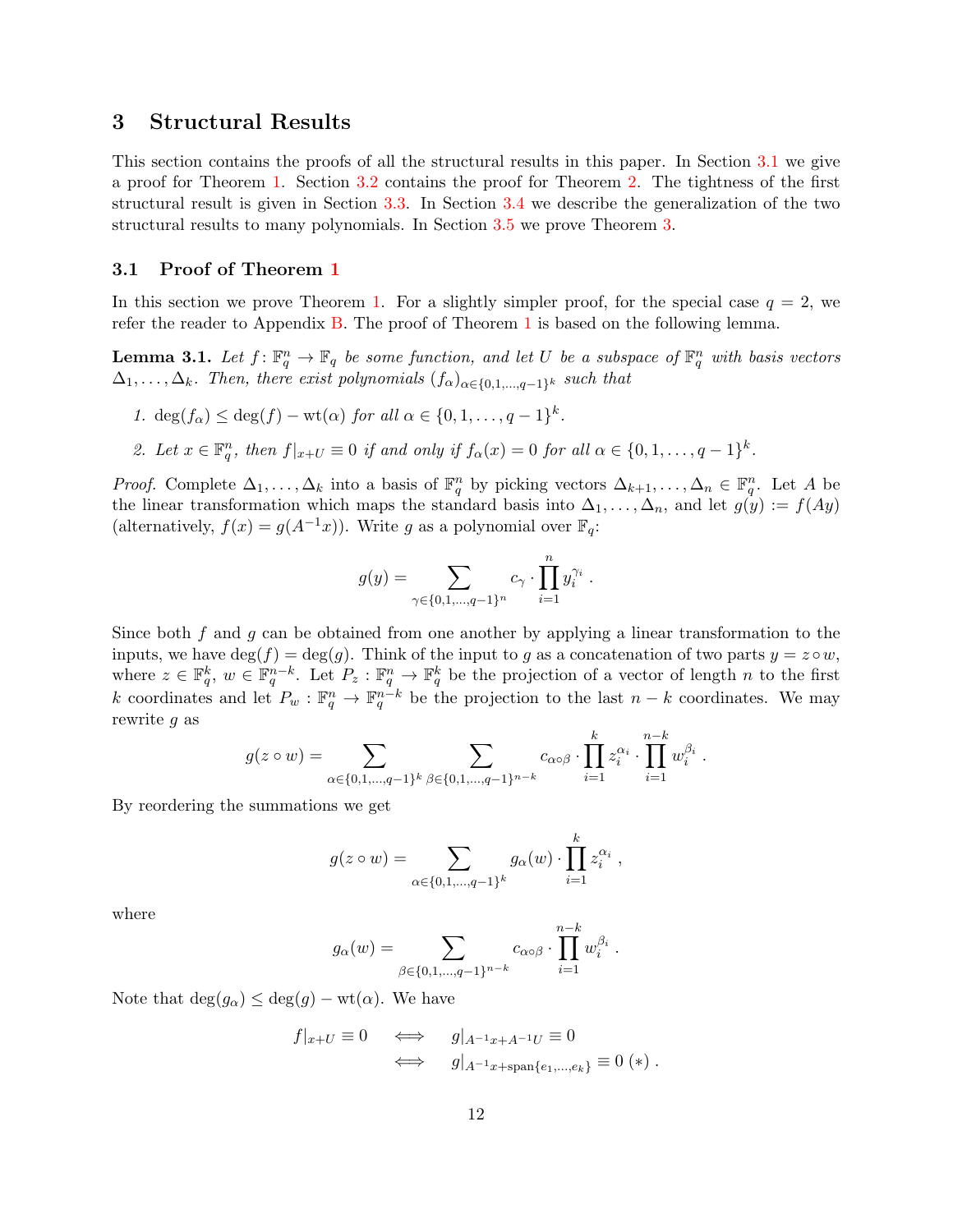## 3 Structural Results

This section contains the proofs of all the structural results in this paper. In Section 3.1 we give a proof for Theorem 1. Section 3.2 contains the proof for Theorem 2. The tightness of the first structural result is given in Section 3.3. In Section 3.4 we describe the generalization of the two structural results to many polynomials. In Section 3.5 we prove Theorem 3.

### 3.1 Proof of Theorem 1

In this section we prove Theorem 1. For a slightly simpler proof, for the special case $q = 2$, we refer the reader to Appendix B. The proof of Theorem 1 is based on the following lemma.

**Lemma 3.1.** *Let $f\colon \mathbb{F}_q^n \to \mathbb{F}_q$ be some function, and let $U$ be a subspace of $\mathbb{F}_q^n$ with basis vectors $\Delta_1, \dots, \Delta_k$. Then, there exist polynomials $(f_\alpha)_{\alpha \in \{0,1,\dots,q-1\}^k}$ such that*

1. *$\deg(f_\alpha) \le \deg(f) - \mathrm{wt}(\alpha)$ for all $\alpha \in \{0,1,\dots,q-1\}^k$.*
2. *Let $x \in \mathbb{F}_q^n$, then $f|_{x+U} \equiv 0$ if and only if $f_\alpha(x) = 0$ for all $\alpha \in \{0,1,\dots,q-1\}^k$.*

*Proof.* Complete $\Delta_1, \dots, \Delta_k$ into a basis of $\mathbb{F}_q^n$ by picking vectors $\Delta_{k+1}, \dots, \Delta_n \in \mathbb{F}_q^n$. Let $A$ be the linear transformation which maps the standard basis into $\Delta_1, \dots, \Delta_n$, and let $g(y) := f(Ay)$ (alternatively, $f(x) = g(A^{-1}x)$). Write $g$ as a polynomial over $\mathbb{F}_q$:

$$g(y) = \sum_{\gamma \in \{0,1,\dots,q-1\}^n} c_\gamma \cdot \prod_{i=1}^{n} y_i^{\gamma_i} .$$

Since both $f$ and $g$ can be obtained from one another by applying a linear transformation to the inputs, we have $\deg(f) = \deg(g)$. Think of the input to $g$ as a concatenation of two parts $y = z \circ w$, where $z \in \mathbb{F}_q^k$, $w \in \mathbb{F}_q^{n-k}$. Let $P_z : \mathbb{F}_q^n \to \mathbb{F}_q^k$ be the projection of a vector of length $n$ to the first $k$ coordinates and let $P_w : \mathbb{F}_q^n \to \mathbb{F}_q^{n-k}$ be the projection to the last $n-k$ coordinates. We may rewrite $g$ as

$$g(z \circ w) = \sum_{\alpha \in \{0,1,\dots,q-1\}^k} \sum_{\beta \in \{0,1,\dots,q-1\}^{n-k}} c_{\alpha \circ \beta} \cdot \prod_{i=1}^{k} z_i^{\alpha_i} \cdot \prod_{i=1}^{n-k} w_i^{\beta_i} .$$

By reordering the summations we get

$$g(z \circ w) = \sum_{\alpha \in \{0,1,\dots,q-1\}^k} g_\alpha(w) \cdot \prod_{i=1}^{k} z_i^{\alpha_i} ,$$

where

$$g_\alpha(w) = \sum_{\beta \in \{0,1,\dots,q-1\}^{n-k}} c_{\alpha \circ \beta} \cdot \prod_{i=1}^{n-k} w_i^{\beta_i} .$$

Note that $\deg(g_\alpha) \le \deg(g) - \mathrm{wt}(\alpha)$. We have

$$\begin{aligned} f|_{x+U} \equiv 0 \quad &\iff \quad g|_{A^{-1}x + A^{-1}U} \equiv 0 \\ &\iff \quad g|_{A^{-1}x + \mathrm{span}\{e_1, \dots, e_k\}} \equiv 0 \ (*) . \end{aligned}$$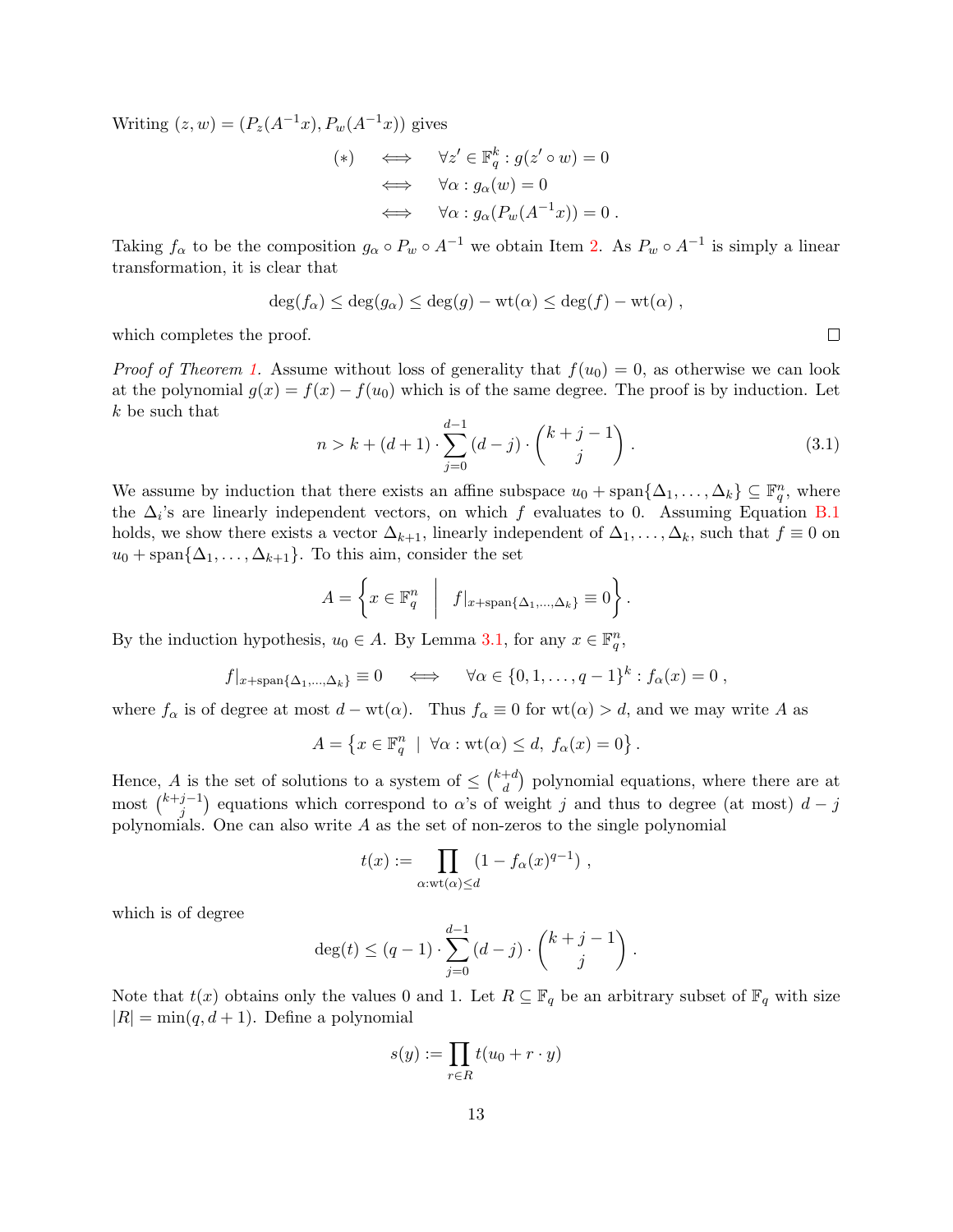Writing $(z, w) = (P_z(A^{-1}x), P_w(A^{-1}x))$ gives

$$
\begin{aligned}
(*) \quad &\iff \quad \forall z' \in \mathbb{F}_q^k : g(z' \circ w) = 0 \\
&\iff \quad \forall \alpha : g_\alpha(w) = 0 \\
&\iff \quad \forall \alpha : g_\alpha(P_w(A^{-1}x)) = 0 \,.
\end{aligned}
$$

Taking $f_\alpha$ to be the composition $g_\alpha \circ P_w \circ A^{-1}$ we obtain Item 2. As $P_w \circ A^{-1}$ is simply a linear transformation, it is clear that

$$
\deg(f_\alpha) \le \deg(g_\alpha) \le \deg(g) - \mathrm{wt}(\alpha) \le \deg(f) - \mathrm{wt}(\alpha) \,,
$$

which completes the proof. □

*Proof of Theorem 1.* Assume without loss of generality that $f(u_0) = 0$, as otherwise we can look at the polynomial $g(x) = f(x) - f(u_0)$ which is of the same degree. The proof is by induction. Let $k$ be such that

$$
n > k + (d+1) \cdot \sum_{j=0}^{d-1} (d-j) \cdot \binom{k+j-1}{j} \,. \tag{3.1}
$$

We assume by induction that there exists an affine subspace $u_0 + \mathrm{span}\{\Delta_1, \ldots, \Delta_k\} \subseteq \mathbb{F}_q^n$, where the $\Delta_i$'s are linearly independent vectors, on which $f$ evaluates to 0. Assuming Equation B.1 holds, we show there exists a vector $\Delta_{k+1}$, linearly independent of $\Delta_1, \ldots, \Delta_k$, such that $f \equiv 0$ on $u_0 + \mathrm{span}\{\Delta_1, \ldots, \Delta_{k+1}\}$. To this aim, consider the set

$$
A = \left\{ x \in \mathbb{F}_q^n \;\middle|\; f|_{x + \mathrm{span}\{\Delta_1, \ldots, \Delta_k\}} \equiv 0 \right\}.
$$

By the induction hypothesis, $u_0 \in A$. By Lemma 3.1, for any $x \in \mathbb{F}_q^n$,

$$
f|_{x + \mathrm{span}\{\Delta_1, \ldots, \Delta_k\}} \equiv 0 \quad \iff \quad \forall \alpha \in \{0, 1, \ldots, q-1\}^k : f_\alpha(x) = 0 \,,
$$

where $f_\alpha$ is of degree at most $d - \mathrm{wt}(\alpha)$. Thus $f_\alpha \equiv 0$ for $\mathrm{wt}(\alpha) > d$, and we may write $A$ as

$$
A = \left\{ x \in \mathbb{F}_q^n \mid \forall \alpha : \mathrm{wt}(\alpha) \le d,\; f_\alpha(x) = 0 \right\}.
$$

Hence, $A$ is the set of solutions to a system of $\le \binom{k+d}{d}$ polynomial equations, where there are at most $\binom{k+j-1}{j}$ equations which correspond to $\alpha$'s of weight $j$ and thus to degree (at most) $d - j$ polynomials. One can also write $A$ as the set of non-zeros to the single polynomial

$$
t(x) := \prod_{\alpha : \mathrm{wt}(\alpha) \le d} \left(1 - f_\alpha(x)^{q-1}\right) ,
$$

which is of degree

$$
\deg(t) \le (q-1) \cdot \sum_{j=0}^{d-1} (d-j) \cdot \binom{k+j-1}{j} \,.
$$

Note that $t(x)$ obtains only the values 0 and 1. Let $R \subseteq \mathbb{F}_q$ be an arbitrary subset of $\mathbb{F}_q$ with size $|R| = \min(q, d+1)$. Define a polynomial

$$
s(y) := \prod_{r \in R} t(u_0 + r \cdot y)
$$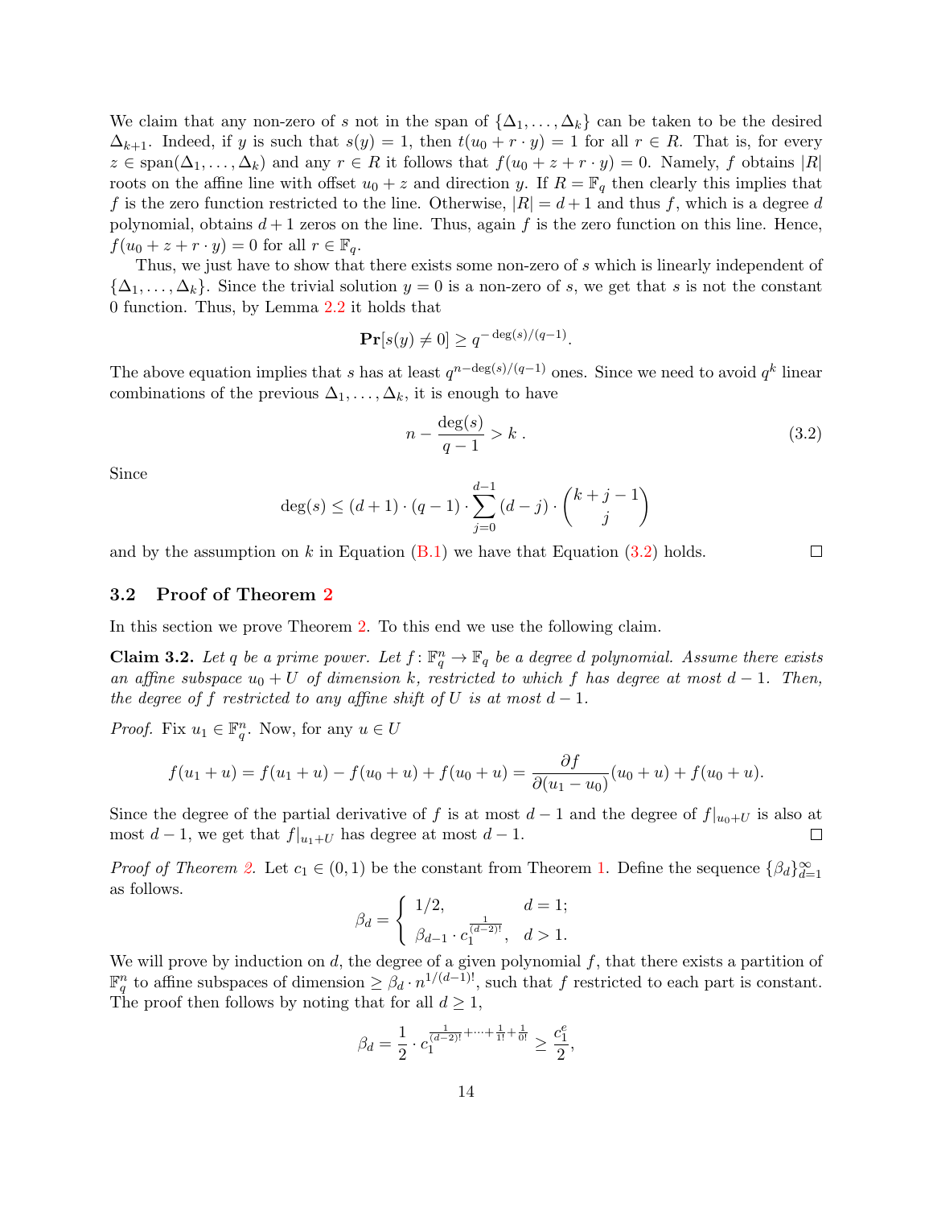We claim that any non-zero of $s$ not in the span of $\{\Delta_1, \ldots, \Delta_k\}$ can be taken to be the desired $\Delta_{k+1}$. Indeed, if $y$ is such that $s(y) = 1$, then $t(u_0 + r \cdot y) = 1$ for all $r \in R$. That is, for every $z \in \text{span}(\Delta_1, \ldots, \Delta_k)$ and any $r \in R$ it follows that $f(u_0 + z + r \cdot y) = 0$. Namely, $f$ obtains $|R|$ roots on the affine line with offset $u_0 + z$ and direction $y$. If $R = \mathbb{F}_q$ then clearly this implies that $f$ is the zero function restricted to the line. Otherwise, $|R| = d+1$ and thus $f$, which is a degree $d$ polynomial, obtains $d+1$ zeros on the line. Thus, again $f$ is the zero function on this line. Hence, $f(u_0 + z + r \cdot y) = 0$ for all $r \in \mathbb{F}_q$.

Thus, we just have to show that there exists some non-zero of $s$ which is linearly independent of $\{\Delta_1, \ldots, \Delta_k\}$. Since the trivial solution $y = 0$ is a non-zero of $s$, we get that $s$ is not the constant 0 function. Thus, by Lemma 2.2 it holds that

$$\mathbf{Pr}[s(y) \neq 0] \geq q^{-\deg(s)/(q-1)}.$$

The above equation implies that $s$ has at least $q^{n - \deg(s)/(q-1)}$ ones. Since we need to avoid $q^k$ linear combinations of the previous $\Delta_1, \ldots, \Delta_k$, it is enough to have

$$n - \frac{\deg(s)}{q-1} > k\ . \tag{3.2}$$

Since

$$\deg(s) \leq (d+1) \cdot (q-1) \cdot \sum_{j=0}^{d-1} (d-j) \cdot \binom{k+j-1}{j}$$

and by the assumption on $k$ in Equation (B.1) we have that Equation (3.2) holds. □

## 3.2 Proof of Theorem 2

In this section we prove Theorem 2. To this end we use the following claim.

**Claim 3.2.** *Let $q$ be a prime power. Let $f \colon \mathbb{F}_q^n \to \mathbb{F}_q$ be a degree $d$ polynomial. Assume there exists an affine subspace $u_0 + U$ of dimension $k$, restricted to which $f$ has degree at most $d-1$. Then, the degree of $f$ restricted to any affine shift of $U$ is at most $d-1$.*

*Proof.* Fix $u_1 \in \mathbb{F}_q^n$. Now, for any $u \in U$

$$f(u_1 + u) = f(u_1 + u) - f(u_0 + u) + f(u_0 + u) = \frac{\partial f}{\partial (u_1 - u_0)}(u_0 + u) + f(u_0 + u).$$

Since the degree of the partial derivative of $f$ is at most $d-1$ and the degree of $f|_{u_0+U}$ is also at most $d-1$, we get that $f|_{u_1+U}$ has degree at most $d-1$. □

*Proof of Theorem 2.* Let $c_1 \in (0,1)$ be the constant from Theorem 1. Define the sequence $\{\beta_d\}_{d=1}^{\infty}$ as follows.

$$\beta_d = \begin{cases} 1/2, & d = 1; \\ \beta_{d-1} \cdot c_1^{\frac{1}{(d-2)!}}, & d > 1. \end{cases}$$

We will prove by induction on $d$, the degree of a given polynomial $f$, that there exists a partition of $\mathbb{F}_q^n$ to affine subspaces of dimension $\geq \beta_d \cdot n^{1/(d-1)!}$, such that $f$ restricted to each part is constant. The proof then follows by noting that for all $d \geq 1$,

$$\beta_d = \frac{1}{2} \cdot c_1^{\frac{1}{(d-2)!} + \cdots + \frac{1}{1!} + \frac{1}{0!}} \geq \frac{c_1^e}{2},$$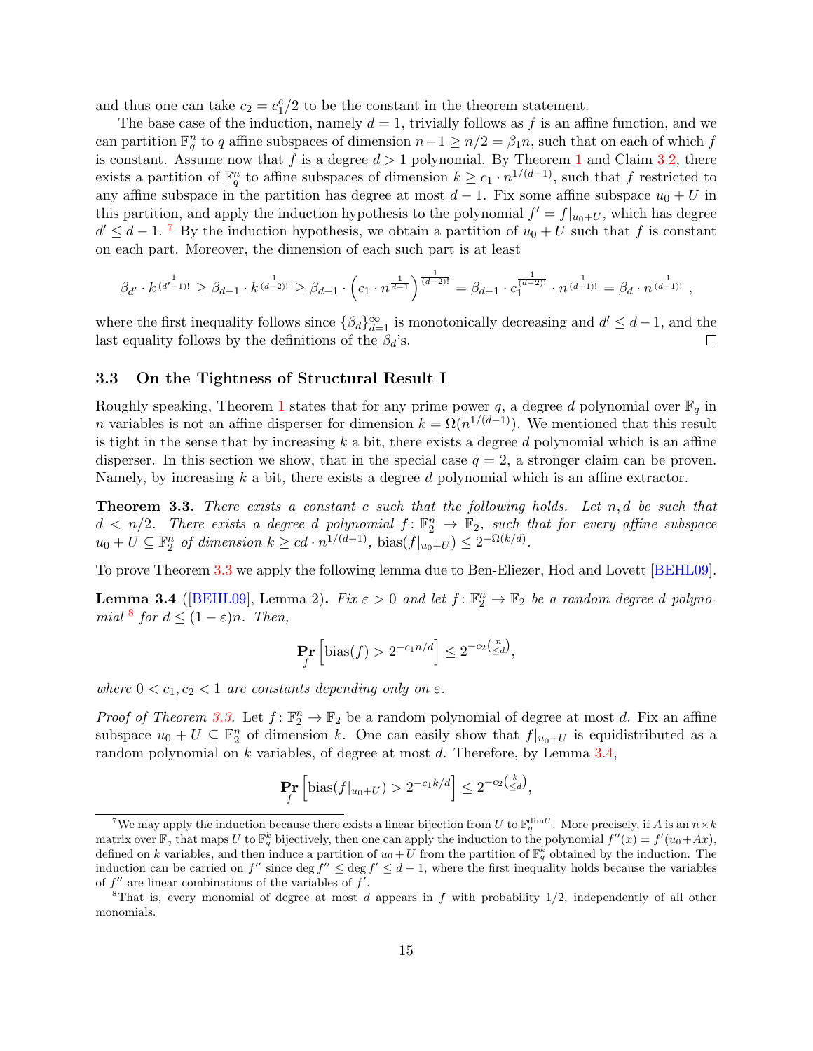and thus one can take $c_2 = c_1^e/2$ to be the constant in the theorem statement.

The base case of the induction, namely $d = 1$, trivially follows as $f$ is an affine function, and we can partition $\mathbb{F}_q^n$ to $q$ affine subspaces of dimension $n-1 \geq n/2 = \beta_1 n$, such that on each of which $f$ is constant. Assume now that $f$ is a degree $d > 1$ polynomial. By Theorem 1 and Claim 3.2, there exists a partition of $\mathbb{F}_q^n$ to affine subspaces of dimension $k \geq c_1 \cdot n^{1/(d-1)}$, such that $f$ restricted to any affine subspace in the partition has degree at most $d-1$. Fix some affine subspace $u_0 + U$ in this partition, and apply the induction hypothesis to the polynomial $f' = f|_{u_0+U}$, which has degree $d' \leq d-1$. [7] By the induction hypothesis, we obtain a partition of $u_0 + U$ such that $f$ is constant on each part. Moreover, the dimension of each such part is at least

$$\beta_{d'} \cdot k^{\frac{1}{(d'-1)!}} \geq \beta_{d-1} \cdot k^{\frac{1}{(d-2)!}} \geq \beta_{d-1} \cdot \left(c_1 \cdot n^{\frac{1}{d-1}}\right)^{\frac{1}{(d-2)!}} = \beta_{d-1} \cdot c_1^{\frac{1}{(d-2)!}} \cdot n^{\frac{1}{(d-1)!}} = \beta_d \cdot n^{\frac{1}{(d-1)!}} \ ,$$

where the first inequality follows since $\{\beta_d\}_{d=1}^{\infty}$ is monotonically decreasing and $d' \leq d-1$, and the last equality follows by the definitions of the $\beta_d$'s. ☐

### 3.3 On the Tightness of Structural Result I

Roughly speaking, Theorem 1 states that for any prime power $q$, a degree $d$ polynomial over $\mathbb{F}_q$ in $n$ variables is not an affine disperser for dimension $k = \Omega(n^{1/(d-1)})$. We mentioned that this result is tight in the sense that by increasing $k$ a bit, there exists a degree $d$ polynomial which is an affine disperser. In this section we show, that in the special case $q = 2$, a stronger claim can be proven. Namely, by increasing $k$ a bit, there exists a degree $d$ polynomial which is an affine extractor.

**Theorem 3.3.** *There exists a constant $c$ such that the following holds. Let $n, d$ be such that $d < n/2$. There exists a degree $d$ polynomial $f \colon \mathbb{F}_2^n \to \mathbb{F}_2$, such that for every affine subspace $u_0 + U \subseteq \mathbb{F}_2^n$ of dimension $k \geq cd \cdot n^{1/(d-1)}$, $\mathrm{bias}(f|_{u_0+U}) \leq 2^{-\Omega(k/d)}$.*

To prove Theorem 3.3 we apply the following lemma due to Ben-Eliezer, Hod and Lovett [BEHL09].

**Lemma 3.4** ([BEHL09], Lemma 2)**.** *Fix $\varepsilon > 0$ and let $f \colon \mathbb{F}_2^n \to \mathbb{F}_2$ be a random degree $d$ polynomial [8] for $d \leq (1-\varepsilon)n$. Then,*

$$\Pr_f\left[\mathrm{bias}(f) > 2^{-c_1 n/d}\right] \leq 2^{-c_2\binom{n}{\leq d}},$$

*where $0 < c_1, c_2 < 1$ are constants depending only on $\varepsilon$.*

*Proof of Theorem 3.3.* Let $f \colon \mathbb{F}_2^n \to \mathbb{F}_2$ be a random polynomial of degree at most $d$. Fix an affine subspace $u_0 + U \subseteq \mathbb{F}_2^n$ of dimension $k$. One can easily show that $f|_{u_0+U}$ is equidistributed as a random polynomial on $k$ variables, of degree at most $d$. Therefore, by Lemma 3.4,

$$\Pr_f\left[\mathrm{bias}(f|_{u_0+U}) > 2^{-c_1 k/d}\right] \leq 2^{-c_2\binom{k}{\leq d}},$$

---

[7] We may apply the induction because there exists a linear bijection from $U$ to $\mathbb{F}_q^{\dim U}$. More precisely, if $A$ is an $n \times k$ matrix over $\mathbb{F}_q$ that maps $U$ to $\mathbb{F}_q^k$ bijectively, then one can apply the induction to the polynomial $f''(x) = f'(u_0 + Ax)$, defined on $k$ variables, and then induce a partition of $u_0 + U$ from the partition of $\mathbb{F}_q^k$ obtained by the induction. The induction can be carried on $f''$ since $\deg f'' \leq \deg f' \leq d-1$, where the first inequality holds because the variables of $f''$ are linear combinations of the variables of $f'$.

[8] That is, every monomial of degree at most $d$ appears in $f$ with probability $1/2$, independently of all other monomials.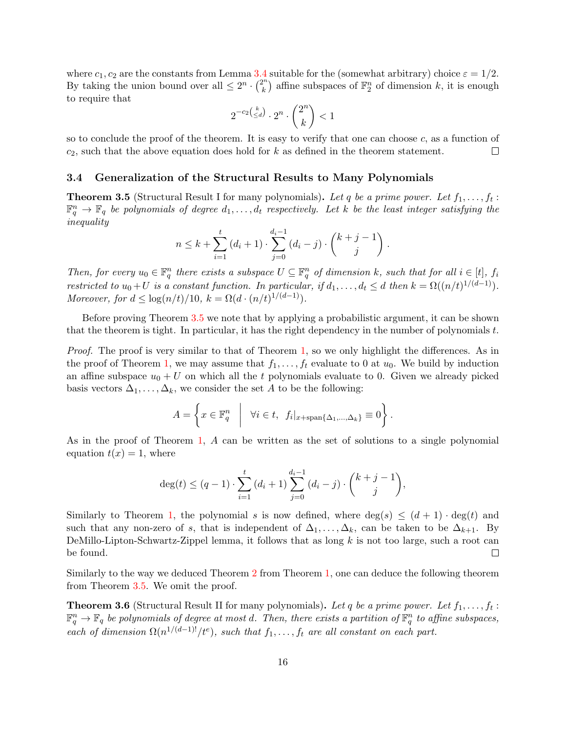where $c_1, c_2$ are the constants from Lemma 3.4 suitable for the (somewhat arbitrary) choice $\varepsilon = 1/2$. By taking the union bound over all $\leq 2^n \cdot \binom{2^n}{k}$ affine subspaces of $\mathbb{F}_2^n$ of dimension $k$, it is enough to require that

$$2^{-c_2\binom{k}{\leq d}} \cdot 2^n \cdot \binom{2^n}{k} < 1$$

so to conclude the proof of the theorem. It is easy to verify that one can choose $c$, as a function of $c_2$, such that the above equation does hold for $k$ as defined in the theorem statement. ◻

### 3.4 Generalization of the Structural Results to Many Polynomials

**Theorem 3.5** (Structural Result I for many polynomials)**.** *Let $q$ be a prime power. Let $f_1, \ldots, f_t : \mathbb{F}_q^n \to \mathbb{F}_q$ be polynomials of degree $d_1, \ldots, d_t$ respectively. Let $k$ be the least integer satisfying the inequality*

$$n \leq k + \sum_{i=1}^{t} (d_i + 1) \cdot \sum_{j=0}^{d_i - 1} (d_i - j) \cdot \binom{k+j-1}{j}.$$

*Then, for every $u_0 \in \mathbb{F}_q^n$ there exists a subspace $U \subseteq \mathbb{F}_q^n$ of dimension $k$, such that for all $i \in [t]$, $f_i$ restricted to $u_0 + U$ is a constant function. In particular, if $d_1, \ldots, d_t \leq d$ then $k = \Omega((n/t)^{1/(d-1)})$. Moreover, for $d \leq \log(n/t)/10$, $k = \Omega(d \cdot (n/t)^{1/(d-1)})$.*

Before proving Theorem 3.5 we note that by applying a probabilistic argument, it can be shown that the theorem is tight. In particular, it has the right dependency in the number of polynomials $t$.

*Proof.* The proof is very similar to that of Theorem 1, so we only highlight the differences. As in the proof of Theorem 1, we may assume that $f_1, \ldots, f_t$ evaluate to 0 at $u_0$. We build by induction an affine subspace $u_0 + U$ on which all the $t$ polynomials evaluate to 0. Given we already picked basis vectors $\Delta_1, \ldots, \Delta_k$, we consider the set $A$ to be the following:

$$A = \left\{ x \in \mathbb{F}_q^n \;\middle|\; \forall i \in t,\ f_i|_{x + \mathrm{span}\{\Delta_1, \ldots, \Delta_k\}} \equiv 0 \right\}.$$

As in the proof of Theorem 1, $A$ can be written as the set of solutions to a single polynomial equation $t(x) = 1$, where

$$\deg(t) \leq (q-1) \cdot \sum_{i=1}^{t} (d_i + 1) \sum_{j=0}^{d_i - 1} (d_i - j) \cdot \binom{k+j-1}{j},$$

Similarly to Theorem 1, the polynomial $s$ is now defined, where $\deg(s) \leq (d+1) \cdot \deg(t)$ and such that any non-zero of $s$, that is independent of $\Delta_1, \ldots, \Delta_k$, can be taken to be $\Delta_{k+1}$. By DeMillo-Lipton-Schwartz-Zippel lemma, it follows that as long $k$ is not too large, such a root can be found. ◻

Similarly to the way we deduced Theorem 2 from Theorem 1, one can deduce the following theorem from Theorem 3.5. We omit the proof.

**Theorem 3.6** (Structural Result II for many polynomials)**.** *Let $q$ be a prime power. Let $f_1, \ldots, f_t : \mathbb{F}_q^n \to \mathbb{F}_q$ be polynomials of degree at most $d$. Then, there exists a partition of $\mathbb{F}_q^n$ to affine subspaces, each of dimension $\Omega(n^{1/(d-1)!}/t^e)$, such that $f_1, \ldots, f_t$ are all constant on each part.*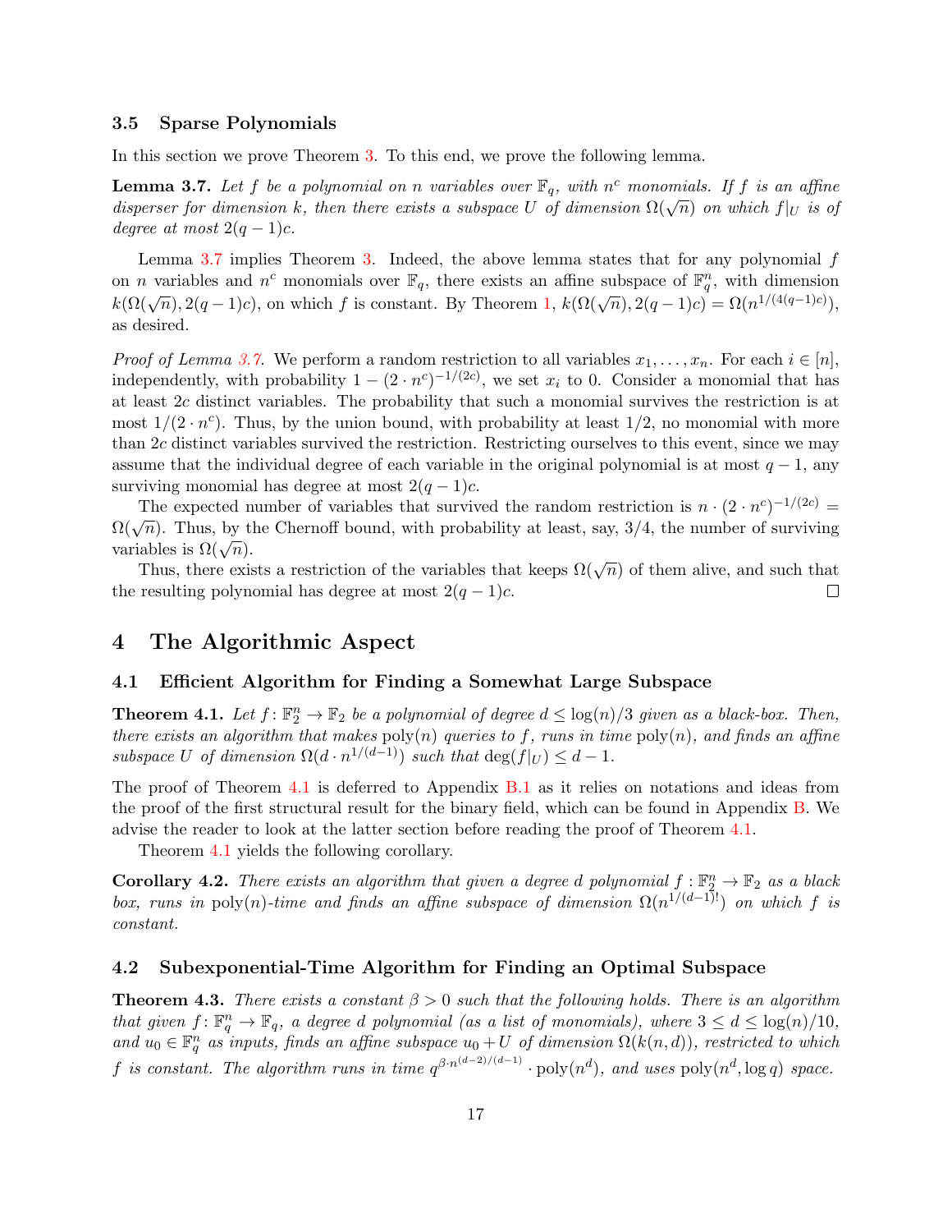### 3.5 Sparse Polynomials

In this section we prove Theorem 3. To this end, we prove the following lemma.

**Lemma 3.7.** *Let $f$ be a polynomial on $n$ variables over $\mathbb{F}_q$, with $n^c$ monomials. If $f$ is an affine disperser for dimension $k$, then there exists a subspace $U$ of dimension $\Omega(\sqrt{n})$ on which $f|_U$ is of degree at most $2(q-1)c$.*

Lemma 3.7 implies Theorem 3. Indeed, the above lemma states that for any polynomial $f$ on $n$ variables and $n^c$ monomials over $\mathbb{F}_q$, there exists an affine subspace of $\mathbb{F}_q^n$, with dimension $k(\Omega(\sqrt{n}), 2(q-1)c)$, on which $f$ is constant. By Theorem 1, $k(\Omega(\sqrt{n}), 2(q-1)c) = \Omega(n^{1/(4(q-1)c)})$, as desired.

*Proof of Lemma 3.7.* We perform a random restriction to all variables $x_1, \ldots, x_n$. For each $i \in [n]$, independently, with probability $1 - (2 \cdot n^c)^{-1/(2c)}$, we set $x_i$ to 0. Consider a monomial that has at least $2c$ distinct variables. The probability that such a monomial survives the restriction is at most $1/(2 \cdot n^c)$. Thus, by the union bound, with probability at least $1/2$, no monomial with more than $2c$ distinct variables survived the restriction. Restricting ourselves to this event, since we may assume that the individual degree of each variable in the original polynomial is at most $q-1$, any surviving monomial has degree at most $2(q-1)c$.

The expected number of variables that survived the random restriction is $n \cdot (2 \cdot n^c)^{-1/(2c)} = \Omega(\sqrt{n})$. Thus, by the Chernoff bound, with probability at least, say, $3/4$, the number of surviving variables is $\Omega(\sqrt{n})$.

Thus, there exists a restriction of the variables that keeps $\Omega(\sqrt{n})$ of them alive, and such that the resulting polynomial has degree at most $2(q-1)c$. □

# 4 The Algorithmic Aspect

### 4.1 Efficient Algorithm for Finding a Somewhat Large Subspace

**Theorem 4.1.** *Let $f \colon \mathbb{F}_2^n \to \mathbb{F}_2$ be a polynomial of degree $d \le \log(n)/3$ given as a black-box. Then, there exists an algorithm that makes $\mathrm{poly}(n)$ queries to $f$, runs in time $\mathrm{poly}(n)$, and finds an affine subspace $U$ of dimension $\Omega(d \cdot n^{1/(d-1)})$ such that $\deg(f|_U) \le d-1$.*

The proof of Theorem 4.1 is deferred to Appendix B.1 as it relies on notations and ideas from the proof of the first structural result for the binary field, which can be found in Appendix B. We advise the reader to look at the latter section before reading the proof of Theorem 4.1.

Theorem 4.1 yields the following corollary.

**Corollary 4.2.** *There exists an algorithm that given a degree $d$ polynomial $f : \mathbb{F}_2^n \to \mathbb{F}_2$ as a black box, runs in $\mathrm{poly}(n)$-time and finds an affine subspace of dimension $\Omega(n^{1/(d-1)!})$ on which $f$ is constant.*

### 4.2 Subexponential-Time Algorithm for Finding an Optimal Subspace

**Theorem 4.3.** *There exists a constant $\beta > 0$ such that the following holds. There is an algorithm that given $f \colon \mathbb{F}_q^n \to \mathbb{F}_q$, a degree $d$ polynomial (as a list of monomials), where $3 \le d \le \log(n)/10$, and $u_0 \in \mathbb{F}_q^n$ as inputs, finds an affine subspace $u_0 + U$ of dimension $\Omega(k(n,d))$, restricted to which $f$ is constant. The algorithm runs in time $q^{\beta \cdot n^{(d-2)/(d-1)}} \cdot \mathrm{poly}(n^d)$, and uses $\mathrm{poly}(n^d, \log q)$ space.*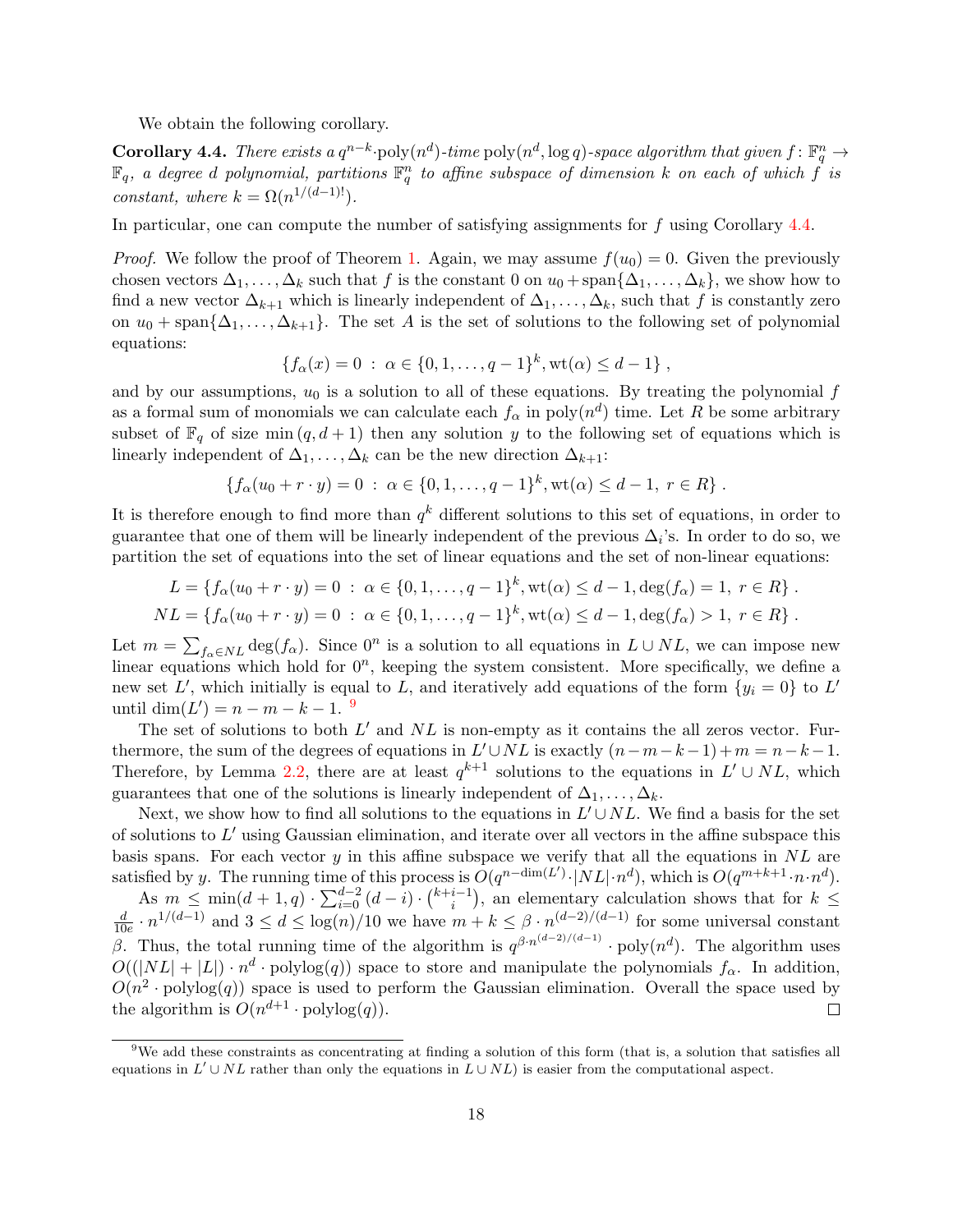We obtain the following corollary.

**Corollary 4.4.** *There exists a $q^{n-k}\cdot\mathrm{poly}(n^d)$-time $\mathrm{poly}(n^d, \log q)$-space algorithm that given $f\colon \mathbb{F}_q^n \to \mathbb{F}_q$, a degree $d$ polynomial, partitions $\mathbb{F}_q^n$ to affine subspace of dimension $k$ on each of which $f$ is constant, where $k = \Omega(n^{1/(d-1)!})$.*

In particular, one can compute the number of satisfying assignments for $f$ using Corollary 4.4.

*Proof.* We follow the proof of Theorem 1. Again, we may assume $f(u_0) = 0$. Given the previously chosen vectors $\Delta_1, \dots, \Delta_k$ such that $f$ is the constant 0 on $u_0 + \mathrm{span}\{\Delta_1, \dots, \Delta_k\}$, we show how to find a new vector $\Delta_{k+1}$ which is linearly independent of $\Delta_1, \dots, \Delta_k$, such that $f$ is constantly zero on $u_0 + \mathrm{span}\{\Delta_1, \dots, \Delta_{k+1}\}$. The set $A$ is the set of solutions to the following set of polynomial equations:

$$\{f_\alpha(x) = 0 \;:\; \alpha \in \{0, 1, \dots, q-1\}^k, \mathrm{wt}(\alpha) \leq d-1\}\,,$$

and by our assumptions, $u_0$ is a solution to all of these equations. By treating the polynomial $f$ as a formal sum of monomials we can calculate each $f_\alpha$ in $\mathrm{poly}(n^d)$ time. Let $R$ be some arbitrary subset of $\mathbb{F}_q$ of size $\min(q, d+1)$ then any solution $y$ to the following set of equations which is linearly independent of $\Delta_1, \dots, \Delta_k$ can be the new direction $\Delta_{k+1}$:

$$\{f_\alpha(u_0 + r\cdot y) = 0 \;:\; \alpha \in \{0, 1, \dots, q-1\}^k, \mathrm{wt}(\alpha) \leq d-1,\; r \in R\}\,.$$

It is therefore enough to find more than $q^k$ different solutions to this set of equations, in order to guarantee that one of them will be linearly independent of the previous $\Delta_i$'s. In order to do so, we partition the set of equations into the set of linear equations and the set of non-linear equations:

$$L = \{f_\alpha(u_0 + r\cdot y) = 0 \;:\; \alpha \in \{0, 1, \dots, q-1\}^k, \mathrm{wt}(\alpha) \leq d-1, \deg(f_\alpha) = 1,\; r \in R\}\,.$$
$$NL = \{f_\alpha(u_0 + r\cdot y) = 0 \;:\; \alpha \in \{0, 1, \dots, q-1\}^k, \mathrm{wt}(\alpha) \leq d-1, \deg(f_\alpha) > 1,\; r \in R\}\,.$$

Let $m = \sum_{f_\alpha \in NL} \deg(f_\alpha)$. Since $0^n$ is a solution to all equations in $L \cup NL$, we can impose new linear equations which hold for $0^n$, keeping the system consistent. More specifically, we define a new set $L'$, which initially is equal to $L$, and iteratively add equations of the form $\{y_i = 0\}$ to $L'$ until $\dim(L') = n - m - k - 1$. [9]

The set of solutions to both $L'$ and $NL$ is non-empty as it contains the all zeros vector. Furthermore, the sum of the degrees of equations in $L' \cup NL$ is exactly $(n - m - k - 1) + m = n - k - 1$. Therefore, by Lemma 2.2, there are at least $q^{k+1}$ solutions to the equations in $L' \cup NL$, which guarantees that one of the solutions is linearly independent of $\Delta_1, \dots, \Delta_k$.

Next, we show how to find all solutions to the equations in $L' \cup NL$. We find a basis for the set of solutions to $L'$ using Gaussian elimination, and iterate over all vectors in the affine subspace this basis spans. For each vector $y$ in this affine subspace we verify that all the equations in $NL$ are satisfied by $y$. The running time of this process is $O(q^{n-\dim(L')}\cdot|NL|\cdot n^d)$, which is $O(q^{m+k+1}\cdot n\cdot n^d)$.

As $m \leq \min(d+1, q)\cdot \sum_{i=0}^{d-2}(d-i)\cdot\binom{k+i-1}{i}$, an elementary calculation shows that for $k \leq \frac{d}{10e}\cdot n^{1/(d-1)}$ and $3 \leq d \leq \log(n)/10$ we have $m + k \leq \beta\cdot n^{(d-2)/(d-1)}$ for some universal constant $\beta$. Thus, the total running time of the algorithm is $q^{\beta\cdot n^{(d-2)/(d-1)}}\cdot \mathrm{poly}(n^d)$. The algorithm uses $O((|NL| + |L|)\cdot n^d \cdot \mathrm{polylog}(q))$ space to store and manipulate the polynomials $f_\alpha$. In addition, $O(n^2\cdot\mathrm{polylog}(q))$ space is used to perform the Gaussian elimination. Overall the space used by the algorithm is $O(n^{d+1}\cdot\mathrm{polylog}(q))$. $\square$

[9] We add these constraints as concentrating at finding a solution of this form (that is, a solution that satisfies all equations in $L' \cup NL$ rather than only the equations in $L \cup NL$) is easier from the computational aspect.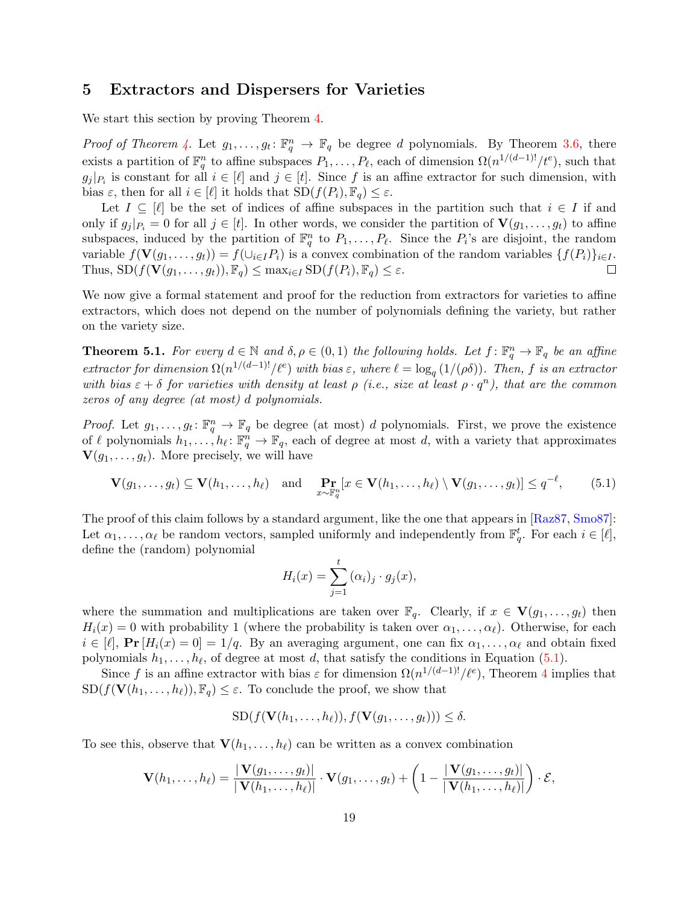## 5 Extractors and Dispersers for Varieties

We start this section by proving Theorem 4.

*Proof of Theorem 4.* Let $g_1, \ldots, g_t \colon \mathbb{F}_q^n \to \mathbb{F}_q$ be degree $d$ polynomials. By Theorem 3.6, there exists a partition of $\mathbb{F}_q^n$ to affine subspaces $P_1, \ldots, P_\ell$, each of dimension $\Omega(n^{1/(d-1)!}/t^e)$, such that $g_j|_{P_i}$ is constant for all $i \in [\ell]$ and $j \in [t]$. Since $f$ is an affine extractor for such dimension, with bias $\varepsilon$, then for all $i \in [\ell]$ it holds that $\mathrm{SD}(f(P_i), \mathbb{F}_q) \le \varepsilon$.

Let $I \subseteq [\ell]$ be the set of indices of affine subspaces in the partition such that $i \in I$ if and only if $g_j|_{P_i} = 0$ for all $j \in [t]$. In other words, we consider the partition of $\mathbf{V}(g_1, \ldots, g_t)$ to affine subspaces, induced by the partition of $\mathbb{F}_q^n$ to $P_1, \ldots, P_\ell$. Since the $P_i$'s are disjoint, the random variable $f(\mathbf{V}(g_1, \ldots, g_t)) = f(\cup_{i \in I} P_i)$ is a convex combination of the random variables $\{f(P_i)\}_{i \in I}$. Thus, $\mathrm{SD}(f(\mathbf{V}(g_1, \ldots, g_t)), \mathbb{F}_q) \le \max_{i \in I} \mathrm{SD}(f(P_i), \mathbb{F}_q) \le \varepsilon$. ◻

We now give a formal statement and proof for the reduction from extractors for varieties to affine extractors, which does not depend on the number of polynomials defining the variety, but rather on the variety size.

**Theorem 5.1.** *For every $d \in \mathbb{N}$ and $\delta, \rho \in (0,1)$ the following holds. Let $f \colon \mathbb{F}_q^n \to \mathbb{F}_q$ be an affine extractor for dimension $\Omega(n^{1/(d-1)!}/\ell^e)$ with bias $\varepsilon$, where $\ell = \log_q(1/(\rho\delta))$. Then, $f$ is an extractor with bias $\varepsilon + \delta$ for varieties with density at least $\rho$ (i.e., size at least $\rho \cdot q^n$), that are the common zeros of any degree (at most) $d$ polynomials.*

*Proof.* Let $g_1, \ldots, g_t \colon \mathbb{F}_q^n \to \mathbb{F}_q$ be degree (at most) $d$ polynomials. First, we prove the existence of $\ell$ polynomials $h_1, \ldots, h_\ell \colon \mathbb{F}_q^n \to \mathbb{F}_q$, each of degree at most $d$, with a variety that approximates $\mathbf{V}(g_1, \ldots, g_t)$. More precisely, we will have

$$\mathbf{V}(g_1, \ldots, g_t) \subseteq \mathbf{V}(h_1, \ldots, h_\ell) \quad \text{and} \quad \Pr_{x \sim \mathbb{F}_q^n}[x \in \mathbf{V}(h_1, \ldots, h_\ell) \setminus \mathbf{V}(g_1, \ldots, g_t)] \le q^{-\ell}, \tag{5.1}$$

The proof of this claim follows by a standard argument, like the one that appears in [Raz87, Smo87]: Let $\alpha_1, \ldots, \alpha_\ell$ be random vectors, sampled uniformly and independently from $\mathbb{F}_q^t$. For each $i \in [\ell]$, define the (random) polynomial

$$H_i(x) = \sum_{j=1}^{t} (\alpha_i)_j \cdot g_j(x),$$

where the summation and multiplications are taken over $\mathbb{F}_q$. Clearly, if $x \in \mathbf{V}(g_1, \ldots, g_t)$ then $H_i(x) = 0$ with probability 1 (where the probability is taken over $\alpha_1, \ldots, \alpha_\ell$). Otherwise, for each $i \in [\ell]$, $\mathbf{Pr}[H_i(x) = 0] = 1/q$. By an averaging argument, one can fix $\alpha_1, \ldots, \alpha_\ell$ and obtain fixed polynomials $h_1, \ldots, h_\ell$, of degree at most $d$, that satisfy the conditions in Equation (5.1).

Since $f$ is an affine extractor with bias $\varepsilon$ for dimension $\Omega(n^{1/(d-1)!}/\ell^e)$, Theorem 4 implies that $\mathrm{SD}(f(\mathbf{V}(h_1, \ldots, h_\ell)), \mathbb{F}_q) \le \varepsilon$. To conclude the proof, we show that

$$\mathrm{SD}(f(\mathbf{V}(h_1, \ldots, h_\ell)), f(\mathbf{V}(g_1, \ldots, g_t))) \le \delta.$$

To see this, observe that $\mathbf{V}(h_1, \ldots, h_\ell)$ can be written as a convex combination

$$\mathbf{V}(h_1, \ldots, h_\ell) = \frac{|\mathbf{V}(g_1, \ldots, g_t)|}{|\mathbf{V}(h_1, \ldots, h_\ell)|} \cdot \mathbf{V}(g_1, \ldots, g_t) + \left(1 - \frac{|\mathbf{V}(g_1, \ldots, g_t)|}{|\mathbf{V}(h_1, \ldots, h_\ell)|}\right) \cdot \mathcal{E},$$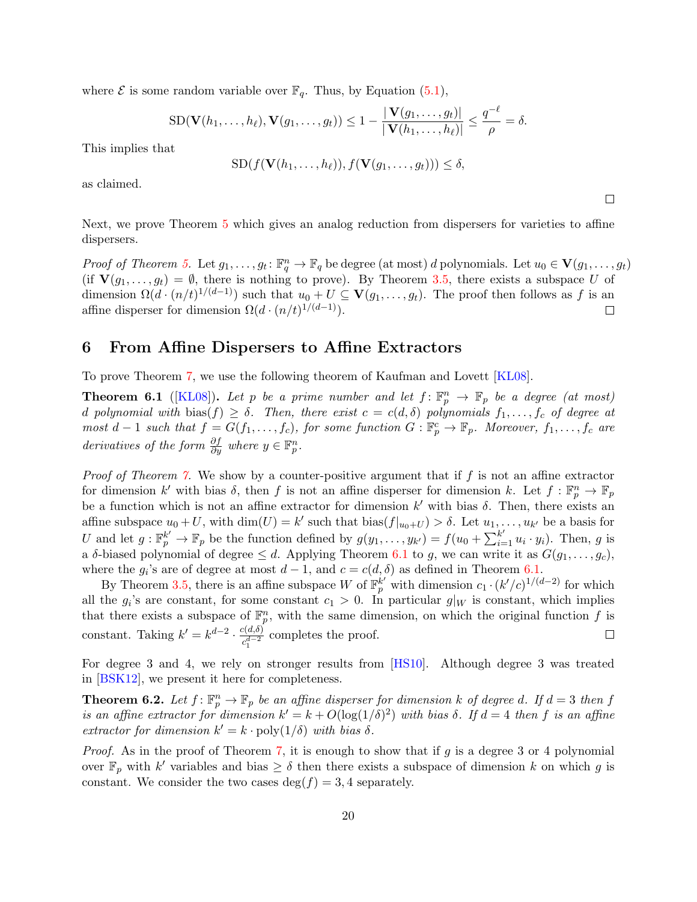where $\mathcal{E}$ is some random variable over $\mathbb{F}_q$. Thus, by Equation (5.1),

$$\mathrm{SD}(\mathbf{V}(h_1,\ldots,h_\ell),\mathbf{V}(g_1,\ldots,g_t)) \le 1 - \frac{|\mathbf{V}(g_1,\ldots,g_t)|}{|\mathbf{V}(h_1,\ldots,h_\ell)|} \le \frac{q^{-\ell}}{\rho} = \delta.$$

This implies that

$$\mathrm{SD}(f(\mathbf{V}(h_1,\ldots,h_\ell)), f(\mathbf{V}(g_1,\ldots,g_t))) \le \delta,$$

as claimed.

□

Next, we prove Theorem 5 which gives an analog reduction from dispersers for varieties to affine dispersers.

*Proof of Theorem 5.* Let $g_1,\ldots,g_t\colon \mathbb{F}_q^n \to \mathbb{F}_q$ be degree (at most) $d$ polynomials. Let $u_0 \in \mathbf{V}(g_1,\ldots,g_t)$ (if $\mathbf{V}(g_1,\ldots,g_t) = \emptyset$, there is nothing to prove). By Theorem 3.5, there exists a subspace $U$ of dimension $\Omega(d\cdot(n/t)^{1/(d-1)})$ such that $u_0 + U \subseteq \mathbf{V}(g_1,\ldots,g_t)$. The proof then follows as $f$ is an affine disperser for dimension $\Omega(d\cdot(n/t)^{1/(d-1)})$. □

## 6 From Affine Dispersers to Affine Extractors

To prove Theorem 7, we use the following theorem of Kaufman and Lovett [KL08].

**Theorem 6.1** ([KL08]). *Let $p$ be a prime number and let $f\colon \mathbb{F}_p^n \to \mathbb{F}_p$ be a degree (at most) $d$ polynomial with $\mathrm{bias}(f) \ge \delta$. Then, there exist $c = c(d,\delta)$ polynomials $f_1,\ldots,f_c$ of degree at most $d-1$ such that $f = G(f_1,\ldots,f_c)$, for some function $G : \mathbb{F}_p^c \to \mathbb{F}_p$. Moreover, $f_1,\ldots,f_c$ are derivatives of the form $\frac{\partial f}{\partial y}$ where $y \in \mathbb{F}_p^n$.*

*Proof of Theorem 7.* We show by a counter-positive argument that if $f$ is not an affine extractor for dimension $k'$ with bias $\delta$, then $f$ is not an affine disperser for dimension $k$. Let $f : \mathbb{F}_p^n \to \mathbb{F}_p$ be a function which is not an affine extractor for dimension $k'$ with bias $\delta$. Then, there exists an affine subspace $u_0 + U$, with $\dim(U) = k'$ such that $\mathrm{bias}(f|_{u_0+U}) > \delta$. Let $u_1,\ldots,u_{k'}$ be a basis for $U$ and let $g : \mathbb{F}_p^{k'} \to \mathbb{F}_p$ be the function defined by $g(y_1,\ldots,y_{k'}) = f(u_0 + \sum_{i=1}^{k'} u_i\cdot y_i)$. Then, $g$ is a $\delta$-biased polynomial of degree $\le d$. Applying Theorem 6.1 to $g$, we can write it as $G(g_1,\ldots,g_c)$, where the $g_i$'s are of degree at most $d-1$, and $c = c(d,\delta)$ as defined in Theorem 6.1.

By Theorem 3.5, there is an affine subspace $W$ of $\mathbb{F}_p^{k'}$ with dimension $c_1\cdot(k'/c)^{1/(d-2)}$ for which all the $g_i$'s are constant, for some constant $c_1 > 0$. In particular $g|_W$ is constant, which implies that there exists a subspace of $\mathbb{F}_p^n$, with the same dimension, on which the original function $f$ is constant. Taking $k' = k^{d-2}\cdot\frac{c(d,\delta)}{c_1^{d-2}}$ completes the proof. □

For degree 3 and 4, we rely on stronger results from [HS10]. Although degree 3 was treated in [BSK12], we present it here for completeness.

**Theorem 6.2.** *Let $f\colon \mathbb{F}_p^n \to \mathbb{F}_p$ be an affine disperser for dimension $k$ of degree $d$. If $d = 3$ then $f$ is an affine extractor for dimension $k' = k + O(\log(1/\delta)^2)$ with bias $\delta$. If $d = 4$ then $f$ is an affine extractor for dimension $k' = k\cdot\mathrm{poly}(1/\delta)$ with bias $\delta$.*

*Proof.* As in the proof of Theorem 7, it is enough to show that if $g$ is a degree 3 or 4 polynomial over $\mathbb{F}_p$ with $k'$ variables and bias $\ge \delta$ then there exists a subspace of dimension $k$ on which $g$ is constant. We consider the two cases $\deg(f) = 3, 4$ separately.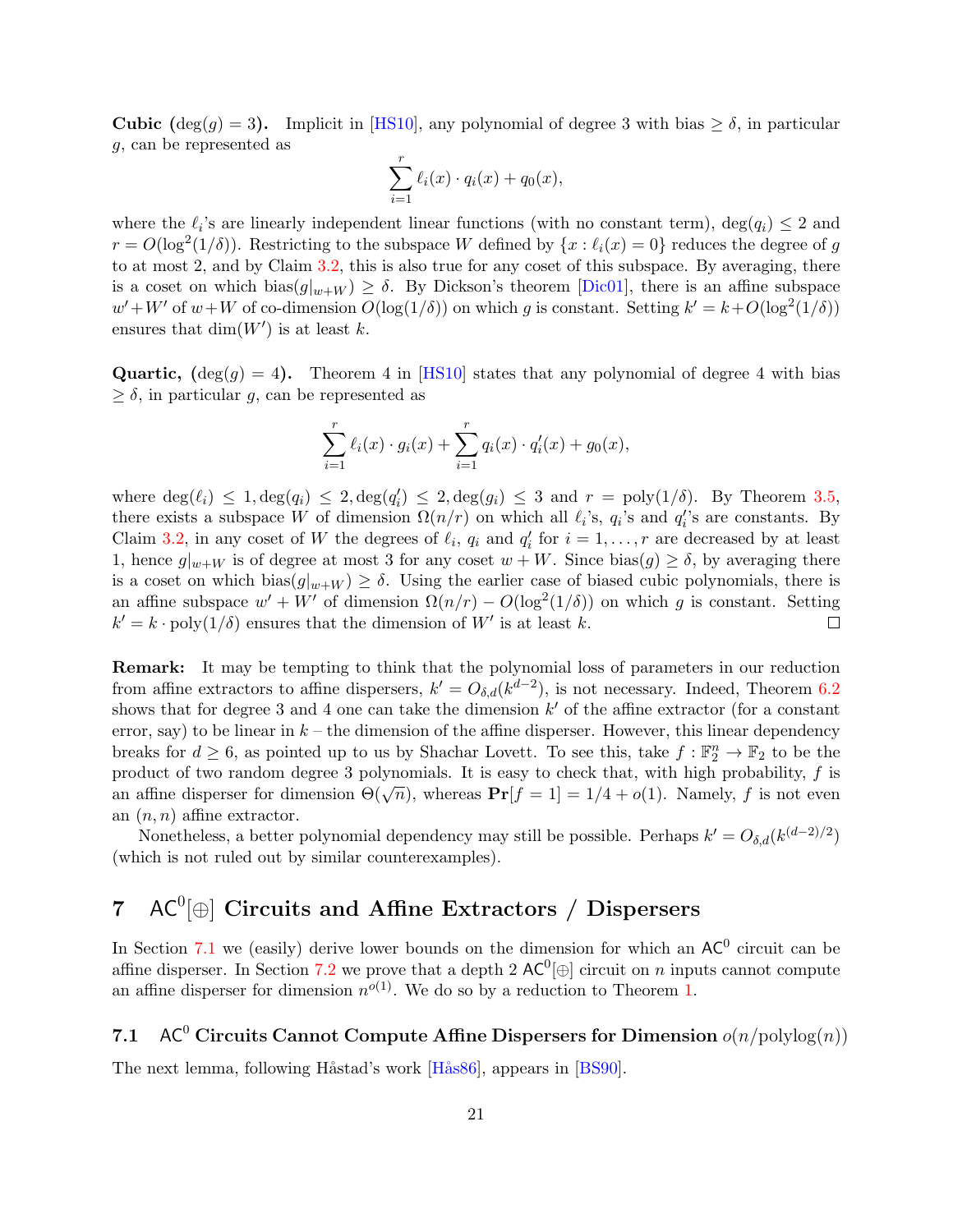**Cubic** $(\deg(g) = 3)$**.** Implicit in [HS10], any polynomial of degree 3 with bias $\geq \delta$, in particular $g$, can be represented as

$$\sum_{i=1}^{r} \ell_i(x) \cdot q_i(x) + q_0(x),$$

where the $\ell_i$'s are linearly independent linear functions (with no constant term), $\deg(q_i) \leq 2$ and $r = O(\log^2(1/\delta))$. Restricting to the subspace $W$ defined by $\{x : \ell_i(x) = 0\}$ reduces the degree of $g$ to at most 2, and by Claim 3.2, this is also true for any coset of this subspace. By averaging, there is a coset on which $\text{bias}(g|_{w+W}) \geq \delta$. By Dickson's theorem [Dic01], there is an affine subspace $w' + W'$ of $w + W$ of co-dimension $O(\log(1/\delta))$ on which $g$ is constant. Setting $k' = k + O(\log^2(1/\delta))$ ensures that $\dim(W')$ is at least $k$.

**Quartic,** $(\deg(g) = 4)$**.** Theorem 4 in [HS10] states that any polynomial of degree 4 with bias $\geq \delta$, in particular $g$, can be represented as

$$\sum_{i=1}^{r} \ell_i(x) \cdot g_i(x) + \sum_{i=1}^{r} q_i(x) \cdot q_i'(x) + g_0(x),$$

where $\deg(\ell_i) \leq 1, \deg(q_i) \leq 2, \deg(q_i') \leq 2, \deg(g_i) \leq 3$ and $r = \text{poly}(1/\delta)$. By Theorem 3.5, there exists a subspace $W$ of dimension $\Omega(n/r)$ on which all $\ell_i$'s, $q_i$'s and $q_i'$'s are constants. By Claim 3.2, in any coset of $W$ the degrees of $\ell_i$, $q_i$ and $q_i'$ for $i = 1, \ldots, r$ are decreased by at least 1, hence $g|_{w+W}$ is of degree at most 3 for any coset $w + W$. Since $\text{bias}(g) \geq \delta$, by averaging there is a coset on which $\text{bias}(g|_{w+W}) \geq \delta$. Using the earlier case of biased cubic polynomials, there is an affine subspace $w' + W'$ of dimension $\Omega(n/r) - O(\log^2(1/\delta))$ on which $g$ is constant. Setting $k' = k \cdot \text{poly}(1/\delta)$ ensures that the dimension of $W'$ is at least $k$. □

**Remark:** It may be tempting to think that the polynomial loss of parameters in our reduction from affine extractors to affine dispersers, $k' = O_{\delta,d}(k^{d-2})$, is not necessary. Indeed, Theorem 6.2 shows that for degree 3 and 4 one can take the dimension $k'$ of the affine extractor (for a constant error, say) to be linear in $k$ – the dimension of the affine disperser. However, this linear dependency breaks for $d \geq 6$, as pointed up to us by Shachar Lovett. To see this, take $f : \mathbb{F}_2^n \to \mathbb{F}_2$ to be the product of two random degree 3 polynomials. It is easy to check that, with high probability, $f$ is an affine disperser for dimension $\Theta(\sqrt{n})$, whereas $\mathbf{Pr}[f = 1] = 1/4 + o(1)$. Namely, $f$ is not even an $(n, n)$ affine extractor.

Nonetheless, a better polynomial dependency may still be possible. Perhaps $k' = O_{\delta,d}(k^{(d-2)/2})$ (which is not ruled out by similar counterexamples).

# 7 $\mathsf{AC}^0[\oplus]$ Circuits and Affine Extractors / Dispersers

In Section 7.1 we (easily) derive lower bounds on the dimension for which an $\mathsf{AC}^0$ circuit can be affine disperser. In Section 7.2 we prove that a depth 2 $\mathsf{AC}^0[\oplus]$ circuit on $n$ inputs cannot compute an affine disperser for dimension $n^{o(1)}$. We do so by a reduction to Theorem 1.

## 7.1 $\mathsf{AC}^0$ Circuits Cannot Compute Affine Dispersers for Dimension $o(n/\text{polylog}(n))$

The next lemma, following Håstad's work [Hås86], appears in [BS90].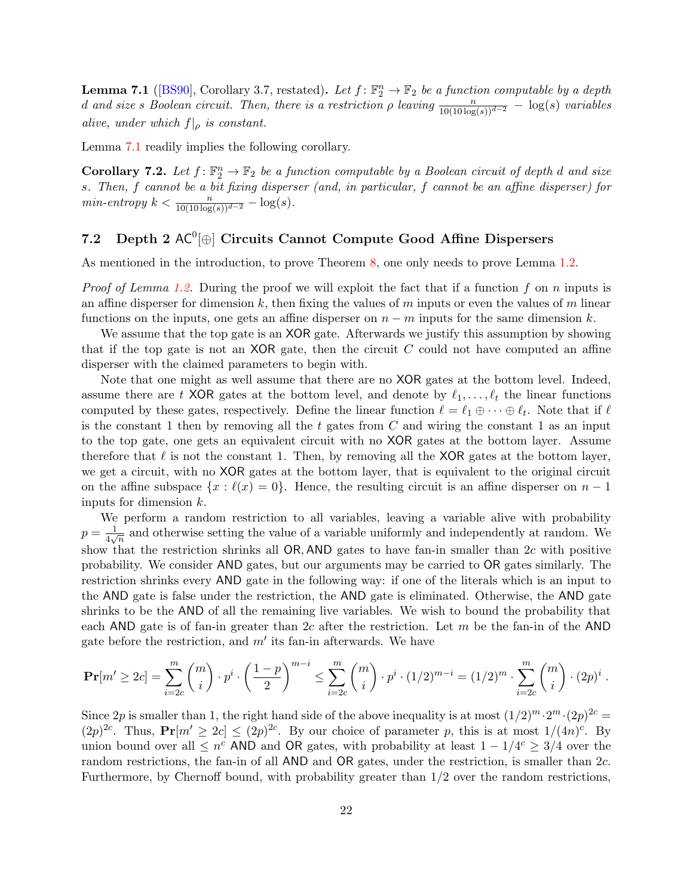**Lemma 7.1** ([BS90], Corollary 3.7, restated)**.** *Let $f\colon \mathbb{F}_2^n \to \mathbb{F}_2$ be a function computable by a depth $d$ and size $s$ Boolean circuit. Then, there is a restriction $\rho$ leaving $\frac{n}{10(10\log(s))^{d-2}} - \log(s)$ variables alive, under which $f|_\rho$ is constant.*

Lemma 7.1 readily implies the following corollary.

**Corollary 7.2.** *Let $f\colon \mathbb{F}_2^n \to \mathbb{F}_2$ be a function computable by a Boolean circuit of depth $d$ and size $s$. Then, $f$ cannot be a bit fixing disperser (and, in particular, $f$ cannot be an affine disperser) for min-entropy $k < \frac{n}{10(10\log(s))^{d-2}} - \log(s)$.*

## 7.2 Depth 2 $\mathsf{AC}^0[\oplus]$ Circuits Cannot Compute Good Affine Dispersers

As mentioned in the introduction, to prove Theorem 8, one only needs to prove Lemma 1.2.

*Proof of Lemma 1.2.* During the proof we will exploit the fact that if a function $f$ on $n$ inputs is an affine disperser for dimension $k$, then fixing the values of $m$ inputs or even the values of $m$ linear functions on the inputs, one gets an affine disperser on $n-m$ inputs for the same dimension $k$.

We assume that the top gate is an $\mathsf{XOR}$ gate. Afterwards we justify this assumption by showing that if the top gate is not an $\mathsf{XOR}$ gate, then the circuit $C$ could not have computed an affine disperser with the claimed parameters to begin with.

Note that one might as well assume that there are no $\mathsf{XOR}$ gates at the bottom level. Indeed, assume there are $t$ $\mathsf{XOR}$ gates at the bottom level, and denote by $\ell_1, \ldots, \ell_t$ the linear functions computed by these gates, respectively. Define the linear function $\ell = \ell_1 \oplus \cdots \oplus \ell_t$. Note that if $\ell$ is the constant 1 then by removing all the $t$ gates from $C$ and wiring the constant 1 as an input to the top gate, one gets an equivalent circuit with no $\mathsf{XOR}$ gates at the bottom layer. Assume therefore that $\ell$ is not the constant 1. Then, by removing all the $\mathsf{XOR}$ gates at the bottom layer, we get a circuit, with no $\mathsf{XOR}$ gates at the bottom layer, that is equivalent to the original circuit on the affine subspace $\{x : \ell(x) = 0\}$. Hence, the resulting circuit is an affine disperser on $n-1$ inputs for dimension $k$.

We perform a random restriction to all variables, leaving a variable alive with probability $p = \frac{1}{4\sqrt{n}}$ and otherwise setting the value of a variable uniformly and independently at random. We show that the restriction shrinks all $\mathsf{OR}, \mathsf{AND}$ gates to have fan-in smaller than $2c$ with positive probability. We consider $\mathsf{AND}$ gates, but our arguments may be carried to $\mathsf{OR}$ gates similarly. The restriction shrinks every $\mathsf{AND}$ gate in the following way: if one of the literals which is an input to the $\mathsf{AND}$ gate is false under the restriction, the $\mathsf{AND}$ gate is eliminated. Otherwise, the $\mathsf{AND}$ gate shrinks to be the $\mathsf{AND}$ of all the remaining live variables. We wish to bound the probability that each $\mathsf{AND}$ gate is of fan-in greater than $2c$ after the restriction. Let $m$ be the fan-in of the $\mathsf{AND}$ gate before the restriction, and $m'$ its fan-in afterwards. We have

$$\mathbf{Pr}[m' \geq 2c] = \sum_{i=2c}^{m} \binom{m}{i} \cdot p^i \cdot \left(\frac{1-p}{2}\right)^{m-i} \leq \sum_{i=2c}^{m} \binom{m}{i} \cdot p^i \cdot (1/2)^{m-i} = (1/2)^m \cdot \sum_{i=2c}^{m} \binom{m}{i} \cdot (2p)^i .$$

Since $2p$ is smaller than 1, the right hand side of the above inequality is at most $(1/2)^m \cdot 2^m \cdot (2p)^{2c} = (2p)^{2c}$. Thus, $\mathbf{Pr}[m' \geq 2c] \leq (2p)^{2c}$. By our choice of parameter $p$, this is at most $1/(4n)^c$. By union bound over all $\leq n^c$ $\mathsf{AND}$ and $\mathsf{OR}$ gates, with probability at least $1 - 1/4^c \geq 3/4$ over the random restrictions, the fan-in of all $\mathsf{AND}$ and $\mathsf{OR}$ gates, under the restriction, is smaller than $2c$. Furthermore, by Chernoff bound, with probability greater than $1/2$ over the random restrictions,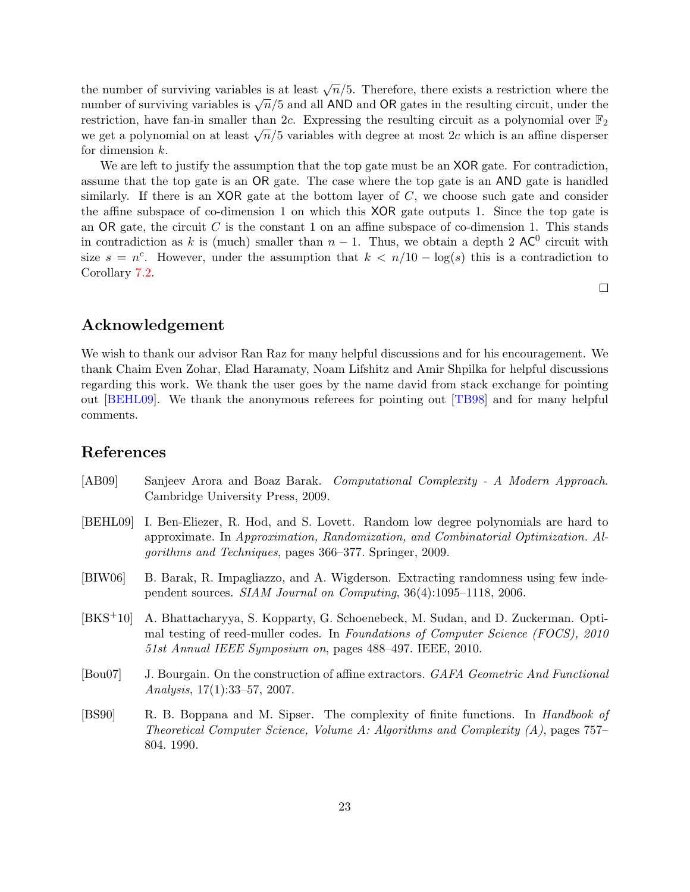the number of surviving variables is at least $\sqrt{n}/5$. Therefore, there exists a restriction where the number of surviving variables is $\sqrt{n}/5$ and all AND and OR gates in the resulting circuit, under the restriction, have fan-in smaller than $2c$. Expressing the resulting circuit as a polynomial over $\mathbb{F}_2$ we get a polynomial on at least $\sqrt{n}/5$ variables with degree at most $2c$ which is an affine disperser for dimension $k$.

We are left to justify the assumption that the top gate must be an XOR gate. For contradiction, assume that the top gate is an OR gate. The case where the top gate is an AND gate is handled similarly. If there is an XOR gate at the bottom layer of $C$, we choose such gate and consider the affine subspace of co-dimension 1 on which this XOR gate outputs 1. Since the top gate is an OR gate, the circuit $C$ is the constant 1 on an affine subspace of co-dimension 1. This stands in contradiction as $k$ is (much) smaller than $n-1$. Thus, we obtain a depth 2 $\mathsf{AC}^0$ circuit with size $s = n^c$. However, under the assumption that $k < n/10 - \log(s)$ this is a contradiction to Corollary 7.2.

□

## Acknowledgement

We wish to thank our advisor Ran Raz for many helpful discussions and for his encouragement. We thank Chaim Even Zohar, Elad Haramaty, Noam Lifshitz and Amir Shpilka for helpful discussions regarding this work. We thank the user goes by the name david from stack exchange for pointing out [BEHL09]. We thank the anonymous referees for pointing out [TB98] and for many helpful comments.

## References

[AB09] Sanjeev Arora and Boaz Barak. *Computational Complexity - A Modern Approach*. Cambridge University Press, 2009.

[BEHL09] I. Ben-Eliezer, R. Hod, and S. Lovett. Random low degree polynomials are hard to approximate. In *Approximation, Randomization, and Combinatorial Optimization. Algorithms and Techniques*, pages 366–377. Springer, 2009.

[BIW06] B. Barak, R. Impagliazzo, and A. Wigderson. Extracting randomness using few independent sources. *SIAM Journal on Computing*, 36(4):1095–1118, 2006.

[BKS+10] A. Bhattacharyya, S. Kopparty, G. Schoenebeck, M. Sudan, and D. Zuckerman. Optimal testing of reed-muller codes. In *Foundations of Computer Science (FOCS), 2010 51st Annual IEEE Symposium on*, pages 488–497. IEEE, 2010.

[Bou07] J. Bourgain. On the construction of affine extractors. *GAFA Geometric And Functional Analysis*, 17(1):33–57, 2007.

[BS90] R. B. Boppana and M. Sipser. The complexity of finite functions. In *Handbook of Theoretical Computer Science, Volume A: Algorithms and Complexity (A)*, pages 757–804. 1990.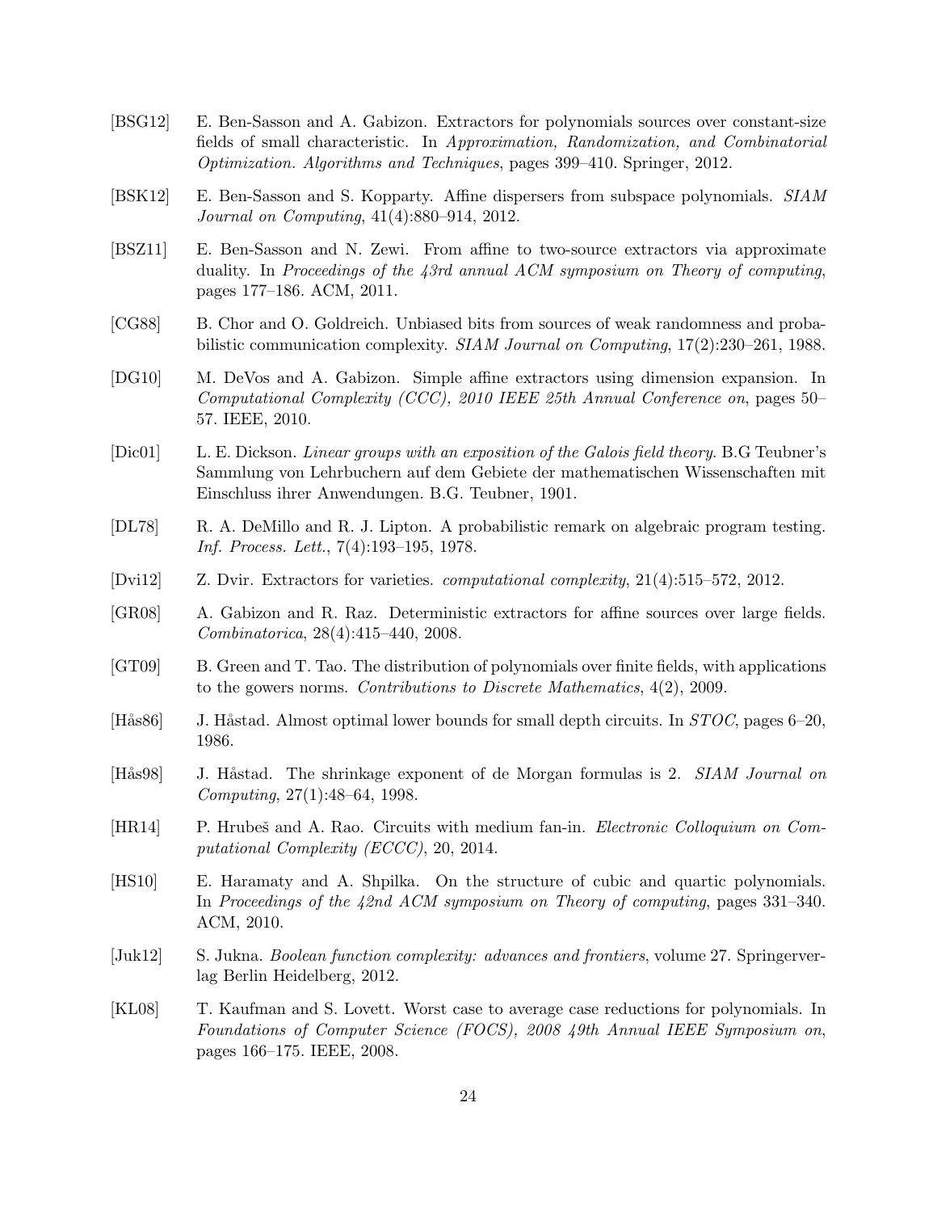[BSG12] E. Ben-Sasson and A. Gabizon. Extractors for polynomials sources over constant-size fields of small characteristic. In *Approximation, Randomization, and Combinatorial Optimization. Algorithms and Techniques*, pages 399–410. Springer, 2012.

[BSK12] E. Ben-Sasson and S. Kopparty. Affine dispersers from subspace polynomials. *SIAM Journal on Computing*, 41(4):880–914, 2012.

[BSZ11] E. Ben-Sasson and N. Zewi. From affine to two-source extractors via approximate duality. In *Proceedings of the 43rd annual ACM symposium on Theory of computing*, pages 177–186. ACM, 2011.

[CG88] B. Chor and O. Goldreich. Unbiased bits from sources of weak randomness and probabilistic communication complexity. *SIAM Journal on Computing*, 17(2):230–261, 1988.

[DG10] M. DeVos and A. Gabizon. Simple affine extractors using dimension expansion. In *Computational Complexity (CCC), 2010 IEEE 25th Annual Conference on*, pages 50–57. IEEE, 2010.

[Dic01] L. E. Dickson. *Linear groups with an exposition of the Galois field theory*. B.G Teubner's Sammlung von Lehrbuchern auf dem Gebiete der mathematischen Wissenschaften mit Einschluss ihrer Anwendungen. B.G. Teubner, 1901.

[DL78] R. A. DeMillo and R. J. Lipton. A probabilistic remark on algebraic program testing. *Inf. Process. Lett.*, 7(4):193–195, 1978.

[Dvi12] Z. Dvir. Extractors for varieties. *computational complexity*, 21(4):515–572, 2012.

[GR08] A. Gabizon and R. Raz. Deterministic extractors for affine sources over large fields. *Combinatorica*, 28(4):415–440, 2008.

[GT09] B. Green and T. Tao. The distribution of polynomials over finite fields, with applications to the gowers norms. *Contributions to Discrete Mathematics*, 4(2), 2009.

[Hås86] J. Håstad. Almost optimal lower bounds for small depth circuits. In *STOC*, pages 6–20, 1986.

[Hås98] J. Håstad. The shrinkage exponent of de Morgan formulas is 2. *SIAM Journal on Computing*, 27(1):48–64, 1998.

[HR14] P. Hrubeš and A. Rao. Circuits with medium fan-in. *Electronic Colloquium on Computational Complexity (ECCC)*, 20, 2014.

[HS10] E. Haramaty and A. Shpilka. On the structure of cubic and quartic polynomials. In *Proceedings of the 42nd ACM symposium on Theory of computing*, pages 331–340. ACM, 2010.

[Juk12] S. Jukna. *Boolean function complexity: advances and frontiers*, volume 27. Springerverlag Berlin Heidelberg, 2012.

[KL08] T. Kaufman and S. Lovett. Worst case to average case reductions for polynomials. In *Foundations of Computer Science (FOCS), 2008 49th Annual IEEE Symposium on*, pages 166–175. IEEE, 2008.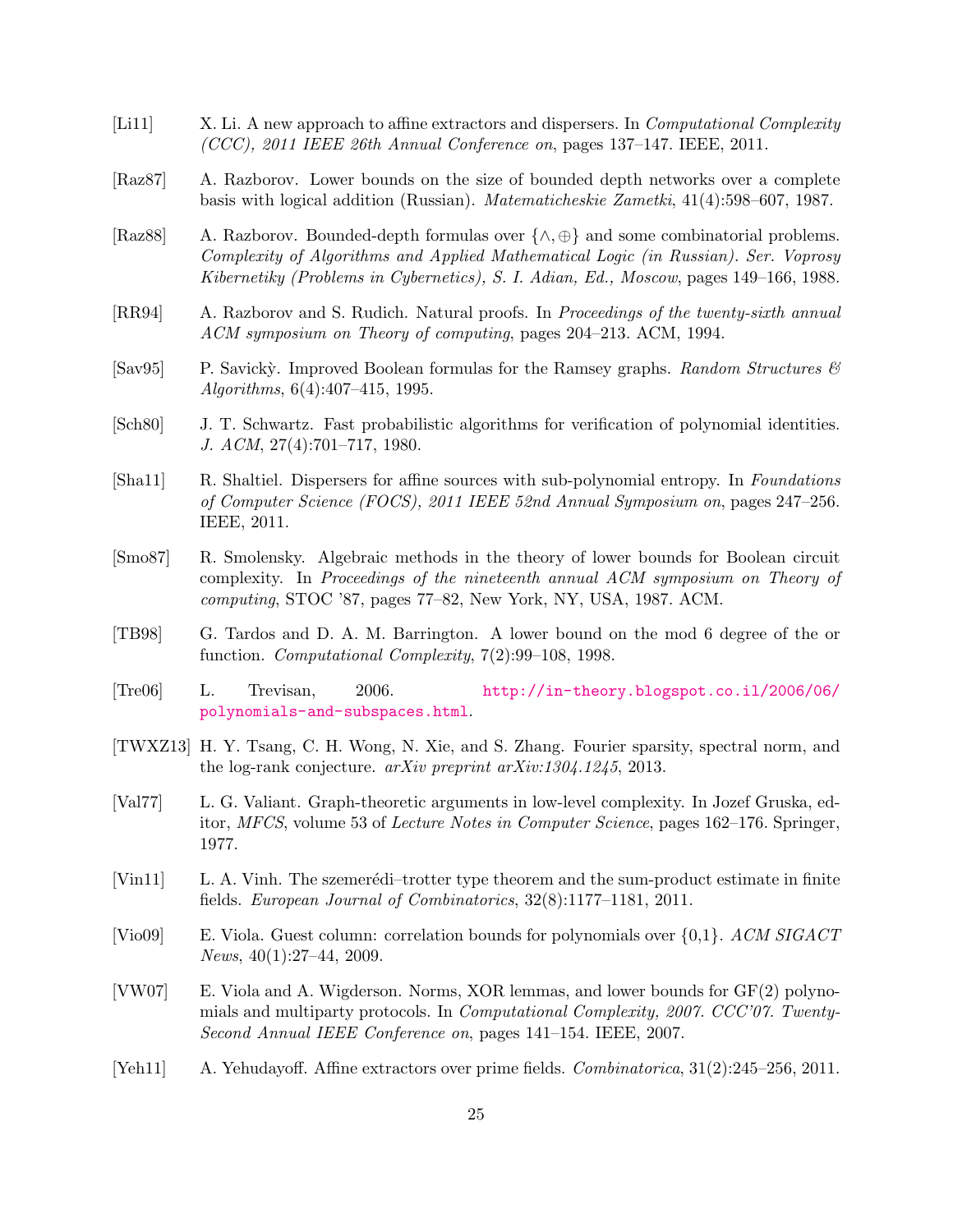[Li11] X. Li. A new approach to affine extractors and dispersers. In *Computational Complexity (CCC), 2011 IEEE 26th Annual Conference on*, pages 137–147. IEEE, 2011.

[Raz87] A. Razborov. Lower bounds on the size of bounded depth networks over a complete basis with logical addition (Russian). *Matematicheskie Zametki*, 41(4):598–607, 1987.

[Raz88] A. Razborov. Bounded-depth formulas over $\{\wedge, \oplus\}$ and some combinatorial problems. *Complexity of Algorithms and Applied Mathematical Logic (in Russian). Ser. Voprosy Kibernetiky (Problems in Cybernetics), S. I. Adian, Ed., Moscow*, pages 149–166, 1988.

[RR94] A. Razborov and S. Rudich. Natural proofs. In *Proceedings of the twenty-sixth annual ACM symposium on Theory of computing*, pages 204–213. ACM, 1994.

[Sav95] P. Savickỳ. Improved Boolean formulas for the Ramsey graphs. *Random Structures & Algorithms*, 6(4):407–415, 1995.

[Sch80] J. T. Schwartz. Fast probabilistic algorithms for verification of polynomial identities. *J. ACM*, 27(4):701–717, 1980.

[Sha11] R. Shaltiel. Dispersers for affine sources with sub-polynomial entropy. In *Foundations of Computer Science (FOCS), 2011 IEEE 52nd Annual Symposium on*, pages 247–256. IEEE, 2011.

[Smo87] R. Smolensky. Algebraic methods in the theory of lower bounds for Boolean circuit complexity. In *Proceedings of the nineteenth annual ACM symposium on Theory of computing*, STOC '87, pages 77–82, New York, NY, USA, 1987. ACM.

[TB98] G. Tardos and D. A. M. Barrington. A lower bound on the mod 6 degree of the or function. *Computational Complexity*, 7(2):99–108, 1998.

[Tre06] L. Trevisan, 2006. http://in-theory.blogspot.co.il/2006/06/polynomials-and-subspaces.html.

[TWXZ13] H. Y. Tsang, C. H. Wong, N. Xie, and S. Zhang. Fourier sparsity, spectral norm, and the log-rank conjecture. *arXiv preprint arXiv:1304.1245*, 2013.

[Val77] L. G. Valiant. Graph-theoretic arguments in low-level complexity. In Jozef Gruska, editor, *MFCS*, volume 53 of *Lecture Notes in Computer Science*, pages 162–176. Springer, 1977.

[Vin11] L. A. Vinh. The szemerédi–trotter type theorem and the sum-product estimate in finite fields. *European Journal of Combinatorics*, 32(8):1177–1181, 2011.

[Vio09] E. Viola. Guest column: correlation bounds for polynomials over {0,1}. *ACM SIGACT News*, 40(1):27–44, 2009.

[VW07] E. Viola and A. Wigderson. Norms, XOR lemmas, and lower bounds for GF(2) polynomials and multiparty protocols. In *Computational Complexity, 2007. CCC'07. Twenty-Second Annual IEEE Conference on*, pages 141–154. IEEE, 2007.

[Yeh11] A. Yehudayoff. Affine extractors over prime fields. *Combinatorica*, 31(2):245–256, 2011.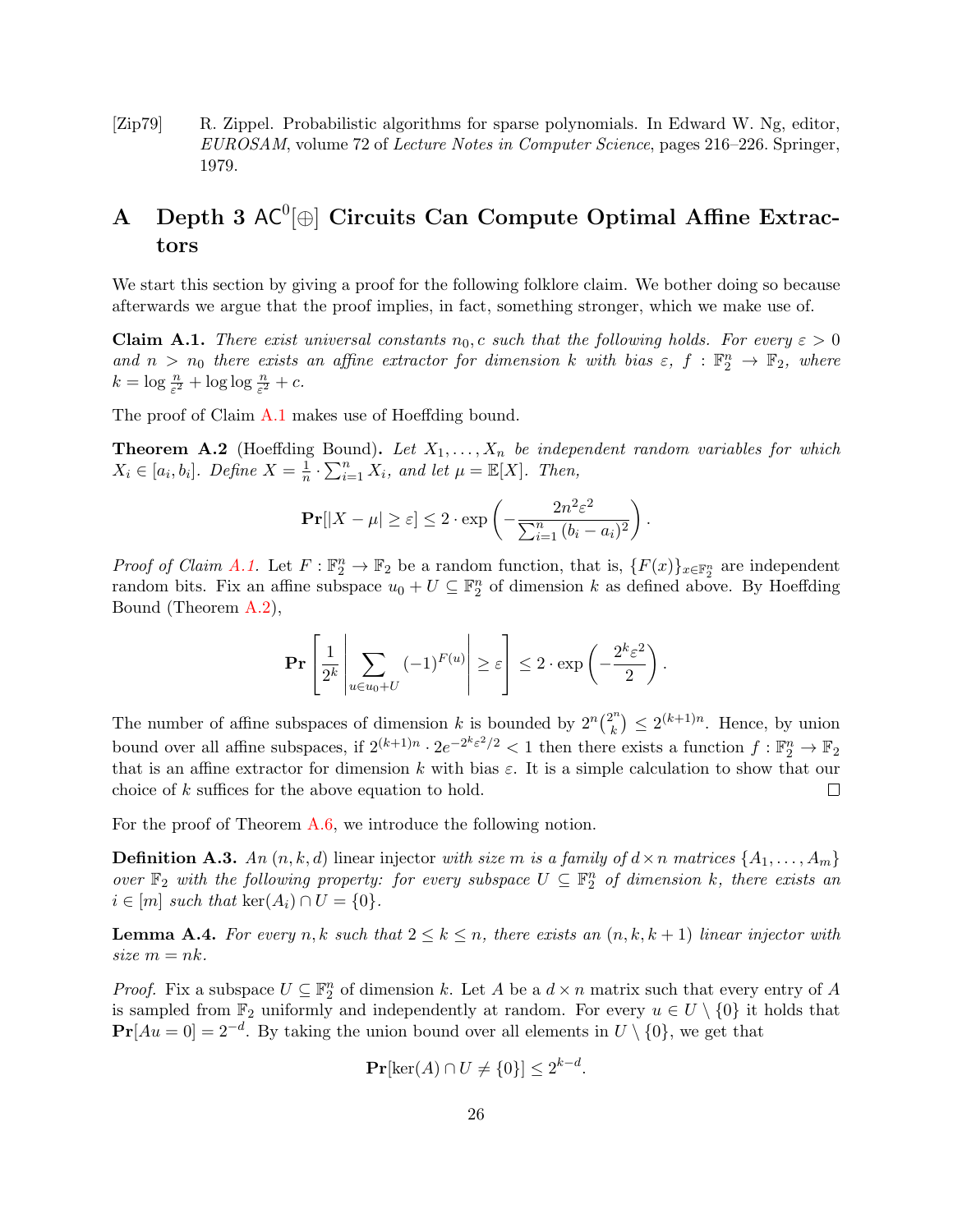[Zip79] R. Zippel. Probabilistic algorithms for sparse polynomials. In Edward W. Ng, editor, *EUROSAM*, volume 72 of *Lecture Notes in Computer Science*, pages 216–226. Springer, 1979.

# A Depth 3 $\mathsf{AC}^0[\oplus]$ Circuits Can Compute Optimal Affine Extractors

We start this section by giving a proof for the following folklore claim. We bother doing so because afterwards we argue that the proof implies, in fact, something stronger, which we make use of.

**Claim A.1.** *There exist universal constants $n_0, c$ such that the following holds. For every $\varepsilon > 0$ and $n > n_0$ there exists an affine extractor for dimension $k$ with bias $\varepsilon$, $f : \mathbb{F}_2^n \to \mathbb{F}_2$, where $k = \log \frac{n}{\varepsilon^2} + \log\log \frac{n}{\varepsilon^2} + c$.*

The proof of Claim A.1 makes use of Hoeffding bound.

**Theorem A.2** (Hoeffding Bound)**.** *Let $X_1, \ldots, X_n$ be independent random variables for which $X_i \in [a_i, b_i]$. Define $X = \frac{1}{n} \cdot \sum_{i=1}^n X_i$, and let $\mu = \mathbb{E}[X]$. Then,*

$$\mathbf{Pr}[|X - \mu| \geq \varepsilon] \leq 2 \cdot \exp\left(-\frac{2n^2\varepsilon^2}{\sum_{i=1}^n (b_i - a_i)^2}\right).$$

*Proof of Claim A.1.* Let $F : \mathbb{F}_2^n \to \mathbb{F}_2$ be a random function, that is, $\{F(x)\}_{x \in \mathbb{F}_2^n}$ are independent random bits. Fix an affine subspace $u_0 + U \subseteq \mathbb{F}_2^n$ of dimension $k$ as defined above. By Hoeffding Bound (Theorem A.2),

$$\mathbf{Pr}\left[\frac{1}{2^k}\left|\sum_{u \in u_0 + U} (-1)^{F(u)}\right| \geq \varepsilon\right] \leq 2 \cdot \exp\left(-\frac{2^k \varepsilon^2}{2}\right).$$

The number of affine subspaces of dimension $k$ is bounded by $2^n \binom{2^n}{k} \leq 2^{(k+1)n}$. Hence, by union bound over all affine subspaces, if $2^{(k+1)n} \cdot 2e^{-2^k\varepsilon^2/2} < 1$ then there exists a function $f : \mathbb{F}_2^n \to \mathbb{F}_2$ that is an affine extractor for dimension $k$ with bias $\varepsilon$. It is a simple calculation to show that our choice of $k$ suffices for the above equation to hold. $\square$

For the proof of Theorem A.6, we introduce the following notion.

**Definition A.3.** *An $(n, k, d)$ linear injector with size $m$ is a family of $d \times n$ matrices $\{A_1, \ldots, A_m\}$ over $\mathbb{F}_2$ with the following property: for every subspace $U \subseteq \mathbb{F}_2^n$ of dimension $k$, there exists an $i \in [m]$ such that $\ker(A_i) \cap U = \{0\}$.*

**Lemma A.4.** *For every $n, k$ such that $2 \leq k \leq n$, there exists an $(n, k, k+1)$ linear injector with size $m = nk$.*

*Proof.* Fix a subspace $U \subseteq \mathbb{F}_2^n$ of dimension $k$. Let $A$ be a $d \times n$ matrix such that every entry of $A$ is sampled from $\mathbb{F}_2$ uniformly and independently at random. For every $u \in U \setminus \{0\}$ it holds that $\mathbf{Pr}[Au = 0] = 2^{-d}$. By taking the union bound over all elements in $U \setminus \{0\}$, we get that

$$\mathbf{Pr}[\ker(A) \cap U \neq \{0\}] \leq 2^{k-d}.$$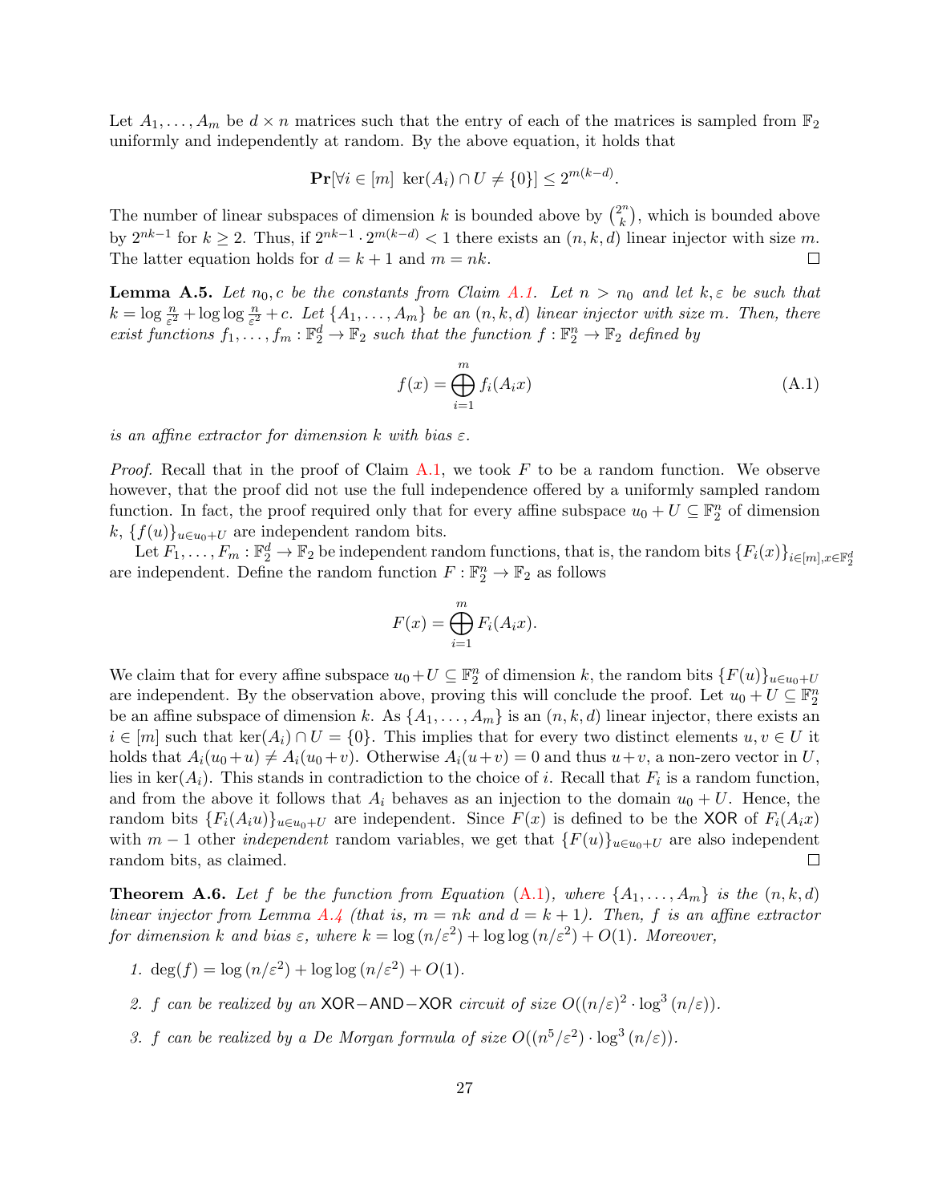Let $A_1, \dots, A_m$ be $d \times n$ matrices such that the entry of each of the matrices is sampled from $\mathbb{F}_2$ uniformly and independently at random. By the above equation, it holds that

$$\mathbf{Pr}[\forall i \in [m] \ \ker(A_i) \cap U \neq \{0\}] \leq 2^{m(k-d)}.$$

The number of linear subspaces of dimension $k$ is bounded above by $\binom{2^n}{k}$, which is bounded above by $2^{nk-1}$ for $k \geq 2$. Thus, if $2^{nk-1} \cdot 2^{m(k-d)} < 1$ there exists an $(n, k, d)$ linear injector with size $m$. The latter equation holds for $d = k + 1$ and $m = nk$. ☐

**Lemma A.5.** *Let $n_0, c$ be the constants from Claim A.1. Let $n > n_0$ and let $k, \varepsilon$ be such that $k = \log \frac{n}{\varepsilon^2} + \log \log \frac{n}{\varepsilon^2} + c$. Let $\{A_1, \dots, A_m\}$ be an $(n, k, d)$ linear injector with size $m$. Then, there exist functions $f_1, \dots, f_m : \mathbb{F}_2^d \to \mathbb{F}_2$ such that the function $f : \mathbb{F}_2^n \to \mathbb{F}_2$ defined by*

$$f(x) = \bigoplus_{i=1}^{m} f_i(A_i x) \tag{A.1}$$

*is an affine extractor for dimension $k$ with bias $\varepsilon$.*

*Proof.* Recall that in the proof of Claim A.1, we took $F$ to be a random function. We observe however, that the proof did not use the full independence offered by a uniformly sampled random function. In fact, the proof required only that for every affine subspace $u_0 + U \subseteq \mathbb{F}_2^n$ of dimension $k$, $\{f(u)\}_{u \in u_0 + U}$ are independent random bits.

Let $F_1, \dots, F_m : \mathbb{F}_2^d \to \mathbb{F}_2$ be independent random functions, that is, the random bits $\{F_i(x)\}_{i \in [m], x \in \mathbb{F}_2^d}$ are independent. Define the random function $F : \mathbb{F}_2^n \to \mathbb{F}_2$ as follows

$$F(x) = \bigoplus_{i=1}^{m} F_i(A_i x).$$

We claim that for every affine subspace $u_0 + U \subseteq \mathbb{F}_2^n$ of dimension $k$, the random bits $\{F(u)\}_{u \in u_0 + U}$ are independent. By the observation above, proving this will conclude the proof. Let $u_0 + U \subseteq \mathbb{F}_2^n$ be an affine subspace of dimension $k$. As $\{A_1, \dots, A_m\}$ is an $(n, k, d)$ linear injector, there exists an $i \in [m]$ such that $\ker(A_i) \cap U = \{0\}$. This implies that for every two distinct elements $u, v \in U$ it holds that $A_i(u_0 + u) \neq A_i(u_0 + v)$. Otherwise $A_i(u + v) = 0$ and thus $u + v$, a non-zero vector in $U$, lies in $\ker(A_i)$. This stands in contradiction to the choice of $i$. Recall that $F_i$ is a random function, and from the above it follows that $A_i$ behaves as an injection to the domain $u_0 + U$. Hence, the random bits $\{F_i(A_i u)\}_{u \in u_0 + U}$ are independent. Since $F(x)$ is defined to be the $\mathsf{XOR}$ of $F_i(A_i x)$ with $m - 1$ other *independent* random variables, we get that $\{F(u)\}_{u \in u_0 + U}$ are also independent random bits, as claimed. ☐

**Theorem A.6.** *Let $f$ be the function from Equation (A.1), where $\{A_1, \dots, A_m\}$ is the $(n, k, d)$ linear injector from Lemma A.4 (that is, $m = nk$ and $d = k + 1$). Then, $f$ is an affine extractor for dimension $k$ and bias $\varepsilon$, where $k = \log(n/\varepsilon^2) + \log \log(n/\varepsilon^2) + O(1)$. Moreover,*

1. $\deg(f) = \log(n/\varepsilon^2) + \log \log(n/\varepsilon^2) + O(1)$.
2. *$f$ can be realized by an $\mathsf{XOR}-\mathsf{AND}-\mathsf{XOR}$ circuit of size $O((n/\varepsilon)^2 \cdot \log^3(n/\varepsilon))$.*
3. *$f$ can be realized by a De Morgan formula of size $O((n^5/\varepsilon^2) \cdot \log^3(n/\varepsilon))$.*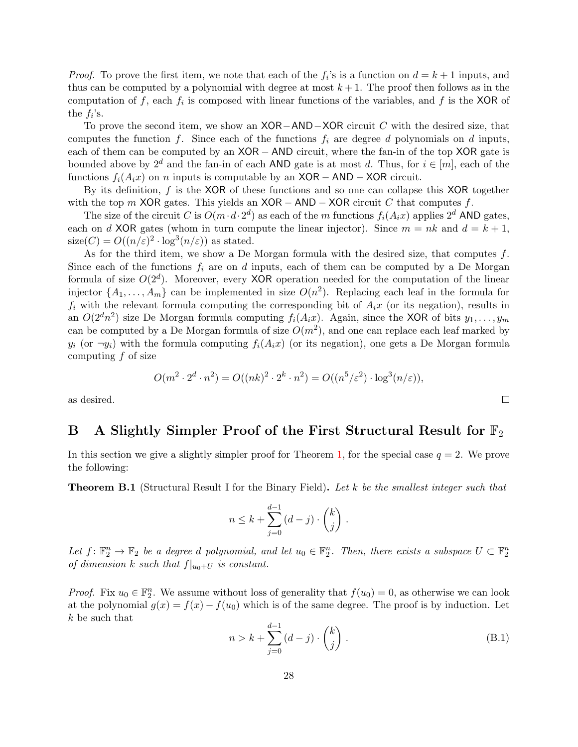*Proof.* To prove the first item, we note that each of the $f_i$'s is a function on $d = k + 1$ inputs, and thus can be computed by a polynomial with degree at most $k+1$. The proof then follows as in the computation of $f$, each $f_i$ is composed with linear functions of the variables, and $f$ is the XOR of the $f_i$'s.

To prove the second item, we show an XOR−AND−XOR circuit $C$ with the desired size, that computes the function $f$. Since each of the functions $f_i$ are degree $d$ polynomials on $d$ inputs, each of them can be computed by an XOR − AND circuit, where the fan-in of the top XOR gate is bounded above by $2^d$ and the fan-in of each AND gate is at most $d$. Thus, for $i \in [m]$, each of the functions $f_i(A_i x)$ on $n$ inputs is computable by an XOR − AND − XOR circuit.

By its definition, $f$ is the XOR of these functions and so one can collapse this XOR together with the top $m$ XOR gates. This yields an XOR − AND − XOR circuit $C$ that computes $f$.

The size of the circuit $C$ is $O(m \cdot d \cdot 2^d)$ as each of the $m$ functions $f_i(A_i x)$ applies $2^d$ AND gates, each on $d$ XOR gates (whom in turn compute the linear injector). Since $m = nk$ and $d = k+1$, $\text{size}(C) = O((n/\varepsilon)^2 \cdot \log^3(n/\varepsilon))$ as stated.

As for the third item, we show a De Morgan formula with the desired size, that computes $f$. Since each of the functions $f_i$ are on $d$ inputs, each of them can be computed by a De Morgan formula of size $O(2^d)$. Moreover, every XOR operation needed for the computation of the linear injector $\{A_1, \dots, A_m\}$ can be implemented in size $O(n^2)$. Replacing each leaf in the formula for $f_i$ with the relevant formula computing the corresponding bit of $A_i x$ (or its negation), results in an $O(2^d n^2)$ size De Morgan formula computing $f_i(A_i x)$. Again, since the XOR of bits $y_1, \dots, y_m$ can be computed by a De Morgan formula of size $O(m^2)$, and one can replace each leaf marked by $y_i$ (or $\neg y_i$) with the formula computing $f_i(A_i x)$ (or its negation), one gets a De Morgan formula computing $f$ of size

$$O(m^2 \cdot 2^d \cdot n^2) = O((nk)^2 \cdot 2^k \cdot n^2) = O((n^5/\varepsilon^2) \cdot \log^3(n/\varepsilon)),$$

as desired. □

# B A Slightly Simpler Proof of the First Structural Result for $\mathbb{F}_2$

In this section we give a slightly simpler proof for Theorem 1, for the special case $q = 2$. We prove the following:

**Theorem B.1** (Structural Result I for the Binary Field)**.** *Let $k$ be the smallest integer such that*

$$n \le k + \sum_{j=0}^{d-1} (d-j) \cdot \binom{k}{j} .$$

*Let $f \colon \mathbb{F}_2^n \to \mathbb{F}_2$ be a degree $d$ polynomial, and let $u_0 \in \mathbb{F}_2^n$. Then, there exists a subspace $U \subset \mathbb{F}_2^n$ of dimension $k$ such that $f|_{u_0+U}$ is constant.*

*Proof.* Fix $u_0 \in \mathbb{F}_2^n$. We assume without loss of generality that $f(u_0) = 0$, as otherwise we can look at the polynomial $g(x) = f(x) - f(u_0)$ which is of the same degree. The proof is by induction. Let $k$ be such that

$$n > k + \sum_{j=0}^{d-1} (d-j) \cdot \binom{k}{j} . \tag{B.1}$$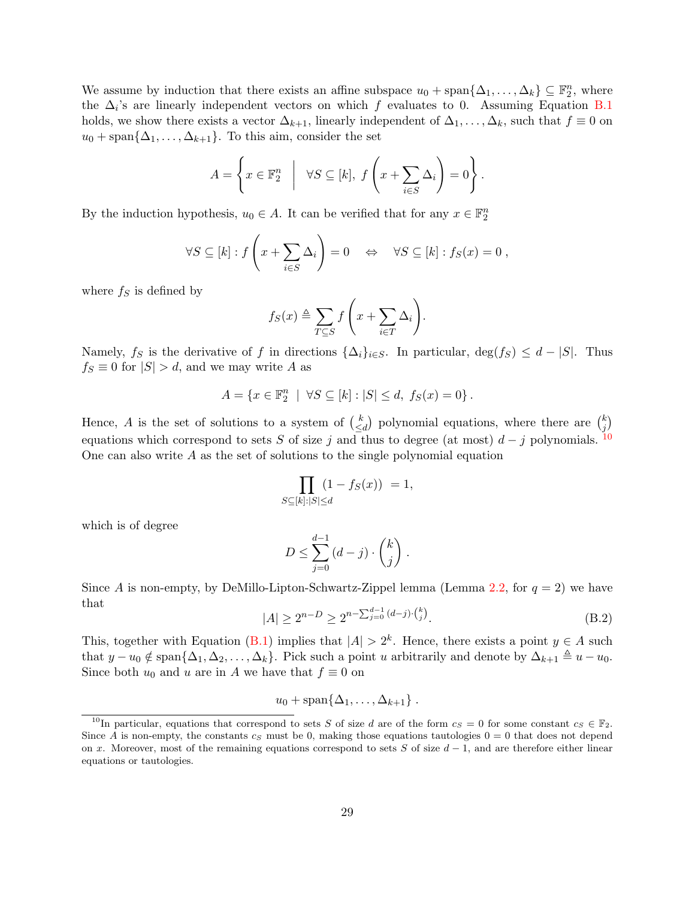We assume by induction that there exists an affine subspace $u_0 + \text{span}\{\Delta_1, \dots, \Delta_k\} \subseteq \mathbb{F}_2^n$, where the $\Delta_i$'s are linearly independent vectors on which $f$ evaluates to 0. Assuming Equation B.1 holds, we show there exists a vector $\Delta_{k+1}$, linearly independent of $\Delta_1, \dots, \Delta_k$, such that $f \equiv 0$ on $u_0 + \text{span}\{\Delta_1, \dots, \Delta_{k+1}\}$. To this aim, consider the set

$$A = \left\{ x \in \mathbb{F}_2^n \;\middle|\; \forall S \subseteq [k],\ f\left(x + \sum_{i \in S} \Delta_i\right) = 0 \right\}.$$

By the induction hypothesis, $u_0 \in A$. It can be verified that for any $x \in \mathbb{F}_2^n$

$$\forall S \subseteq [k] : f\left(x + \sum_{i \in S} \Delta_i\right) = 0 \quad \Leftrightarrow \quad \forall S \subseteq [k] : f_S(x) = 0\,,$$

where $f_S$ is defined by

$$f_S(x) \triangleq \sum_{T \subseteq S} f\left(x + \sum_{i \in T} \Delta_i\right).$$

Namely, $f_S$ is the derivative of $f$ in directions $\{\Delta_i\}_{i \in S}$. In particular, $\deg(f_S) \leq d - |S|$. Thus $f_S \equiv 0$ for $|S| > d$, and we may write $A$ as

$$A = \{x \in \mathbb{F}_2^n \mid \forall S \subseteq [k] : |S| \leq d,\ f_S(x) = 0\}\,.$$

Hence, $A$ is the set of solutions to a system of $\binom{k}{\leq d}$ polynomial equations, where there are $\binom{k}{j}$ equations which correspond to sets $S$ of size $j$ and thus to degree (at most) $d - j$ polynomials. [10] One can also write $A$ as the set of solutions to the single polynomial equation

$$\prod_{S \subseteq [k] : |S| \leq d} (1 - f_S(x)) \ = 1,$$

which is of degree

$$D \leq \sum_{j=0}^{d-1} (d - j) \cdot \binom{k}{j}\,.$$

Since $A$ is non-empty, by DeMillo-Lipton-Schwartz-Zippel lemma (Lemma 2.2, for $q = 2$) we have that

$$|A| \geq 2^{n-D} \geq 2^{n - \sum_{j=0}^{d-1} (d-j) \cdot \binom{k}{j}}. \tag{B.2}$$

This, together with Equation (B.1) implies that $|A| > 2^k$. Hence, there exists a point $y \in A$ such that $y - u_0 \notin \text{span}\{\Delta_1, \Delta_2, \dots, \Delta_k\}$. Pick such a point $u$ arbitrarily and denote by $\Delta_{k+1} \triangleq u - u_0$. Since both $u_0$ and $u$ are in $A$ we have that $f \equiv 0$ on

$$u_0 + \text{span}\{\Delta_1, \dots, \Delta_{k+1}\}\,.$$

[10] In particular, equations that correspond to sets $S$ of size $d$ are of the form $c_S = 0$ for some constant $c_S \in \mathbb{F}_2$. Since $A$ is non-empty, the constants $c_S$ must be 0, making those equations tautologies $0 = 0$ that does not depend on $x$. Moreover, most of the remaining equations correspond to sets $S$ of size $d - 1$, and are therefore either linear equations or tautologies.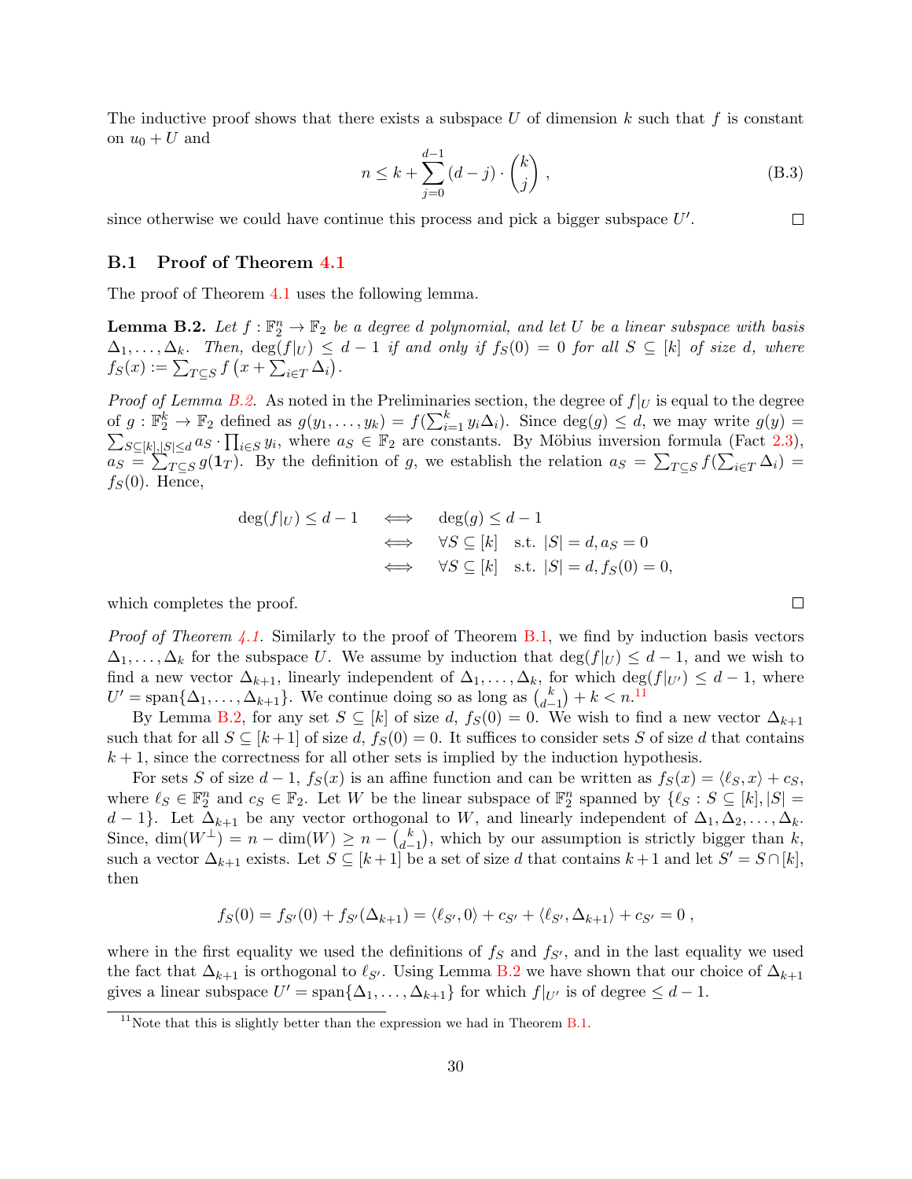The inductive proof shows that there exists a subspace $U$ of dimension $k$ such that $f$ is constant on $u_0 + U$ and

$$n \leq k + \sum_{j=0}^{d-1} (d-j) \cdot \binom{k}{j}, \tag{B.3}$$

since otherwise we could have continue this process and pick a bigger subspace $U'$. ☐

## B.1 Proof of Theorem 4.1

The proof of Theorem 4.1 uses the following lemma.

**Lemma B.2.** *Let $f : \mathbb{F}_2^n \to \mathbb{F}_2$ be a degree $d$ polynomial, and let $U$ be a linear subspace with basis $\Delta_1, \ldots, \Delta_k$. Then, $\deg(f|_U) \leq d-1$ if and only if $f_S(0) = 0$ for all $S \subseteq [k]$ of size $d$, where $f_S(x) := \sum_{T \subseteq S} f\left(x + \sum_{i \in T} \Delta_i\right)$.*

*Proof of Lemma B.2.* As noted in the Preliminaries section, the degree of $f|_U$ is equal to the degree of $g : \mathbb{F}_2^k \to \mathbb{F}_2$ defined as $g(y_1, \ldots, y_k) = f(\sum_{i=1}^k y_i \Delta_i)$. Since $\deg(g) \leq d$, we may write $g(y) = \sum_{S \subseteq [k], |S| \leq d} a_S \cdot \prod_{i \in S} y_i$, where $a_S \in \mathbb{F}_2$ are constants. By Möbius inversion formula (Fact 2.3), $a_S = \sum_{T \subseteq S} g(\mathbf{1}_T)$. By the definition of $g$, we establish the relation $a_S = \sum_{T \subseteq S} f(\sum_{i \in T} \Delta_i) = f_S(0)$. Hence,

$$\begin{aligned}
\deg(f|_U) \leq d-1 \quad &\iff \quad \deg(g) \leq d-1 \\
&\iff \quad \forall S \subseteq [k] \quad \text{s.t. } |S| = d, a_S = 0 \\
&\iff \quad \forall S \subseteq [k] \quad \text{s.t. } |S| = d, f_S(0) = 0,
\end{aligned}$$

which completes the proof. ☐

*Proof of Theorem 4.1.* Similarly to the proof of Theorem B.1, we find by induction basis vectors $\Delta_1, \ldots, \Delta_k$ for the subspace $U$. We assume by induction that $\deg(f|_U) \leq d-1$, and we wish to find a new vector $\Delta_{k+1}$, linearly independent of $\Delta_1, \ldots, \Delta_k$, for which $\deg(f|_{U'}) \leq d-1$, where $U' = \text{span}\{\Delta_1, \ldots, \Delta_{k+1}\}$. We continue doing so as long as $\binom{k}{d-1} + k < n$.[11]

By Lemma B.2, for any set $S \subseteq [k]$ of size $d$, $f_S(0) = 0$. We wish to find a new vector $\Delta_{k+1}$ such that for all $S \subseteq [k+1]$ of size $d$, $f_S(0) = 0$. It suffices to consider sets $S$ of size $d$ that contains $k+1$, since the correctness for all other sets is implied by the induction hypothesis.

For sets $S$ of size $d-1$, $f_S(x)$ is an affine function and can be written as $f_S(x) = \langle \ell_S, x \rangle + c_S$, where $\ell_S \in \mathbb{F}_2^n$ and $c_S \in \mathbb{F}_2$. Let $W$ be the linear subspace of $\mathbb{F}_2^n$ spanned by $\{\ell_S : S \subseteq [k], |S| = d-1\}$. Let $\Delta_{k+1}$ be any vector orthogonal to $W$, and linearly independent of $\Delta_1, \Delta_2, \ldots, \Delta_k$. Since, $\dim(W^\perp) = n - \dim(W) \geq n - \binom{k}{d-1}$, which by our assumption is strictly bigger than $k$, such a vector $\Delta_{k+1}$ exists. Let $S \subseteq [k+1]$ be a set of size $d$ that contains $k+1$ and let $S' = S \cap [k]$, then

$$f_S(0) = f_{S'}(0) + f_{S'}(\Delta_{k+1}) = \langle \ell_{S'}, 0 \rangle + c_{S'} + \langle \ell_{S'}, \Delta_{k+1} \rangle + c_{S'} = 0 \,,$$

where in the first equality we used the definitions of $f_S$ and $f_{S'}$, and in the last equality we used the fact that $\Delta_{k+1}$ is orthogonal to $\ell_{S'}$. Using Lemma B.2 we have shown that our choice of $\Delta_{k+1}$ gives a linear subspace $U' = \text{span}\{\Delta_1, \ldots, \Delta_{k+1}\}$ for which $f|_{U'}$ is of degree $\leq d-1$.

[11] Note that this is slightly better than the expression we had in Theorem B.1.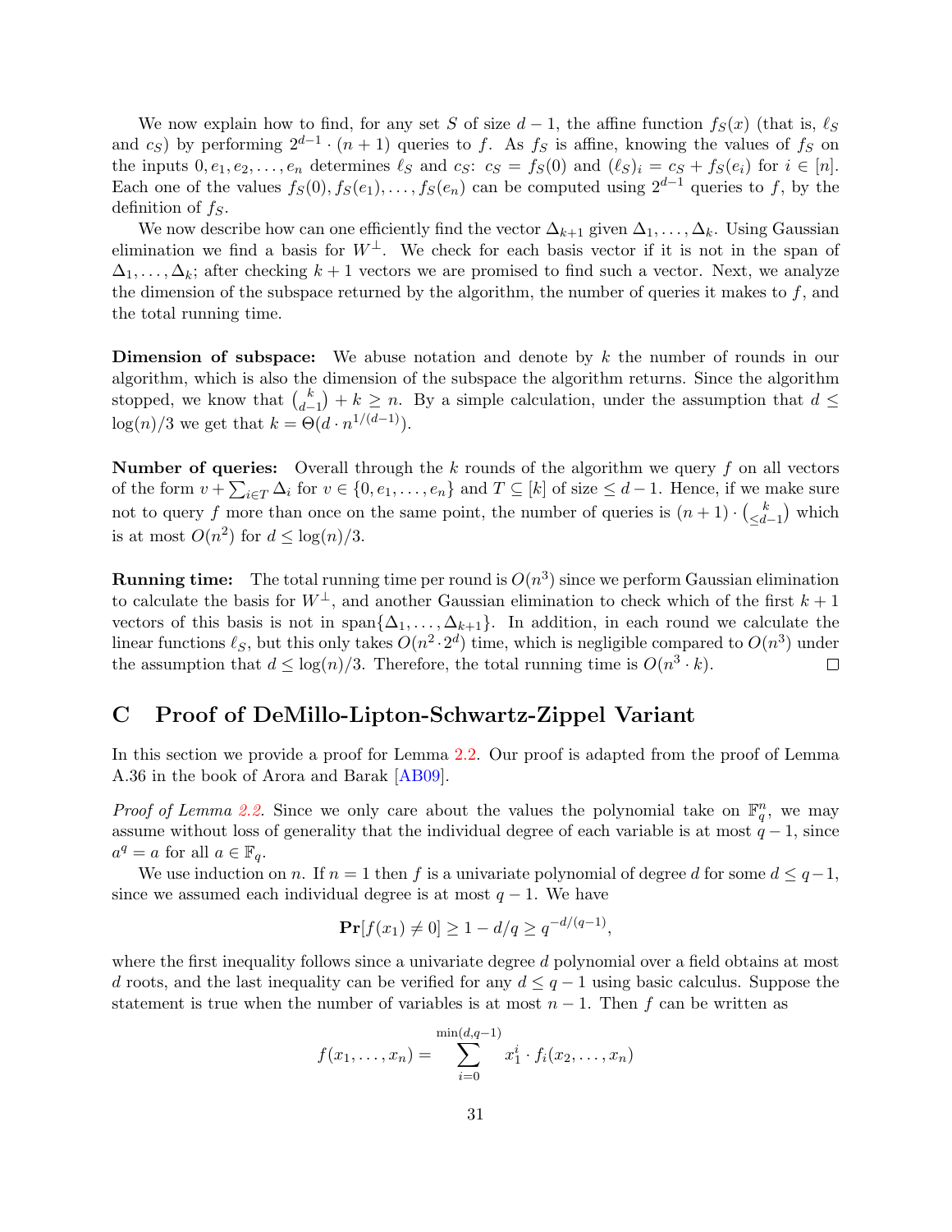We now explain how to find, for any set $S$ of size $d-1$, the affine function $f_S(x)$ (that is, $\ell_S$ and $c_S$) by performing $2^{d-1} \cdot (n+1)$ queries to $f$. As $f_S$ is affine, knowing the values of $f_S$ on the inputs $0, e_1, e_2, \ldots, e_n$ determines $\ell_S$ and $c_S$: $c_S = f_S(0)$ and $(\ell_S)_i = c_S + f_S(e_i)$ for $i \in [n]$. Each one of the values $f_S(0), f_S(e_1), \ldots, f_S(e_n)$ can be computed using $2^{d-1}$ queries to $f$, by the definition of $f_S$.

We now describe how can one efficiently find the vector $\Delta_{k+1}$ given $\Delta_1, \ldots, \Delta_k$. Using Gaussian elimination we find a basis for $W^{\perp}$. We check for each basis vector if it is not in the span of $\Delta_1, \ldots, \Delta_k$; after checking $k+1$ vectors we are promised to find such a vector. Next, we analyze the dimension of the subspace returned by the algorithm, the number of queries it makes to $f$, and the total running time.

**Dimension of subspace:** We abuse notation and denote by $k$ the number of rounds in our algorithm, which is also the dimension of the subspace the algorithm returns. Since the algorithm stopped, we know that $\binom{k}{d-1} + k \geq n$. By a simple calculation, under the assumption that $d \leq \log(n)/3$ we get that $k = \Theta(d \cdot n^{1/(d-1)})$.

**Number of queries:** Overall through the $k$ rounds of the algorithm we query $f$ on all vectors of the form $v + \sum_{i \in T} \Delta_i$ for $v \in \{0, e_1, \ldots, e_n\}$ and $T \subseteq [k]$ of size $\leq d-1$. Hence, if we make sure not to query $f$ more than once on the same point, the number of queries is $(n+1) \cdot \binom{k}{\leq d-1}$ which is at most $O(n^2)$ for $d \leq \log(n)/3$.

**Running time:** The total running time per round is $O(n^3)$ since we perform Gaussian elimination to calculate the basis for $W^{\perp}$, and another Gaussian elimination to check which of the first $k+1$ vectors of this basis is not in $\operatorname{span}\{\Delta_1, \ldots, \Delta_{k+1}\}$. In addition, in each round we calculate the linear functions $\ell_S$, but this only takes $O(n^2 \cdot 2^d)$ time, which is negligible compared to $O(n^3)$ under the assumption that $d \leq \log(n)/3$. Therefore, the total running time is $O(n^3 \cdot k)$. □

# C Proof of DeMillo-Lipton-Schwartz-Zippel Variant

In this section we provide a proof for Lemma 2.2. Our proof is adapted from the proof of Lemma A.36 in the book of Arora and Barak [AB09].

*Proof of Lemma 2.2.* Since we only care about the values the polynomial take on $\mathbb{F}_q^n$, we may assume without loss of generality that the individual degree of each variable is at most $q-1$, since $a^q = a$ for all $a \in \mathbb{F}_q$.

We use induction on $n$. If $n = 1$ then $f$ is a univariate polynomial of degree $d$ for some $d \leq q-1$, since we assumed each individual degree is at most $q-1$. We have

$$\mathbf{Pr}[f(x_1) \neq 0] \geq 1 - d/q \geq q^{-d/(q-1)},$$

where the first inequality follows since a univariate degree $d$ polynomial over a field obtains at most $d$ roots, and the last inequality can be verified for any $d \leq q-1$ using basic calculus. Suppose the statement is true when the number of variables is at most $n-1$. Then $f$ can be written as

$$f(x_1, \ldots, x_n) = \sum_{i=0}^{\min(d, q-1)} x_1^i \cdot f_i(x_2, \ldots, x_n)$$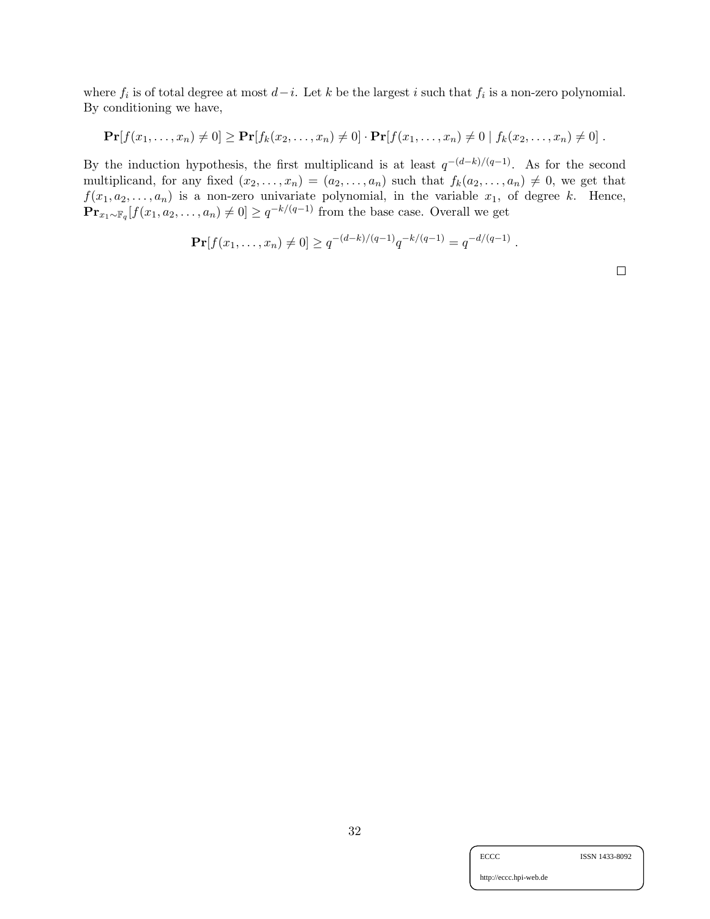where $f_i$ is of total degree at most $d-i$. Let $k$ be the largest $i$ such that $f_i$ is a non-zero polynomial. By conditioning we have,

$$\mathbf{Pr}[f(x_1,\ldots,x_n) \neq 0] \geq \mathbf{Pr}[f_k(x_2,\ldots,x_n) \neq 0] \cdot \mathbf{Pr}[f(x_1,\ldots,x_n) \neq 0 \mid f_k(x_2,\ldots,x_n) \neq 0] \ .$$

By the induction hypothesis, the first multiplicand is at least $q^{-(d-k)/(q-1)}$. As for the second multiplicand, for any fixed $(x_2,\ldots,x_n) = (a_2,\ldots,a_n)$ such that $f_k(a_2,\ldots,a_n) \neq 0$, we get that $f(x_1,a_2,\ldots,a_n)$ is a non-zero univariate polynomial, in the variable $x_1$, of degree $k$. Hence, $\mathbf{Pr}_{x_1 \sim \mathbb{F}_q}[f(x_1,a_2,\ldots,a_n) \neq 0] \geq q^{-k/(q-1)}$ from the base case. Overall we get

$$\mathbf{Pr}[f(x_1,\ldots,x_n) \neq 0] \geq q^{-(d-k)/(q-1)} q^{-k/(q-1)} = q^{-d/(q-1)} \ .$$

□